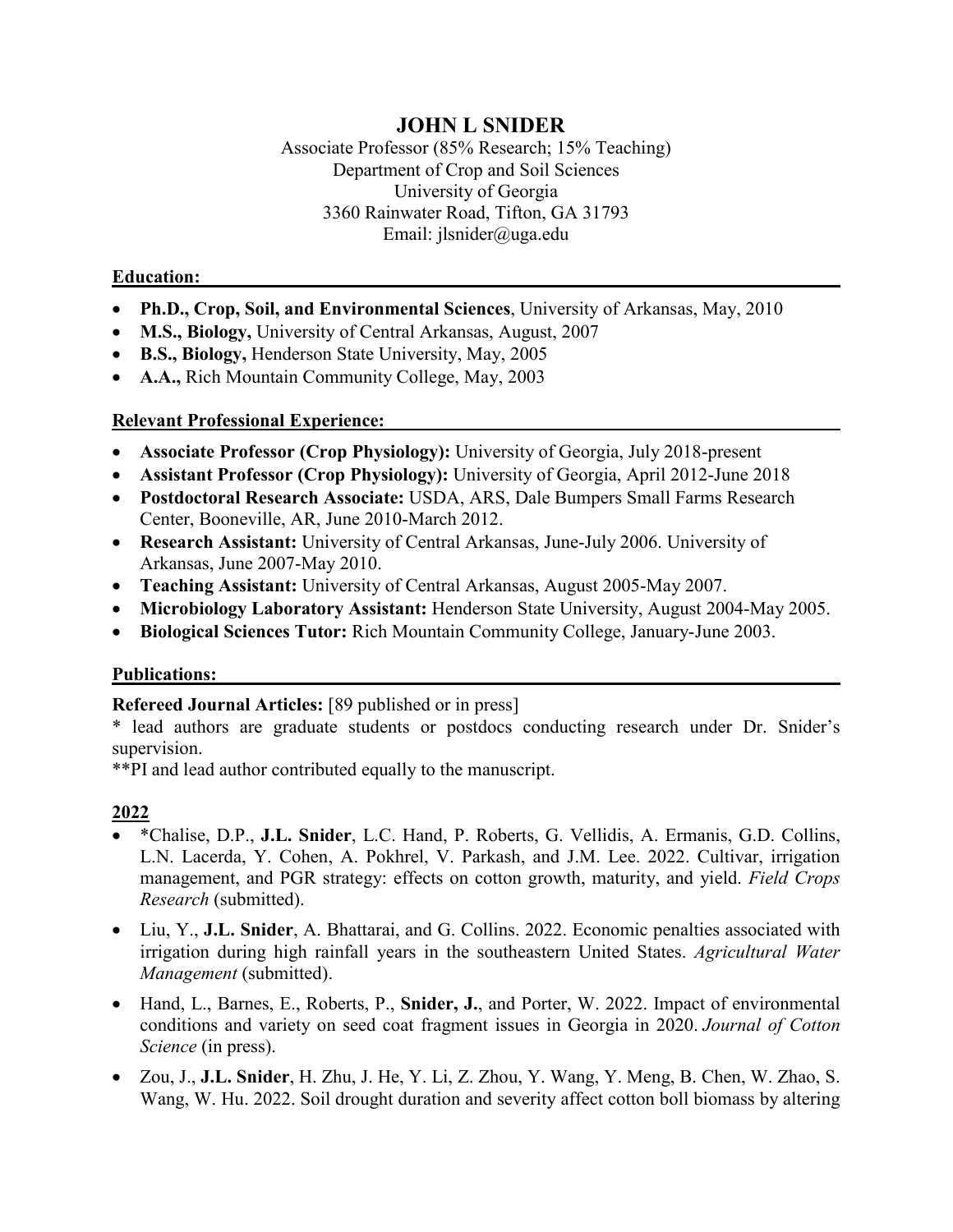# JOHN L SNIDER

Associate Professor (85% Research; 15% Teaching)
Department of Crop and Soil Sciences
University of Georgia
3360 Rainwater Road, Tifton, GA 31793
Email: jlsnider@uga.edu

## Education:

- **Ph.D., Crop, Soil, and Environmental Sciences**, University of Arkansas, May, 2010
- **M.S., Biology,** University of Central Arkansas, August, 2007
- **B.S., Biology,** Henderson State University, May, 2005
- **A.A.,** Rich Mountain Community College, May, 2003

## Relevant Professional Experience:

- **Associate Professor (Crop Physiology):** University of Georgia, July 2018-present
- **Assistant Professor (Crop Physiology):** University of Georgia, April 2012-June 2018
- **Postdoctoral Research Associate:** USDA, ARS, Dale Bumpers Small Farms Research Center, Booneville, AR, June 2010-March 2012.
- **Research Assistant:** University of Central Arkansas, June-July 2006. University of Arkansas, June 2007-May 2010.
- **Teaching Assistant:** University of Central Arkansas, August 2005-May 2007.
- **Microbiology Laboratory Assistant:** Henderson State University, August 2004-May 2005.
- **Biological Sciences Tutor:** Rich Mountain Community College, January-June 2003.

## Publications:

**Refereed Journal Articles:** [89 published or in press]

* lead authors are graduate students or postdocs conducting research under Dr. Snider's supervision.

**PI and lead author contributed equally to the manuscript.

### 2022

- *Chalise, D.P., **J.L. Snider**, L.C. Hand, P. Roberts, G. Vellidis, A. Ermanis, G.D. Collins, L.N. Lacerda, Y. Cohen, A. Pokhrel, V. Parkash, and J.M. Lee. 2022. Cultivar, irrigation management, and PGR strategy: effects on cotton growth, maturity, and yield. *Field Crops Research* (submitted).
- Liu, Y., **J.L. Snider**, A. Bhattarai, and G. Collins. 2022. Economic penalties associated with irrigation during high rainfall years in the southeastern United States. *Agricultural Water Management* (submitted).
- Hand, L., Barnes, E., Roberts, P., **Snider, J.**, and Porter, W. 2022. Impact of environmental conditions and variety on seed coat fragment issues in Georgia in 2020. *Journal of Cotton Science* (in press).
- Zou, J., **J.L. Snider**, H. Zhu, J. He, Y. Li, Z. Zhou, Y. Wang, Y. Meng, B. Chen, W. Zhao, S. Wang, W. Hu. 2022. Soil drought duration and severity affect cotton boll biomass by altering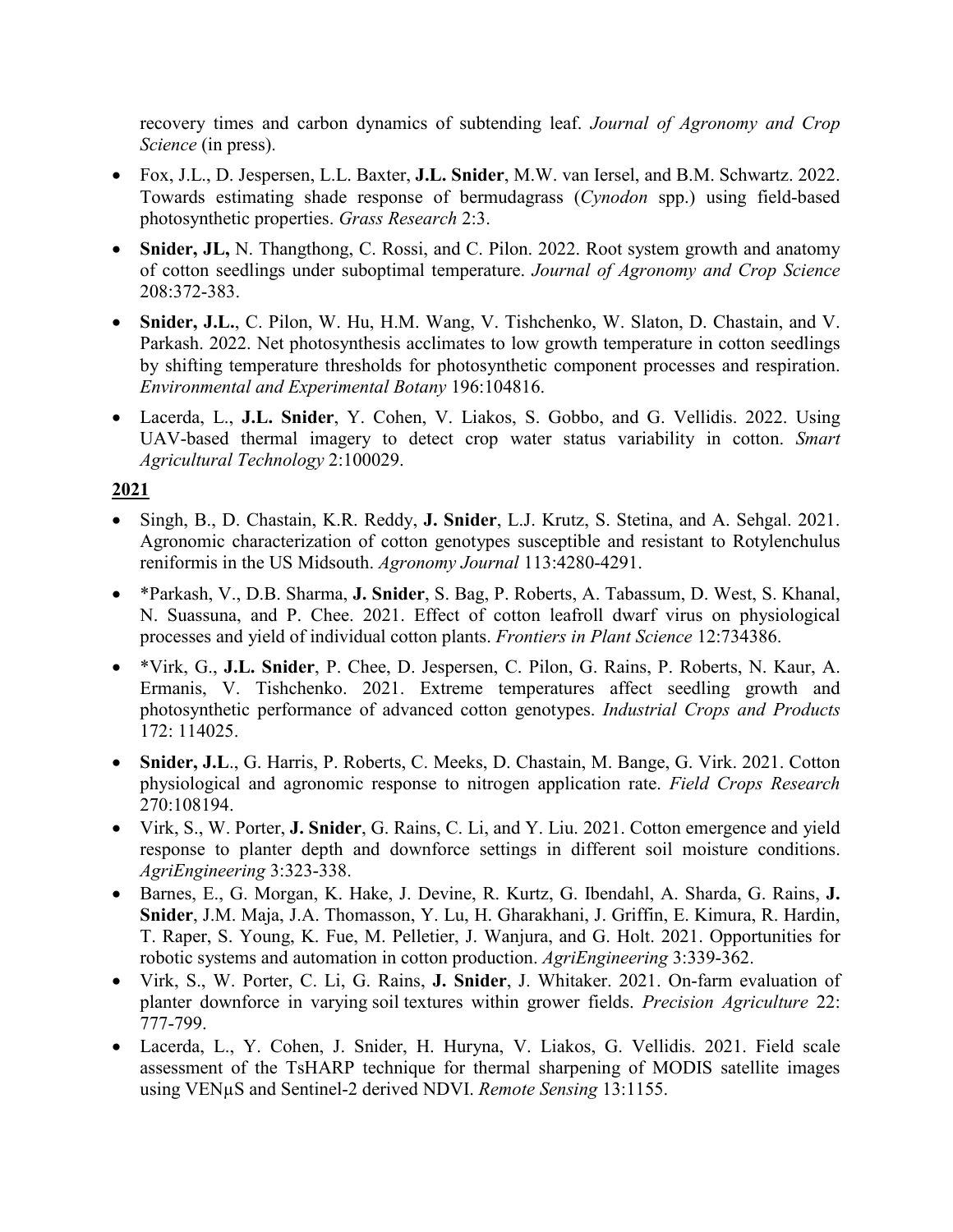recovery times and carbon dynamics of subtending leaf. *Journal of Agronomy and Crop Science* (in press).

- Fox, J.L., D. Jespersen, L.L. Baxter, **J.L. Snider**, M.W. van Iersel, and B.M. Schwartz. 2022. Towards estimating shade response of bermudagrass (*Cynodon* spp.) using field-based photosynthetic properties. *Grass Research* 2:3.
- **Snider, JL,** N. Thangthong, C. Rossi, and C. Pilon. 2022. Root system growth and anatomy of cotton seedlings under suboptimal temperature. *Journal of Agronomy and Crop Science* 208:372-383.
- **Snider, J.L.**, C. Pilon, W. Hu, H.M. Wang, V. Tishchenko, W. Slaton, D. Chastain, and V. Parkash. 2022. Net photosynthesis acclimates to low growth temperature in cotton seedlings by shifting temperature thresholds for photosynthetic component processes and respiration. *Environmental and Experimental Botany* 196:104816.
- Lacerda, L., **J.L. Snider**, Y. Cohen, V. Liakos, S. Gobbo, and G. Vellidis. 2022. Using UAV-based thermal imagery to detect crop water status variability in cotton. *Smart Agricultural Technology* 2:100029.

**2021**

- Singh, B., D. Chastain, K.R. Reddy, **J. Snider**, L.J. Krutz, S. Stetina, and A. Sehgal. 2021. Agronomic characterization of cotton genotypes susceptible and resistant to Rotylenchulus reniformis in the US Midsouth. *Agronomy Journal* 113:4280-4291.
- *Parkash, V., D.B. Sharma, **J. Snider**, S. Bag, P. Roberts, A. Tabassum, D. West, S. Khanal, N. Suassuna, and P. Chee. 2021. Effect of cotton leafroll dwarf virus on physiological processes and yield of individual cotton plants. *Frontiers in Plant Science* 12:734386.
- *Virk, G., **J.L. Snider**, P. Chee, D. Jespersen, C. Pilon, G. Rains, P. Roberts, N. Kaur, A. Ermanis, V. Tishchenko. 2021. Extreme temperatures affect seedling growth and photosynthetic performance of advanced cotton genotypes. *Industrial Crops and Products* 172: 114025.
- **Snider, J.L**., G. Harris, P. Roberts, C. Meeks, D. Chastain, M. Bange, G. Virk. 2021. Cotton physiological and agronomic response to nitrogen application rate. *Field Crops Research* 270:108194.
- Virk, S., W. Porter, **J. Snider**, G. Rains, C. Li, and Y. Liu. 2021. Cotton emergence and yield response to planter depth and downforce settings in different soil moisture conditions. *AgriEngineering* 3:323-338.
- Barnes, E., G. Morgan, K. Hake, J. Devine, R. Kurtz, G. Ibendahl, A. Sharda, G. Rains, **J. Snider**, J.M. Maja, J.A. Thomasson, Y. Lu, H. Gharakhani, J. Griffin, E. Kimura, R. Hardin, T. Raper, S. Young, K. Fue, M. Pelletier, J. Wanjura, and G. Holt. 2021. Opportunities for robotic systems and automation in cotton production. *AgriEngineering* 3:339-362.
- Virk, S., W. Porter, C. Li, G. Rains, **J. Snider**, J. Whitaker. 2021. On-farm evaluation of planter downforce in varying soil textures within grower fields. *Precision Agriculture* 22: 777-799.
- Lacerda, L., Y. Cohen, J. Snider, H. Huryna, V. Liakos, G. Vellidis. 2021. Field scale assessment of the TsHARP technique for thermal sharpening of MODIS satellite images using VENμS and Sentinel-2 derived NDVI. *Remote Sensing* 13:1155.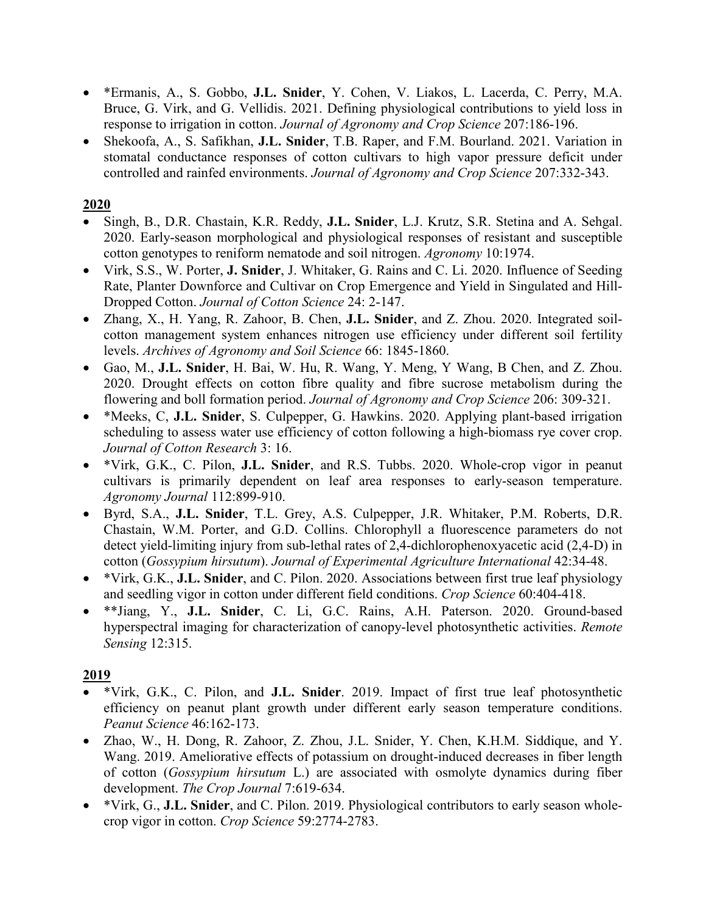- *Ermanis, A., S. Gobbo, **J.L. Snider**, Y. Cohen, V. Liakos, L. Lacerda, C. Perry, M.A. Bruce, G. Virk, and G. Vellidis. 2021. Defining physiological contributions to yield loss in response to irrigation in cotton. *Journal of Agronomy and Crop Science* 207:186-196.
- Shekoofa, A., S. Safikhan, **J.L. Snider**, T.B. Raper, and F.M. Bourland. 2021. Variation in stomatal conductance responses of cotton cultivars to high vapor pressure deficit under controlled and rainfed environments. *Journal of Agronomy and Crop Science* 207:332-343.

## 2020

- Singh, B., D.R. Chastain, K.R. Reddy, **J.L. Snider**, L.J. Krutz, S.R. Stetina and A. Sehgal. 2020. Early-season morphological and physiological responses of resistant and susceptible cotton genotypes to reniform nematode and soil nitrogen. *Agronomy* 10:1974.
- Virk, S.S., W. Porter, **J. Snider**, J. Whitaker, G. Rains and C. Li. 2020. Influence of Seeding Rate, Planter Downforce and Cultivar on Crop Emergence and Yield in Singulated and Hill-Dropped Cotton. *Journal of Cotton Science* 24: 2-147.
- Zhang, X., H. Yang, R. Zahoor, B. Chen, **J.L. Snider**, and Z. Zhou. 2020. Integrated soil-cotton management system enhances nitrogen use efficiency under different soil fertility levels. *Archives of Agronomy and Soil Science* 66: 1845-1860.
- Gao, M., **J.L. Snider**, H. Bai, W. Hu, R. Wang, Y. Meng, Y Wang, B Chen, and Z. Zhou. 2020. Drought effects on cotton fibre quality and fibre sucrose metabolism during the flowering and boll formation period. *Journal of Agronomy and Crop Science* 206: 309-321.
- *Meeks, C, **J.L. Snider**, S. Culpepper, G. Hawkins. 2020. Applying plant-based irrigation scheduling to assess water use efficiency of cotton following a high-biomass rye cover crop. *Journal of Cotton Research* 3: 16.
- *Virk, G.K., C. Pilon, **J.L. Snider**, and R.S. Tubbs. 2020. Whole-crop vigor in peanut cultivars is primarily dependent on leaf area responses to early-season temperature. *Agronomy Journal* 112:899-910.
- Byrd, S.A., **J.L. Snider**, T.L. Grey, A.S. Culpepper, J.R. Whitaker, P.M. Roberts, D.R. Chastain, W.M. Porter, and G.D. Collins. Chlorophyll a fluorescence parameters do not detect yield-limiting injury from sub-lethal rates of 2,4-dichlorophenoxyacetic acid (2,4-D) in cotton (*Gossypium hirsutum*). *Journal of Experimental Agriculture International* 42:34-48.
- *Virk, G.K., **J.L. Snider**, and C. Pilon. 2020. Associations between first true leaf physiology and seedling vigor in cotton under different field conditions. *Crop Science* 60:404-418.
- **Jiang, Y., **J.L. Snider**, C. Li, G.C. Rains, A.H. Paterson. 2020. Ground-based hyperspectral imaging for characterization of canopy-level photosynthetic activities. *Remote Sensing* 12:315.

## 2019

- *Virk, G.K., C. Pilon, and **J.L. Snider**. 2019. Impact of first true leaf photosynthetic efficiency on peanut plant growth under different early season temperature conditions. *Peanut Science* 46:162-173.
- Zhao, W., H. Dong, R. Zahoor, Z. Zhou, J.L. Snider, Y. Chen, K.H.M. Siddique, and Y. Wang. 2019. Ameliorative effects of potassium on drought-induced decreases in fiber length of cotton (*Gossypium hirsutum* L.) are associated with osmolyte dynamics during fiber development. *The Crop Journal* 7:619-634.
- *Virk, G., **J.L. Snider**, and C. Pilon. 2019. Physiological contributors to early season whole-crop vigor in cotton. *Crop Science* 59:2774-2783.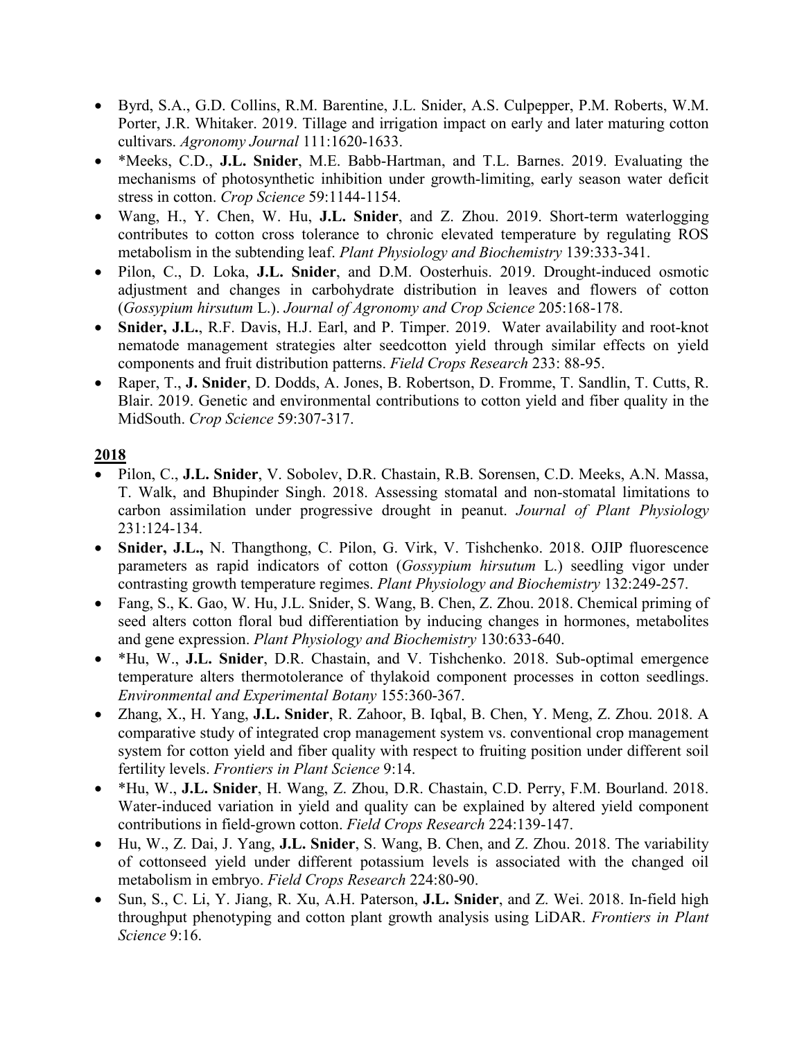- Byrd, S.A., G.D. Collins, R.M. Barentine, J.L. Snider, A.S. Culpepper, P.M. Roberts, W.M. Porter, J.R. Whitaker. 2019. Tillage and irrigation impact on early and later maturing cotton cultivars. *Agronomy Journal* 111:1620-1633.
- *Meeks, C.D., **J.L. Snider**, M.E. Babb-Hartman, and T.L. Barnes. 2019. Evaluating the mechanisms of photosynthetic inhibition under growth-limiting, early season water deficit stress in cotton. *Crop Science* 59:1144-1154.
- Wang, H., Y. Chen, W. Hu, **J.L. Snider**, and Z. Zhou. 2019. Short-term waterlogging contributes to cotton cross tolerance to chronic elevated temperature by regulating ROS metabolism in the subtending leaf. *Plant Physiology and Biochemistry* 139:333-341.
- Pilon, C., D. Loka, **J.L. Snider**, and D.M. Oosterhuis. 2019. Drought-induced osmotic adjustment and changes in carbohydrate distribution in leaves and flowers of cotton (*Gossypium hirsutum* L.). *Journal of Agronomy and Crop Science* 205:168-178.
- **Snider, J.L.**, R.F. Davis, H.J. Earl, and P. Timper. 2019. Water availability and root-knot nematode management strategies alter seedcotton yield through similar effects on yield components and fruit distribution patterns. *Field Crops Research* 233: 88-95.
- Raper, T., **J. Snider**, D. Dodds, A. Jones, B. Robertson, D. Fromme, T. Sandlin, T. Cutts, R. Blair. 2019. Genetic and environmental contributions to cotton yield and fiber quality in the MidSouth. *Crop Science* 59:307-317.

## 2018

- Pilon, C., **J.L. Snider**, V. Sobolev, D.R. Chastain, R.B. Sorensen, C.D. Meeks, A.N. Massa, T. Walk, and Bhupinder Singh. 2018. Assessing stomatal and non-stomatal limitations to carbon assimilation under progressive drought in peanut. *Journal of Plant Physiology* 231:124-134.
- **Snider, J.L.,** N. Thangthong, C. Pilon, G. Virk, V. Tishchenko. 2018. OJIP fluorescence parameters as rapid indicators of cotton (*Gossypium hirsutum* L.) seedling vigor under contrasting growth temperature regimes. *Plant Physiology and Biochemistry* 132:249-257.
- Fang, S., K. Gao, W. Hu, J.L. Snider, S. Wang, B. Chen, Z. Zhou. 2018. Chemical priming of seed alters cotton floral bud differentiation by inducing changes in hormones, metabolites and gene expression. *Plant Physiology and Biochemistry* 130:633-640.
- *Hu, W., **J.L. Snider**, D.R. Chastain, and V. Tishchenko. 2018. Sub-optimal emergence temperature alters thermotolerance of thylakoid component processes in cotton seedlings. *Environmental and Experimental Botany* 155:360-367.
- Zhang, X., H. Yang, **J.L. Snider**, R. Zahoor, B. Iqbal, B. Chen, Y. Meng, Z. Zhou. 2018. A comparative study of integrated crop management system vs. conventional crop management system for cotton yield and fiber quality with respect to fruiting position under different soil fertility levels. *Frontiers in Plant Science* 9:14.
- *Hu, W., **J.L. Snider**, H. Wang, Z. Zhou, D.R. Chastain, C.D. Perry, F.M. Bourland. 2018. Water-induced variation in yield and quality can be explained by altered yield component contributions in field-grown cotton. *Field Crops Research* 224:139-147.
- Hu, W., Z. Dai, J. Yang, **J.L. Snider**, S. Wang, B. Chen, and Z. Zhou. 2018. The variability of cottonseed yield under different potassium levels is associated with the changed oil metabolism in embryo. *Field Crops Research* 224:80-90.
- Sun, S., C. Li, Y. Jiang, R. Xu, A.H. Paterson, **J.L. Snider**, and Z. Wei. 2018. In-field high throughput phenotyping and cotton plant growth analysis using LiDAR. *Frontiers in Plant Science* 9:16.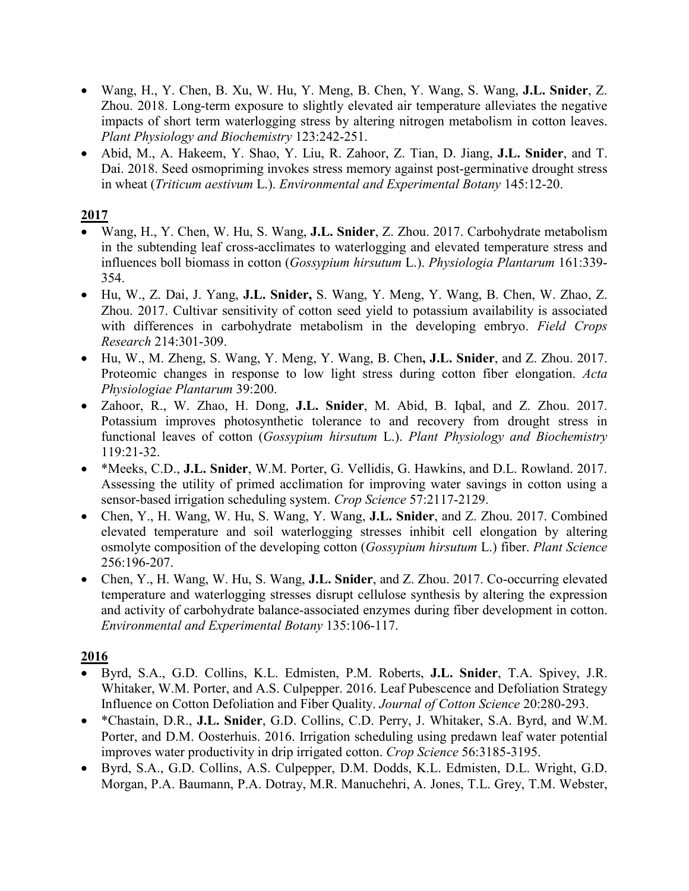- Wang, H., Y. Chen, B. Xu, W. Hu, Y. Meng, B. Chen, Y. Wang, S. Wang, **J.L. Snider**, Z. Zhou. 2018. Long-term exposure to slightly elevated air temperature alleviates the negative impacts of short term waterlogging stress by altering nitrogen metabolism in cotton leaves. *Plant Physiology and Biochemistry* 123:242-251.
- Abid, M., A. Hakeem, Y. Shao, Y. Liu, R. Zahoor, Z. Tian, D. Jiang, **J.L. Snider**, and T. Dai. 2018. Seed osmopriming invokes stress memory against post-germinative drought stress in wheat (*Triticum aestivum* L.). *Environmental and Experimental Botany* 145:12-20.

## 2017

- Wang, H., Y. Chen, W. Hu, S. Wang, **J.L. Snider**, Z. Zhou. 2017. Carbohydrate metabolism in the subtending leaf cross-acclimates to waterlogging and elevated temperature stress and influences boll biomass in cotton (*Gossypium hirsutum* L.). *Physiologia Plantarum* 161:339-354.
- Hu, W., Z. Dai, J. Yang, **J.L. Snider,** S. Wang, Y. Meng, Y. Wang, B. Chen, W. Zhao, Z. Zhou. 2017. Cultivar sensitivity of cotton seed yield to potassium availability is associated with differences in carbohydrate metabolism in the developing embryo. *Field Crops Research* 214:301-309.
- Hu, W., M. Zheng, S. Wang, Y. Meng, Y. Wang, B. Chen**, J.L. Snider**, and Z. Zhou. 2017. Proteomic changes in response to low light stress during cotton fiber elongation. *Acta Physiologiae Plantarum* 39:200.
- Zahoor, R., W. Zhao, H. Dong, **J.L. Snider**, M. Abid, B. Iqbal, and Z. Zhou. 2017. Potassium improves photosynthetic tolerance to and recovery from drought stress in functional leaves of cotton (*Gossypium hirsutum* L.). *Plant Physiology and Biochemistry* 119:21-32.
- *Meeks, C.D., **J.L. Snider**, W.M. Porter, G. Vellidis, G. Hawkins, and D.L. Rowland. 2017. Assessing the utility of primed acclimation for improving water savings in cotton using a sensor-based irrigation scheduling system. *Crop Science* 57:2117-2129.
- Chen, Y., H. Wang, W. Hu, S. Wang, Y. Wang, **J.L. Snider**, and Z. Zhou. 2017. Combined elevated temperature and soil waterlogging stresses inhibit cell elongation by altering osmolyte composition of the developing cotton (*Gossypium hirsutum* L.) fiber. *Plant Science* 256:196-207.
- Chen, Y., H. Wang, W. Hu, S. Wang, **J.L. Snider**, and Z. Zhou. 2017. Co-occurring elevated temperature and waterlogging stresses disrupt cellulose synthesis by altering the expression and activity of carbohydrate balance-associated enzymes during fiber development in cotton. *Environmental and Experimental Botany* 135:106-117.

## 2016

- Byrd, S.A., G.D. Collins, K.L. Edmisten, P.M. Roberts, **J.L. Snider**, T.A. Spivey, J.R. Whitaker, W.M. Porter, and A.S. Culpepper. 2016. Leaf Pubescence and Defoliation Strategy Influence on Cotton Defoliation and Fiber Quality. *Journal of Cotton Science* 20:280-293.
- *Chastain, D.R., **J.L. Snider**, G.D. Collins, C.D. Perry, J. Whitaker, S.A. Byrd, and W.M. Porter, and D.M. Oosterhuis. 2016. Irrigation scheduling using predawn leaf water potential improves water productivity in drip irrigated cotton. *Crop Science* 56:3185-3195.
- Byrd, S.A., G.D. Collins, A.S. Culpepper, D.M. Dodds, K.L. Edmisten, D.L. Wright, G.D. Morgan, P.A. Baumann, P.A. Dotray, M.R. Manuchehri, A. Jones, T.L. Grey, T.M. Webster,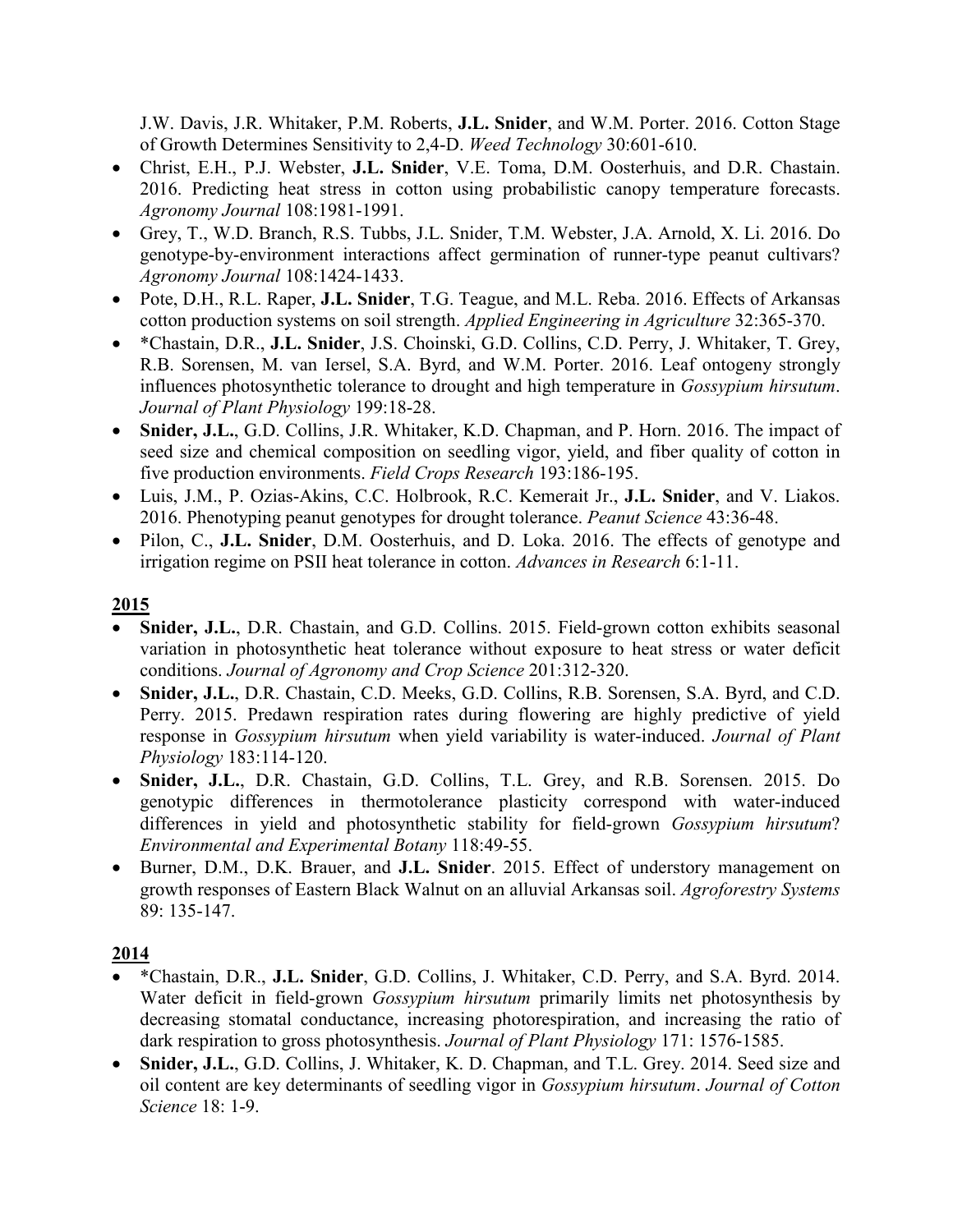J.W. Davis, J.R. Whitaker, P.M. Roberts, **J.L. Snider**, and W.M. Porter. 2016. Cotton Stage of Growth Determines Sensitivity to 2,4-D. *Weed Technology* 30:601-610.

- Christ, E.H., P.J. Webster, **J.L. Snider**, V.E. Toma, D.M. Oosterhuis, and D.R. Chastain. 2016. Predicting heat stress in cotton using probabilistic canopy temperature forecasts. *Agronomy Journal* 108:1981-1991.
- Grey, T., W.D. Branch, R.S. Tubbs, J.L. Snider, T.M. Webster, J.A. Arnold, X. Li. 2016. Do genotype-by-environment interactions affect germination of runner-type peanut cultivars? *Agronomy Journal* 108:1424-1433.
- Pote, D.H., R.L. Raper, **J.L. Snider**, T.G. Teague, and M.L. Reba. 2016. Effects of Arkansas cotton production systems on soil strength. *Applied Engineering in Agriculture* 32:365-370.
- *Chastain, D.R., **J.L. Snider**, J.S. Choinski, G.D. Collins, C.D. Perry, J. Whitaker, T. Grey, R.B. Sorensen, M. van Iersel, S.A. Byrd, and W.M. Porter. 2016. Leaf ontogeny strongly influences photosynthetic tolerance to drought and high temperature in *Gossypium hirsutum*. *Journal of Plant Physiology* 199:18-28.
- **Snider, J.L.**, G.D. Collins, J.R. Whitaker, K.D. Chapman, and P. Horn. 2016. The impact of seed size and chemical composition on seedling vigor, yield, and fiber quality of cotton in five production environments. *Field Crops Research* 193:186-195.
- Luis, J.M., P. Ozias-Akins, C.C. Holbrook, R.C. Kemerait Jr., **J.L. Snider**, and V. Liakos. 2016. Phenotyping peanut genotypes for drought tolerance. *Peanut Science* 43:36-48.
- Pilon, C., **J.L. Snider**, D.M. Oosterhuis, and D. Loka. 2016. The effects of genotype and irrigation regime on PSII heat tolerance in cotton. *Advances in Research* 6:1-11.

## 2015

- **Snider, J.L.**, D.R. Chastain, and G.D. Collins. 2015. Field-grown cotton exhibits seasonal variation in photosynthetic heat tolerance without exposure to heat stress or water deficit conditions. *Journal of Agronomy and Crop Science* 201:312-320.
- **Snider, J.L.**, D.R. Chastain, C.D. Meeks, G.D. Collins, R.B. Sorensen, S.A. Byrd, and C.D. Perry. 2015. Predawn respiration rates during flowering are highly predictive of yield response in *Gossypium hirsutum* when yield variability is water-induced. *Journal of Plant Physiology* 183:114-120.
- **Snider, J.L.**, D.R. Chastain, G.D. Collins, T.L. Grey, and R.B. Sorensen. 2015. Do genotypic differences in thermotolerance plasticity correspond with water-induced differences in yield and photosynthetic stability for field-grown *Gossypium hirsutum*? *Environmental and Experimental Botany* 118:49-55.
- Burner, D.M., D.K. Brauer, and **J.L. Snider**. 2015. Effect of understory management on growth responses of Eastern Black Walnut on an alluvial Arkansas soil. *Agroforestry Systems* 89: 135-147.

## 2014

- *Chastain, D.R., **J.L. Snider**, G.D. Collins, J. Whitaker, C.D. Perry, and S.A. Byrd. 2014. Water deficit in field-grown *Gossypium hirsutum* primarily limits net photosynthesis by decreasing stomatal conductance, increasing photorespiration, and increasing the ratio of dark respiration to gross photosynthesis. *Journal of Plant Physiology* 171: 1576-1585.
- **Snider, J.L.**, G.D. Collins, J. Whitaker, K. D. Chapman, and T.L. Grey. 2014. Seed size and oil content are key determinants of seedling vigor in *Gossypium hirsutum*. *Journal of Cotton Science* 18: 1-9.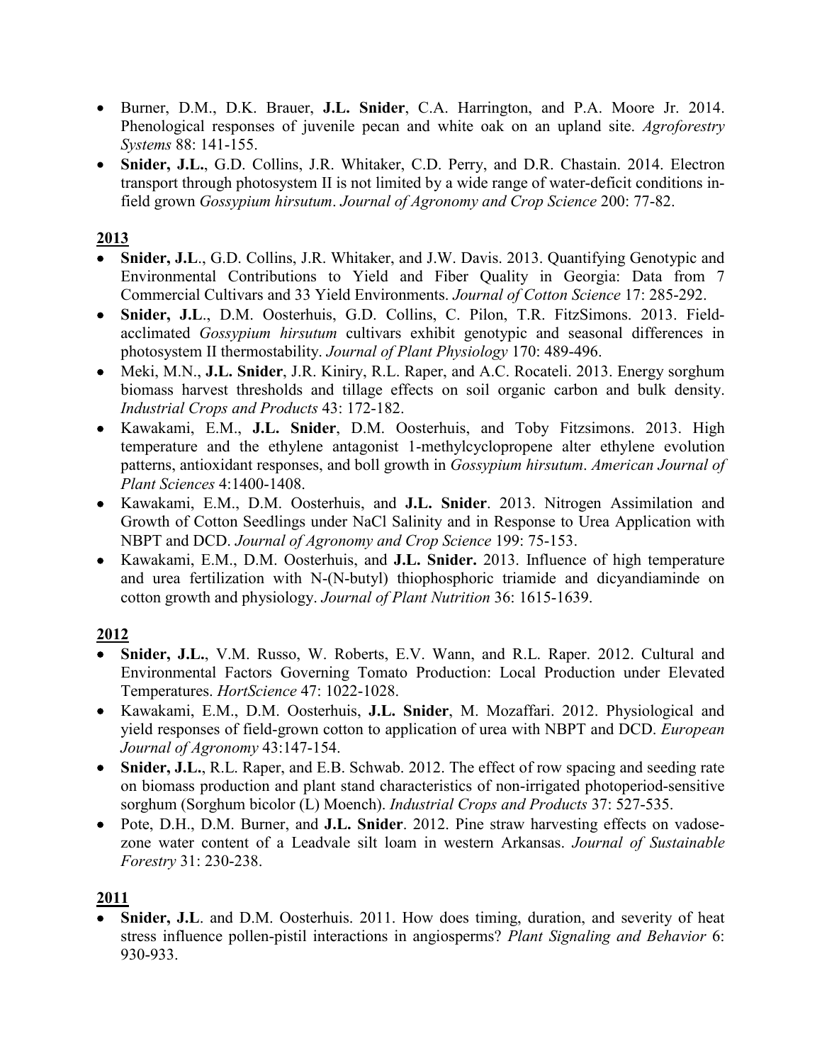- Burner, D.M., D.K. Brauer, **J.L. Snider**, C.A. Harrington, and P.A. Moore Jr. 2014. Phenological responses of juvenile pecan and white oak on an upland site. *Agroforestry Systems* 88: 141-155.
- **Snider, J.L.**, G.D. Collins, J.R. Whitaker, C.D. Perry, and D.R. Chastain. 2014. Electron transport through photosystem II is not limited by a wide range of water-deficit conditions in-field grown *Gossypium hirsutum*. *Journal of Agronomy and Crop Science* 200: 77-82.

**2013**

- **Snider, J.L**., G.D. Collins, J.R. Whitaker, and J.W. Davis. 2013. Quantifying Genotypic and Environmental Contributions to Yield and Fiber Quality in Georgia: Data from 7 Commercial Cultivars and 33 Yield Environments. *Journal of Cotton Science* 17: 285-292.
- **Snider, J.L**., D.M. Oosterhuis, G.D. Collins, C. Pilon, T.R. FitzSimons. 2013. Field-acclimated *Gossypium hirsutum* cultivars exhibit genotypic and seasonal differences in photosystem II thermostability. *Journal of Plant Physiology* 170: 489-496.
- Meki, M.N., **J.L. Snider**, J.R. Kiniry, R.L. Raper, and A.C. Rocateli. 2013. Energy sorghum biomass harvest thresholds and tillage effects on soil organic carbon and bulk density. *Industrial Crops and Products* 43: 172-182.
- Kawakami, E.M., **J.L. Snider**, D.M. Oosterhuis, and Toby Fitzsimons. 2013. High temperature and the ethylene antagonist 1-methylcyclopropene alter ethylene evolution patterns, antioxidant responses, and boll growth in *Gossypium hirsutum*. *American Journal of Plant Sciences* 4:1400-1408.
- Kawakami, E.M., D.M. Oosterhuis, and **J.L. Snider**. 2013. Nitrogen Assimilation and Growth of Cotton Seedlings under NaCl Salinity and in Response to Urea Application with NBPT and DCD. *Journal of Agronomy and Crop Science* 199: 75-153.
- Kawakami, E.M., D.M. Oosterhuis, and **J.L. Snider.** 2013. Influence of high temperature and urea fertilization with N-(N-butyl) thiophosphoric triamide and dicyandiaminde on cotton growth and physiology. *Journal of Plant Nutrition* 36: 1615-1639.

**2012**

- **Snider, J.L.**, V.M. Russo, W. Roberts, E.V. Wann, and R.L. Raper. 2012. Cultural and Environmental Factors Governing Tomato Production: Local Production under Elevated Temperatures. *HortScience* 47: 1022-1028.
- Kawakami, E.M., D.M. Oosterhuis, **J.L. Snider**, M. Mozaffari. 2012. Physiological and yield responses of field-grown cotton to application of urea with NBPT and DCD. *European Journal of Agronomy* 43:147-154.
- **Snider, J.L.**, R.L. Raper, and E.B. Schwab. 2012. The effect of row spacing and seeding rate on biomass production and plant stand characteristics of non-irrigated photoperiod-sensitive sorghum (Sorghum bicolor (L) Moench). *Industrial Crops and Products* 37: 527-535.
- Pote, D.H., D.M. Burner, and **J.L. Snider**. 2012. Pine straw harvesting effects on vadose-zone water content of a Leadvale silt loam in western Arkansas. *Journal of Sustainable Forestry* 31: 230-238.

**2011**

- **Snider, J.L**. and D.M. Oosterhuis. 2011. How does timing, duration, and severity of heat stress influence pollen-pistil interactions in angiosperms? *Plant Signaling and Behavior* 6: 930-933.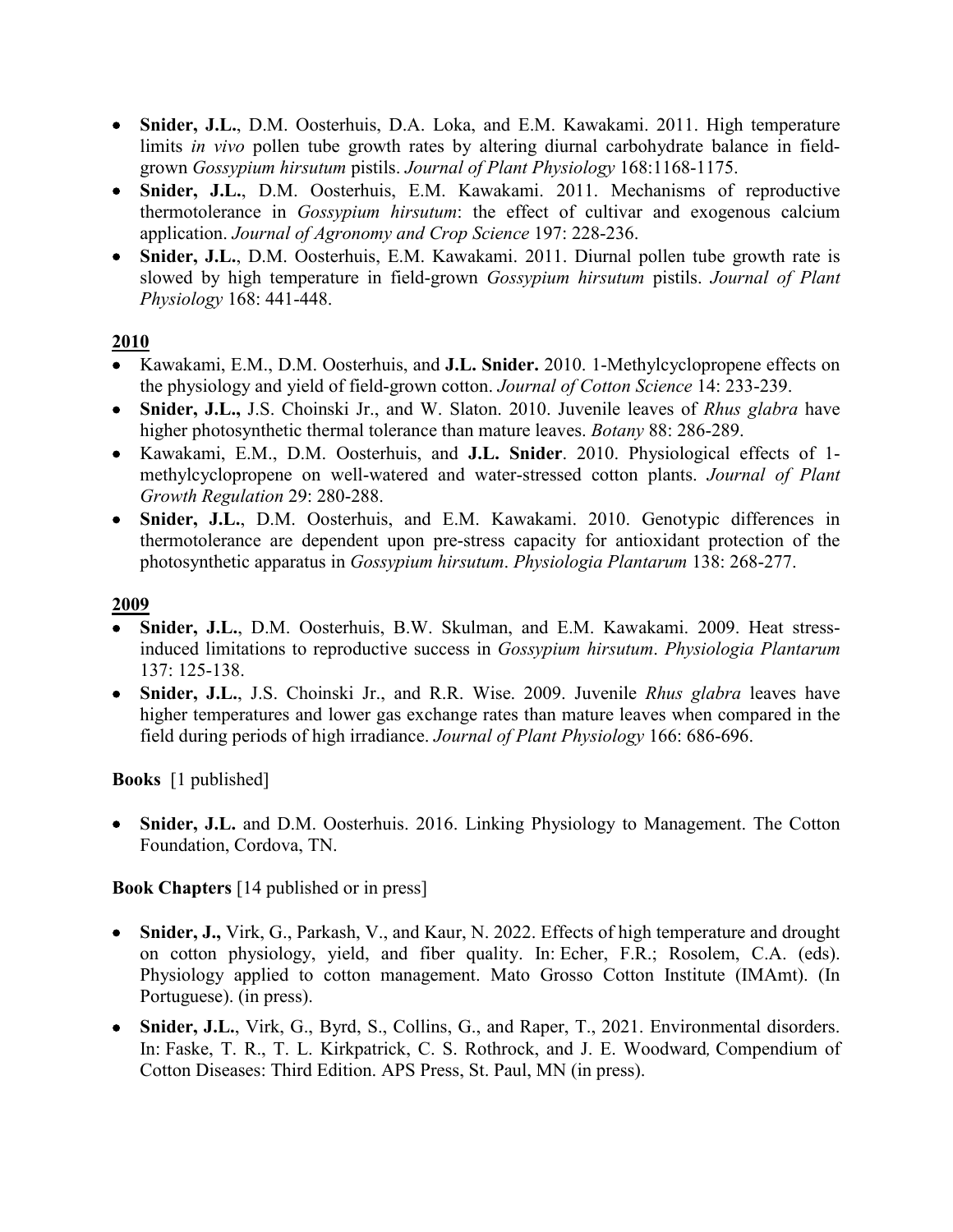- **Snider, J.L.**, D.M. Oosterhuis, D.A. Loka, and E.M. Kawakami. 2011. High temperature limits *in vivo* pollen tube growth rates by altering diurnal carbohydrate balance in field-grown *Gossypium hirsutum* pistils. *Journal of Plant Physiology* 168:1168-1175.
- **Snider, J.L.**, D.M. Oosterhuis, E.M. Kawakami. 2011. Mechanisms of reproductive thermotolerance in *Gossypium hirsutum*: the effect of cultivar and exogenous calcium application. *Journal of Agronomy and Crop Science* 197: 228-236.
- **Snider, J.L.**, D.M. Oosterhuis, E.M. Kawakami. 2011. Diurnal pollen tube growth rate is slowed by high temperature in field-grown *Gossypium hirsutum* pistils. *Journal of Plant Physiology* 168: 441-448.

## 2010

- Kawakami, E.M., D.M. Oosterhuis, and **J.L. Snider.** 2010. 1-Methylcyclopropene effects on the physiology and yield of field-grown cotton. *Journal of Cotton Science* 14: 233-239.
- **Snider, J.L.,** J.S. Choinski Jr., and W. Slaton. 2010. Juvenile leaves of *Rhus glabra* have higher photosynthetic thermal tolerance than mature leaves. *Botany* 88: 286-289.
- Kawakami, E.M., D.M. Oosterhuis, and **J.L. Snider**. 2010. Physiological effects of 1-methylcyclopropene on well-watered and water-stressed cotton plants. *Journal of Plant Growth Regulation* 29: 280-288.
- **Snider, J.L.**, D.M. Oosterhuis, and E.M. Kawakami. 2010. Genotypic differences in thermotolerance are dependent upon pre-stress capacity for antioxidant protection of the photosynthetic apparatus in *Gossypium hirsutum*. *Physiologia Plantarum* 138: 268-277.

## 2009

- **Snider, J.L.**, D.M. Oosterhuis, B.W. Skulman, and E.M. Kawakami. 2009. Heat stress-induced limitations to reproductive success in *Gossypium hirsutum*. *Physiologia Plantarum* 137: 125-138.
- **Snider, J.L.**, J.S. Choinski Jr., and R.R. Wise. 2009. Juvenile *Rhus glabra* leaves have higher temperatures and lower gas exchange rates than mature leaves when compared in the field during periods of high irradiance. *Journal of Plant Physiology* 166: 686-696.

**Books** [1 published]

- **Snider, J.L.** and D.M. Oosterhuis. 2016. Linking Physiology to Management. The Cotton Foundation, Cordova, TN.

**Book Chapters** [14 published or in press]

- **Snider, J.,** Virk, G., Parkash, V., and Kaur, N. 2022. Effects of high temperature and drought on cotton physiology, yield, and fiber quality. In: Echer, F.R.; Rosolem, C.A. (eds). Physiology applied to cotton management. Mato Grosso Cotton Institute (IMAmt). (In Portuguese). (in press).
- **Snider, J.L.**, Virk, G., Byrd, S., Collins, G., and Raper, T., 2021. Environmental disorders. In: Faske, T. R., T. L. Kirkpatrick, C. S. Rothrock, and J. E. Woodward*,* Compendium of Cotton Diseases: Third Edition. APS Press, St. Paul, MN (in press).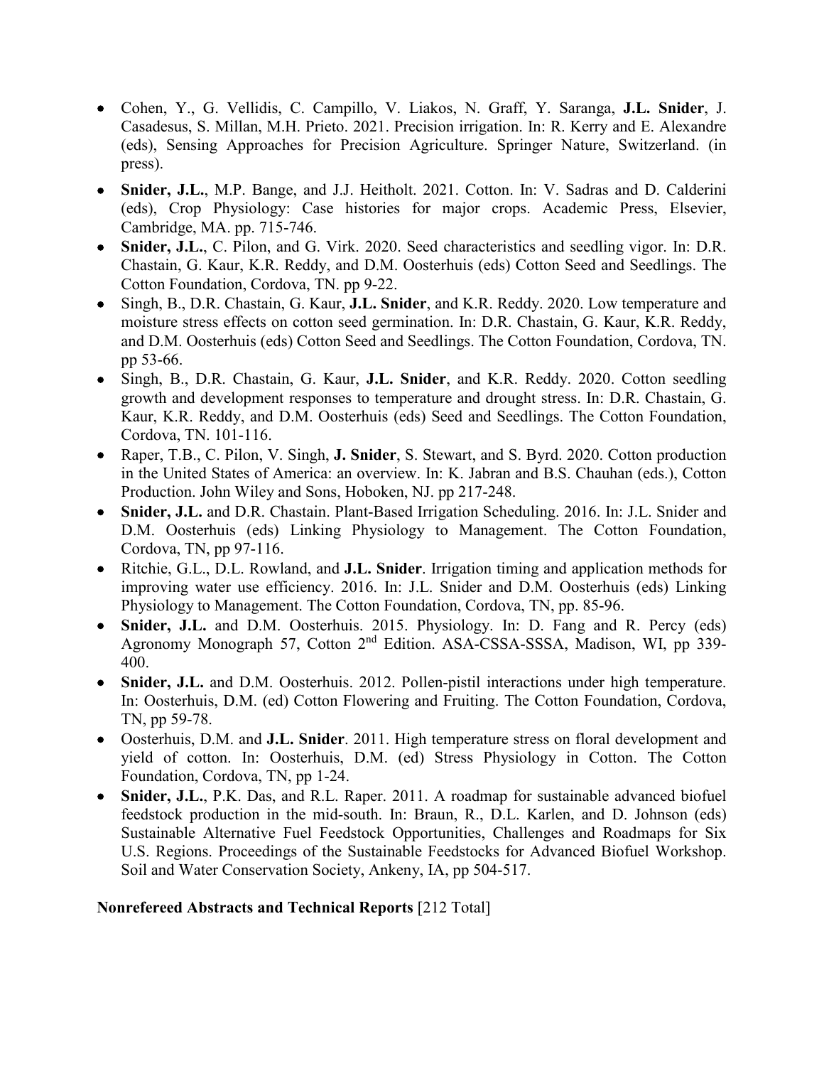- Cohen, Y., G. Vellidis, C. Campillo, V. Liakos, N. Graff, Y. Saranga, **J.L. Snider**, J. Casadesus, S. Millan, M.H. Prieto. 2021. Precision irrigation. In: R. Kerry and E. Alexandre (eds), Sensing Approaches for Precision Agriculture. Springer Nature, Switzerland. (in press).
- **Snider, J.L.**, M.P. Bange, and J.J. Heitholt. 2021. Cotton. In: V. Sadras and D. Calderini (eds), Crop Physiology: Case histories for major crops. Academic Press, Elsevier, Cambridge, MA. pp. 715-746.
- **Snider, J.L.**, C. Pilon, and G. Virk. 2020. Seed characteristics and seedling vigor. In: D.R. Chastain, G. Kaur, K.R. Reddy, and D.M. Oosterhuis (eds) Cotton Seed and Seedlings. The Cotton Foundation, Cordova, TN. pp 9-22.
- Singh, B., D.R. Chastain, G. Kaur, **J.L. Snider**, and K.R. Reddy. 2020. Low temperature and moisture stress effects on cotton seed germination. In: D.R. Chastain, G. Kaur, K.R. Reddy, and D.M. Oosterhuis (eds) Cotton Seed and Seedlings. The Cotton Foundation, Cordova, TN. pp 53-66.
- Singh, B., D.R. Chastain, G. Kaur, **J.L. Snider**, and K.R. Reddy. 2020. Cotton seedling growth and development responses to temperature and drought stress. In: D.R. Chastain, G. Kaur, K.R. Reddy, and D.M. Oosterhuis (eds) Seed and Seedlings. The Cotton Foundation, Cordova, TN. 101-116.
- Raper, T.B., C. Pilon, V. Singh, **J. Snider**, S. Stewart, and S. Byrd. 2020. Cotton production in the United States of America: an overview. In: K. Jabran and B.S. Chauhan (eds.), Cotton Production. John Wiley and Sons, Hoboken, NJ. pp 217-248.
- **Snider, J.L.** and D.R. Chastain. Plant-Based Irrigation Scheduling. 2016. In: J.L. Snider and D.M. Oosterhuis (eds) Linking Physiology to Management. The Cotton Foundation, Cordova, TN, pp 97-116.
- Ritchie, G.L., D.L. Rowland, and **J.L. Snider**. Irrigation timing and application methods for improving water use efficiency. 2016. In: J.L. Snider and D.M. Oosterhuis (eds) Linking Physiology to Management. The Cotton Foundation, Cordova, TN, pp. 85-96.
- **Snider, J.L.** and D.M. Oosterhuis. 2015. Physiology. In: D. Fang and R. Percy (eds) Agronomy Monograph 57, Cotton 2nd Edition. ASA-CSSA-SSSA, Madison, WI, pp 339-400.
- **Snider, J.L.** and D.M. Oosterhuis. 2012. Pollen-pistil interactions under high temperature. In: Oosterhuis, D.M. (ed) Cotton Flowering and Fruiting. The Cotton Foundation, Cordova, TN, pp 59-78.
- Oosterhuis, D.M. and **J.L. Snider**. 2011. High temperature stress on floral development and yield of cotton. In: Oosterhuis, D.M. (ed) Stress Physiology in Cotton. The Cotton Foundation, Cordova, TN, pp 1-24.
- **Snider, J.L.**, P.K. Das, and R.L. Raper. 2011. A roadmap for sustainable advanced biofuel feedstock production in the mid-south. In: Braun, R., D.L. Karlen, and D. Johnson (eds) Sustainable Alternative Fuel Feedstock Opportunities, Challenges and Roadmaps for Six U.S. Regions. Proceedings of the Sustainable Feedstocks for Advanced Biofuel Workshop. Soil and Water Conservation Society, Ankeny, IA, pp 504-517.

**Nonrefereed Abstracts and Technical Reports** [212 Total]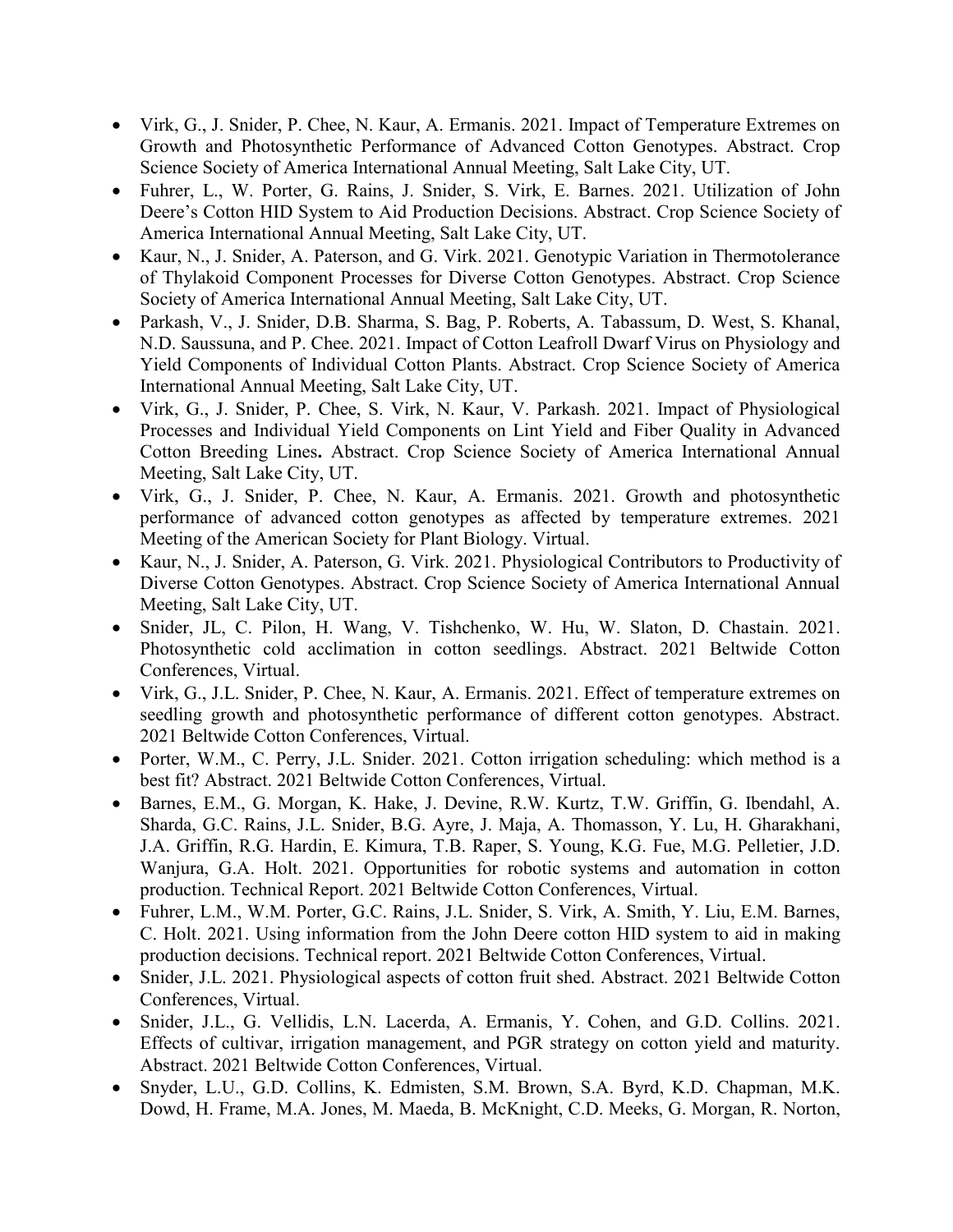- Virk, G., J. Snider, P. Chee, N. Kaur, A. Ermanis. 2021. Impact of Temperature Extremes on Growth and Photosynthetic Performance of Advanced Cotton Genotypes. Abstract. Crop Science Society of America International Annual Meeting, Salt Lake City, UT.
- Fuhrer, L., W. Porter, G. Rains, J. Snider, S. Virk, E. Barnes. 2021. Utilization of John Deere's Cotton HID System to Aid Production Decisions. Abstract. Crop Science Society of America International Annual Meeting, Salt Lake City, UT.
- Kaur, N., J. Snider, A. Paterson, and G. Virk. 2021. Genotypic Variation in Thermotolerance of Thylakoid Component Processes for Diverse Cotton Genotypes. Abstract. Crop Science Society of America International Annual Meeting, Salt Lake City, UT.
- Parkash, V., J. Snider, D.B. Sharma, S. Bag, P. Roberts, A. Tabassum, D. West, S. Khanal, N.D. Saussuna, and P. Chee. 2021. Impact of Cotton Leafroll Dwarf Virus on Physiology and Yield Components of Individual Cotton Plants. Abstract. Crop Science Society of America International Annual Meeting, Salt Lake City, UT.
- Virk, G., J. Snider, P. Chee, S. Virk, N. Kaur, V. Parkash. 2021. Impact of Physiological Processes and Individual Yield Components on Lint Yield and Fiber Quality in Advanced Cotton Breeding Lines**.** Abstract. Crop Science Society of America International Annual Meeting, Salt Lake City, UT.
- Virk, G., J. Snider, P. Chee, N. Kaur, A. Ermanis. 2021. Growth and photosynthetic performance of advanced cotton genotypes as affected by temperature extremes. 2021 Meeting of the American Society for Plant Biology. Virtual.
- Kaur, N., J. Snider, A. Paterson, G. Virk. 2021. Physiological Contributors to Productivity of Diverse Cotton Genotypes. Abstract. Crop Science Society of America International Annual Meeting, Salt Lake City, UT.
- Snider, JL, C. Pilon, H. Wang, V. Tishchenko, W. Hu, W. Slaton, D. Chastain. 2021. Photosynthetic cold acclimation in cotton seedlings. Abstract. 2021 Beltwide Cotton Conferences, Virtual.
- Virk, G., J.L. Snider, P. Chee, N. Kaur, A. Ermanis. 2021. Effect of temperature extremes on seedling growth and photosynthetic performance of different cotton genotypes. Abstract. 2021 Beltwide Cotton Conferences, Virtual.
- Porter, W.M., C. Perry, J.L. Snider. 2021. Cotton irrigation scheduling: which method is a best fit? Abstract. 2021 Beltwide Cotton Conferences, Virtual.
- Barnes, E.M., G. Morgan, K. Hake, J. Devine, R.W. Kurtz, T.W. Griffin, G. Ibendahl, A. Sharda, G.C. Rains, J.L. Snider, B.G. Ayre, J. Maja, A. Thomasson, Y. Lu, H. Gharakhani, J.A. Griffin, R.G. Hardin, E. Kimura, T.B. Raper, S. Young, K.G. Fue, M.G. Pelletier, J.D. Wanjura, G.A. Holt. 2021. Opportunities for robotic systems and automation in cotton production. Technical Report. 2021 Beltwide Cotton Conferences, Virtual.
- Fuhrer, L.M., W.M. Porter, G.C. Rains, J.L. Snider, S. Virk, A. Smith, Y. Liu, E.M. Barnes, C. Holt. 2021. Using information from the John Deere cotton HID system to aid in making production decisions. Technical report. 2021 Beltwide Cotton Conferences, Virtual.
- Snider, J.L. 2021. Physiological aspects of cotton fruit shed. Abstract. 2021 Beltwide Cotton Conferences, Virtual.
- Snider, J.L., G. Vellidis, L.N. Lacerda, A. Ermanis, Y. Cohen, and G.D. Collins. 2021. Effects of cultivar, irrigation management, and PGR strategy on cotton yield and maturity. Abstract. 2021 Beltwide Cotton Conferences, Virtual.
- Snyder, L.U., G.D. Collins, K. Edmisten, S.M. Brown, S.A. Byrd, K.D. Chapman, M.K. Dowd, H. Frame, M.A. Jones, M. Maeda, B. McKnight, C.D. Meeks, G. Morgan, R. Norton,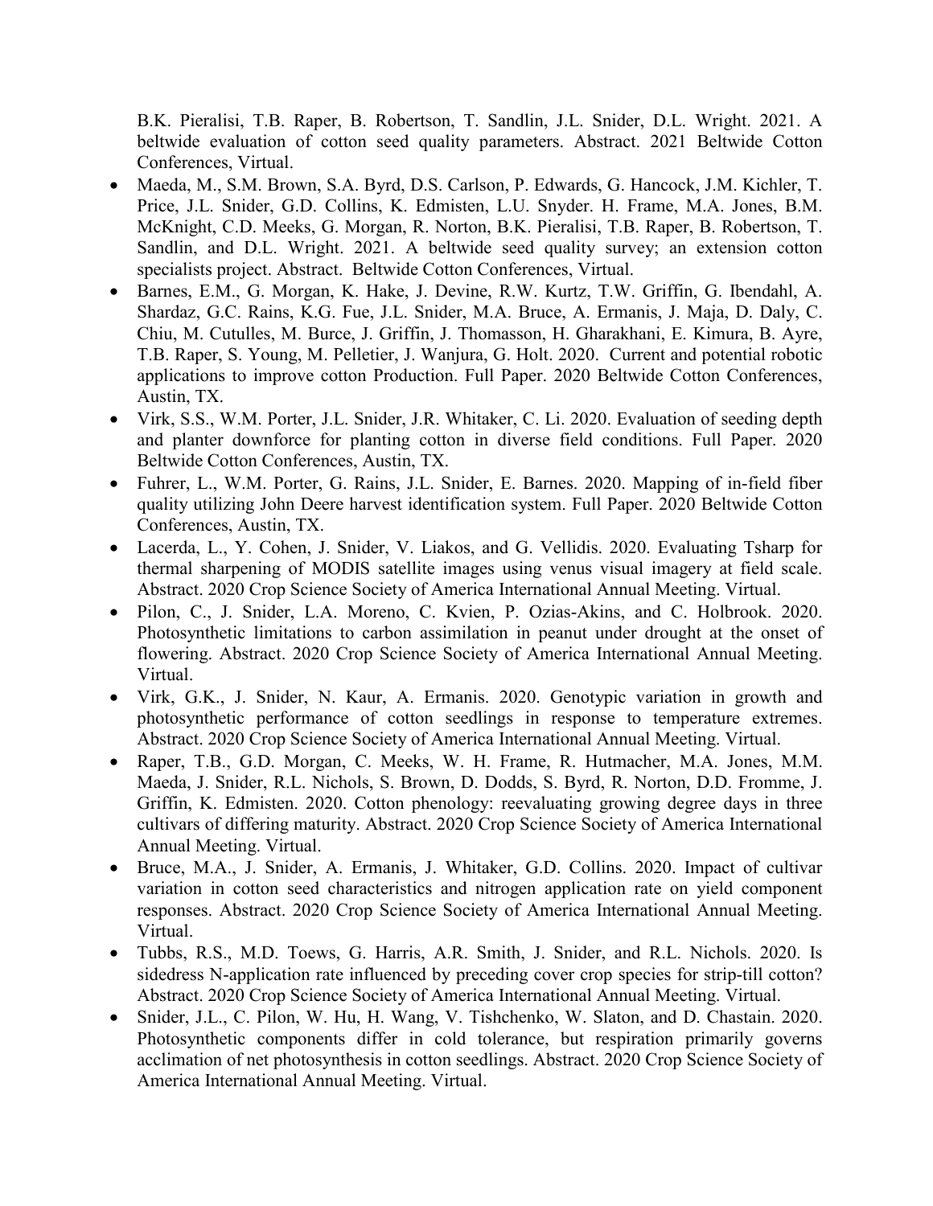B.K. Pieralisi, T.B. Raper, B. Robertson, T. Sandlin, J.L. Snider, D.L. Wright. 2021. A beltwide evaluation of cotton seed quality parameters. Abstract. 2021 Beltwide Cotton Conferences, Virtual.

- Maeda, M., S.M. Brown, S.A. Byrd, D.S. Carlson, P. Edwards, G. Hancock, J.M. Kichler, T. Price, J.L. Snider, G.D. Collins, K. Edmisten, L.U. Snyder. H. Frame, M.A. Jones, B.M. McKnight, C.D. Meeks, G. Morgan, R. Norton, B.K. Pieralisi, T.B. Raper, B. Robertson, T. Sandlin, and D.L. Wright. 2021. A beltwide seed quality survey; an extension cotton specialists project. Abstract. Beltwide Cotton Conferences, Virtual.
- Barnes, E.M., G. Morgan, K. Hake, J. Devine, R.W. Kurtz, T.W. Griffin, G. Ibendahl, A. Shardaz, G.C. Rains, K.G. Fue, J.L. Snider, M.A. Bruce, A. Ermanis, J. Maja, D. Daly, C. Chiu, M. Cutulles, M. Burce, J. Griffin, J. Thomasson, H. Gharakhani, E. Kimura, B. Ayre, T.B. Raper, S. Young, M. Pelletier, J. Wanjura, G. Holt. 2020. Current and potential robotic applications to improve cotton Production. Full Paper. 2020 Beltwide Cotton Conferences, Austin, TX.
- Virk, S.S., W.M. Porter, J.L. Snider, J.R. Whitaker, C. Li. 2020. Evaluation of seeding depth and planter downforce for planting cotton in diverse field conditions. Full Paper. 2020 Beltwide Cotton Conferences, Austin, TX.
- Fuhrer, L., W.M. Porter, G. Rains, J.L. Snider, E. Barnes. 2020. Mapping of in-field fiber quality utilizing John Deere harvest identification system. Full Paper. 2020 Beltwide Cotton Conferences, Austin, TX.
- Lacerda, L., Y. Cohen, J. Snider, V. Liakos, and G. Vellidis. 2020. Evaluating Tsharp for thermal sharpening of MODIS satellite images using venus visual imagery at field scale. Abstract. 2020 Crop Science Society of America International Annual Meeting. Virtual.
- Pilon, C., J. Snider, L.A. Moreno, C. Kvien, P. Ozias-Akins, and C. Holbrook. 2020. Photosynthetic limitations to carbon assimilation in peanut under drought at the onset of flowering. Abstract. 2020 Crop Science Society of America International Annual Meeting. Virtual.
- Virk, G.K., J. Snider, N. Kaur, A. Ermanis. 2020. Genotypic variation in growth and photosynthetic performance of cotton seedlings in response to temperature extremes. Abstract. 2020 Crop Science Society of America International Annual Meeting. Virtual.
- Raper, T.B., G.D. Morgan, C. Meeks, W. H. Frame, R. Hutmacher, M.A. Jones, M.M. Maeda, J. Snider, R.L. Nichols, S. Brown, D. Dodds, S. Byrd, R. Norton, D.D. Fromme, J. Griffin, K. Edmisten. 2020. Cotton phenology: reevaluating growing degree days in three cultivars of differing maturity. Abstract. 2020 Crop Science Society of America International Annual Meeting. Virtual.
- Bruce, M.A., J. Snider, A. Ermanis, J. Whitaker, G.D. Collins. 2020. Impact of cultivar variation in cotton seed characteristics and nitrogen application rate on yield component responses. Abstract. 2020 Crop Science Society of America International Annual Meeting. Virtual.
- Tubbs, R.S., M.D. Toews, G. Harris, A.R. Smith, J. Snider, and R.L. Nichols. 2020. Is sidedress N-application rate influenced by preceding cover crop species for strip-till cotton? Abstract. 2020 Crop Science Society of America International Annual Meeting. Virtual.
- Snider, J.L., C. Pilon, W. Hu, H. Wang, V. Tishchenko, W. Slaton, and D. Chastain. 2020. Photosynthetic components differ in cold tolerance, but respiration primarily governs acclimation of net photosynthesis in cotton seedlings. Abstract. 2020 Crop Science Society of America International Annual Meeting. Virtual.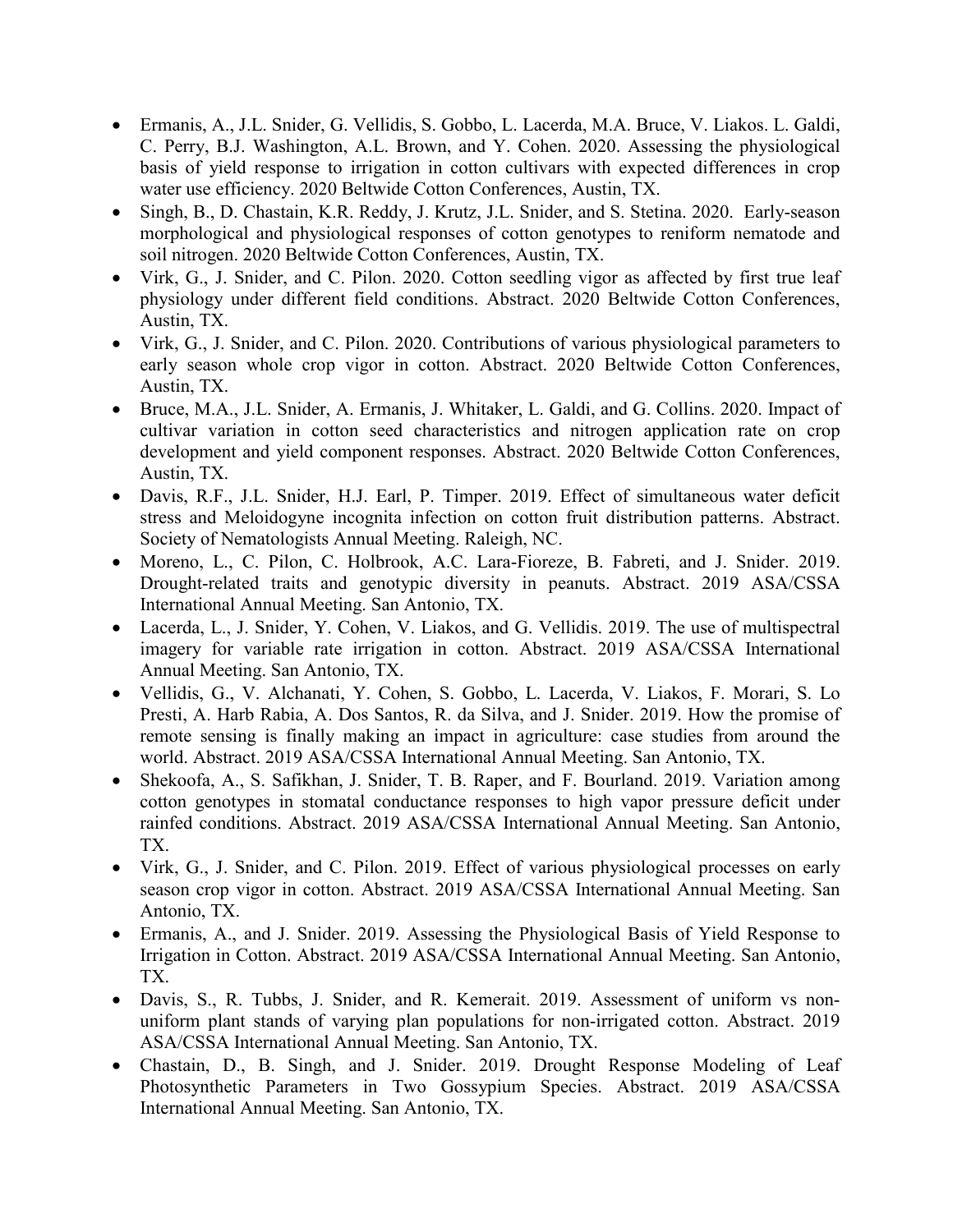- Ermanis, A., J.L. Snider, G. Vellidis, S. Gobbo, L. Lacerda, M.A. Bruce, V. Liakos. L. Galdi, C. Perry, B.J. Washington, A.L. Brown, and Y. Cohen. 2020. Assessing the physiological basis of yield response to irrigation in cotton cultivars with expected differences in crop water use efficiency. 2020 Beltwide Cotton Conferences, Austin, TX.
- Singh, B., D. Chastain, K.R. Reddy, J. Krutz, J.L. Snider, and S. Stetina. 2020. Early-season morphological and physiological responses of cotton genotypes to reniform nematode and soil nitrogen. 2020 Beltwide Cotton Conferences, Austin, TX.
- Virk, G., J. Snider, and C. Pilon. 2020. Cotton seedling vigor as affected by first true leaf physiology under different field conditions. Abstract. 2020 Beltwide Cotton Conferences, Austin, TX.
- Virk, G., J. Snider, and C. Pilon. 2020. Contributions of various physiological parameters to early season whole crop vigor in cotton. Abstract. 2020 Beltwide Cotton Conferences, Austin, TX.
- Bruce, M.A., J.L. Snider, A. Ermanis, J. Whitaker, L. Galdi, and G. Collins. 2020. Impact of cultivar variation in cotton seed characteristics and nitrogen application rate on crop development and yield component responses. Abstract. 2020 Beltwide Cotton Conferences, Austin, TX.
- Davis, R.F., J.L. Snider, H.J. Earl, P. Timper. 2019. Effect of simultaneous water deficit stress and Meloidogyne incognita infection on cotton fruit distribution patterns. Abstract. Society of Nematologists Annual Meeting. Raleigh, NC.
- Moreno, L., C. Pilon, C. Holbrook, A.C. Lara-Fioreze, B. Fabreti, and J. Snider. 2019. Drought-related traits and genotypic diversity in peanuts. Abstract. 2019 ASA/CSSA International Annual Meeting. San Antonio, TX.
- Lacerda, L., J. Snider, Y. Cohen, V. Liakos, and G. Vellidis. 2019. The use of multispectral imagery for variable rate irrigation in cotton. Abstract. 2019 ASA/CSSA International Annual Meeting. San Antonio, TX.
- Vellidis, G., V. Alchanati, Y. Cohen, S. Gobbo, L. Lacerda, V. Liakos, F. Morari, S. Lo Presti, A. Harb Rabia, A. Dos Santos, R. da Silva, and J. Snider. 2019. How the promise of remote sensing is finally making an impact in agriculture: case studies from around the world. Abstract. 2019 ASA/CSSA International Annual Meeting. San Antonio, TX.
- Shekoofa, A., S. Safikhan, J. Snider, T. B. Raper, and F. Bourland. 2019. Variation among cotton genotypes in stomatal conductance responses to high vapor pressure deficit under rainfed conditions. Abstract. 2019 ASA/CSSA International Annual Meeting. San Antonio, TX.
- Virk, G., J. Snider, and C. Pilon. 2019. Effect of various physiological processes on early season crop vigor in cotton. Abstract. 2019 ASA/CSSA International Annual Meeting. San Antonio, TX.
- Ermanis, A., and J. Snider. 2019. Assessing the Physiological Basis of Yield Response to Irrigation in Cotton. Abstract. 2019 ASA/CSSA International Annual Meeting. San Antonio, TX.
- Davis, S., R. Tubbs, J. Snider, and R. Kemerait. 2019. Assessment of uniform vs non-uniform plant stands of varying plan populations for non-irrigated cotton. Abstract. 2019 ASA/CSSA International Annual Meeting. San Antonio, TX.
- Chastain, D., B. Singh, and J. Snider. 2019. Drought Response Modeling of Leaf Photosynthetic Parameters in Two Gossypium Species. Abstract. 2019 ASA/CSSA International Annual Meeting. San Antonio, TX.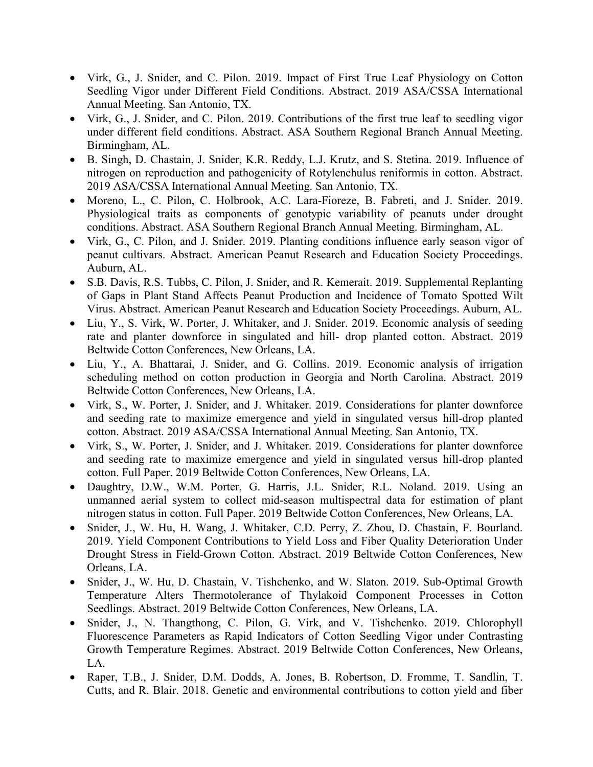- Virk, G., J. Snider, and C. Pilon. 2019. Impact of First True Leaf Physiology on Cotton Seedling Vigor under Different Field Conditions. Abstract. 2019 ASA/CSSA International Annual Meeting. San Antonio, TX.
- Virk, G., J. Snider, and C. Pilon. 2019. Contributions of the first true leaf to seedling vigor under different field conditions. Abstract. ASA Southern Regional Branch Annual Meeting. Birmingham, AL.
- B. Singh, D. Chastain, J. Snider, K.R. Reddy, L.J. Krutz, and S. Stetina. 2019. Influence of nitrogen on reproduction and pathogenicity of Rotylenchulus reniformis in cotton. Abstract. 2019 ASA/CSSA International Annual Meeting. San Antonio, TX.
- Moreno, L., C. Pilon, C. Holbrook, A.C. Lara-Fioreze, B. Fabreti, and J. Snider. 2019. Physiological traits as components of genotypic variability of peanuts under drought conditions. Abstract. ASA Southern Regional Branch Annual Meeting. Birmingham, AL.
- Virk, G., C. Pilon, and J. Snider. 2019. Planting conditions influence early season vigor of peanut cultivars. Abstract. American Peanut Research and Education Society Proceedings. Auburn, AL.
- S.B. Davis, R.S. Tubbs, C. Pilon, J. Snider, and R. Kemerait. 2019. Supplemental Replanting of Gaps in Plant Stand Affects Peanut Production and Incidence of Tomato Spotted Wilt Virus. Abstract. American Peanut Research and Education Society Proceedings. Auburn, AL.
- Liu, Y., S. Virk, W. Porter, J. Whitaker, and J. Snider. 2019. Economic analysis of seeding rate and planter downforce in singulated and hill- drop planted cotton. Abstract. 2019 Beltwide Cotton Conferences, New Orleans, LA.
- Liu, Y., A. Bhattarai, J. Snider, and G. Collins. 2019. Economic analysis of irrigation scheduling method on cotton production in Georgia and North Carolina. Abstract. 2019 Beltwide Cotton Conferences, New Orleans, LA.
- Virk, S., W. Porter, J. Snider, and J. Whitaker. 2019. Considerations for planter downforce and seeding rate to maximize emergence and yield in singulated versus hill-drop planted cotton. Abstract. 2019 ASA/CSSA International Annual Meeting. San Antonio, TX.
- Virk, S., W. Porter, J. Snider, and J. Whitaker. 2019. Considerations for planter downforce and seeding rate to maximize emergence and yield in singulated versus hill-drop planted cotton. Full Paper. 2019 Beltwide Cotton Conferences, New Orleans, LA.
- Daughtry, D.W., W.M. Porter, G. Harris, J.L. Snider, R.L. Noland. 2019. Using an unmanned aerial system to collect mid-season multispectral data for estimation of plant nitrogen status in cotton. Full Paper. 2019 Beltwide Cotton Conferences, New Orleans, LA.
- Snider, J., W. Hu, H. Wang, J. Whitaker, C.D. Perry, Z. Zhou, D. Chastain, F. Bourland. 2019. Yield Component Contributions to Yield Loss and Fiber Quality Deterioration Under Drought Stress in Field-Grown Cotton. Abstract. 2019 Beltwide Cotton Conferences, New Orleans, LA.
- Snider, J., W. Hu, D. Chastain, V. Tishchenko, and W. Slaton. 2019. Sub-Optimal Growth Temperature Alters Thermotolerance of Thylakoid Component Processes in Cotton Seedlings. Abstract. 2019 Beltwide Cotton Conferences, New Orleans, LA.
- Snider, J., N. Thangthong, C. Pilon, G. Virk, and V. Tishchenko. 2019. Chlorophyll Fluorescence Parameters as Rapid Indicators of Cotton Seedling Vigor under Contrasting Growth Temperature Regimes. Abstract. 2019 Beltwide Cotton Conferences, New Orleans, LA.
- Raper, T.B., J. Snider, D.M. Dodds, A. Jones, B. Robertson, D. Fromme, T. Sandlin, T. Cutts, and R. Blair. 2018. Genetic and environmental contributions to cotton yield and fiber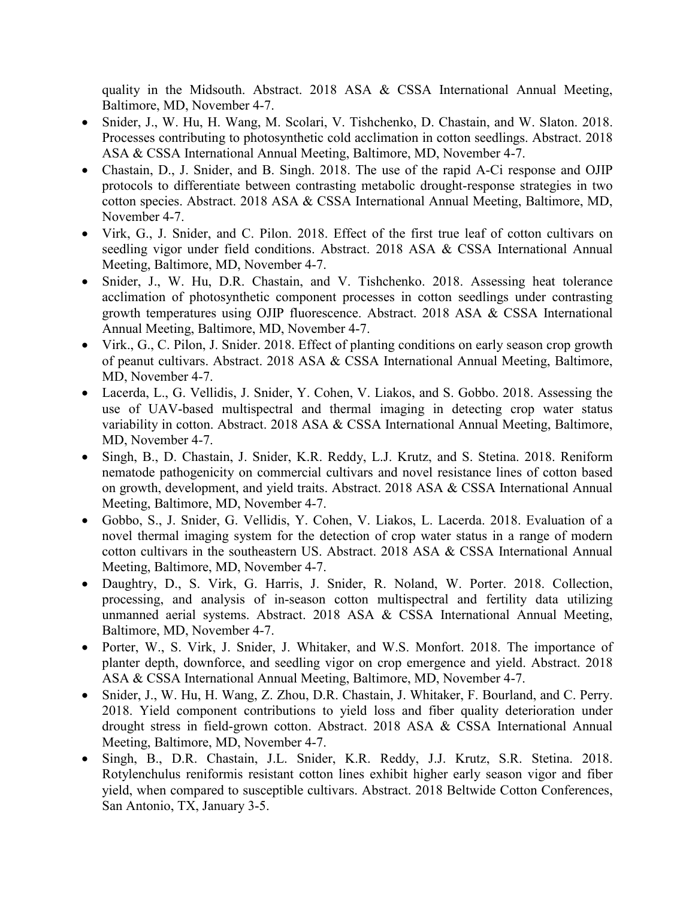quality in the Midsouth. Abstract. 2018 ASA & CSSA International Annual Meeting, Baltimore, MD, November 4-7.

- Snider, J., W. Hu, H. Wang, M. Scolari, V. Tishchenko, D. Chastain, and W. Slaton. 2018. Processes contributing to photosynthetic cold acclimation in cotton seedlings. Abstract. 2018 ASA & CSSA International Annual Meeting, Baltimore, MD, November 4-7.
- Chastain, D., J. Snider, and B. Singh. 2018. The use of the rapid A-Ci response and OJIP protocols to differentiate between contrasting metabolic drought-response strategies in two cotton species. Abstract. 2018 ASA & CSSA International Annual Meeting, Baltimore, MD, November 4-7.
- Virk, G., J. Snider, and C. Pilon. 2018. Effect of the first true leaf of cotton cultivars on seedling vigor under field conditions. Abstract. 2018 ASA & CSSA International Annual Meeting, Baltimore, MD, November 4-7.
- Snider, J., W. Hu, D.R. Chastain, and V. Tishchenko. 2018. Assessing heat tolerance acclimation of photosynthetic component processes in cotton seedlings under contrasting growth temperatures using OJIP fluorescence. Abstract. 2018 ASA & CSSA International Annual Meeting, Baltimore, MD, November 4-7.
- Virk., G., C. Pilon, J. Snider. 2018. Effect of planting conditions on early season crop growth of peanut cultivars. Abstract. 2018 ASA & CSSA International Annual Meeting, Baltimore, MD, November 4-7.
- Lacerda, L., G. Vellidis, J. Snider, Y. Cohen, V. Liakos, and S. Gobbo. 2018. Assessing the use of UAV-based multispectral and thermal imaging in detecting crop water status variability in cotton. Abstract. 2018 ASA & CSSA International Annual Meeting, Baltimore, MD, November 4-7.
- Singh, B., D. Chastain, J. Snider, K.R. Reddy, L.J. Krutz, and S. Stetina. 2018. Reniform nematode pathogenicity on commercial cultivars and novel resistance lines of cotton based on growth, development, and yield traits. Abstract. 2018 ASA & CSSA International Annual Meeting, Baltimore, MD, November 4-7.
- Gobbo, S., J. Snider, G. Vellidis, Y. Cohen, V. Liakos, L. Lacerda. 2018. Evaluation of a novel thermal imaging system for the detection of crop water status in a range of modern cotton cultivars in the southeastern US. Abstract. 2018 ASA & CSSA International Annual Meeting, Baltimore, MD, November 4-7.
- Daughtry, D., S. Virk, G. Harris, J. Snider, R. Noland, W. Porter. 2018. Collection, processing, and analysis of in-season cotton multispectral and fertility data utilizing unmanned aerial systems. Abstract. 2018 ASA & CSSA International Annual Meeting, Baltimore, MD, November 4-7.
- Porter, W., S. Virk, J. Snider, J. Whitaker, and W.S. Monfort. 2018. The importance of planter depth, downforce, and seedling vigor on crop emergence and yield. Abstract. 2018 ASA & CSSA International Annual Meeting, Baltimore, MD, November 4-7.
- Snider, J., W. Hu, H. Wang, Z. Zhou, D.R. Chastain, J. Whitaker, F. Bourland, and C. Perry. 2018. Yield component contributions to yield loss and fiber quality deterioration under drought stress in field-grown cotton. Abstract. 2018 ASA & CSSA International Annual Meeting, Baltimore, MD, November 4-7.
- Singh, B., D.R. Chastain, J.L. Snider, K.R. Reddy, J.J. Krutz, S.R. Stetina. 2018. Rotylenchulus reniformis resistant cotton lines exhibit higher early season vigor and fiber yield, when compared to susceptible cultivars. Abstract. 2018 Beltwide Cotton Conferences, San Antonio, TX, January 3-5.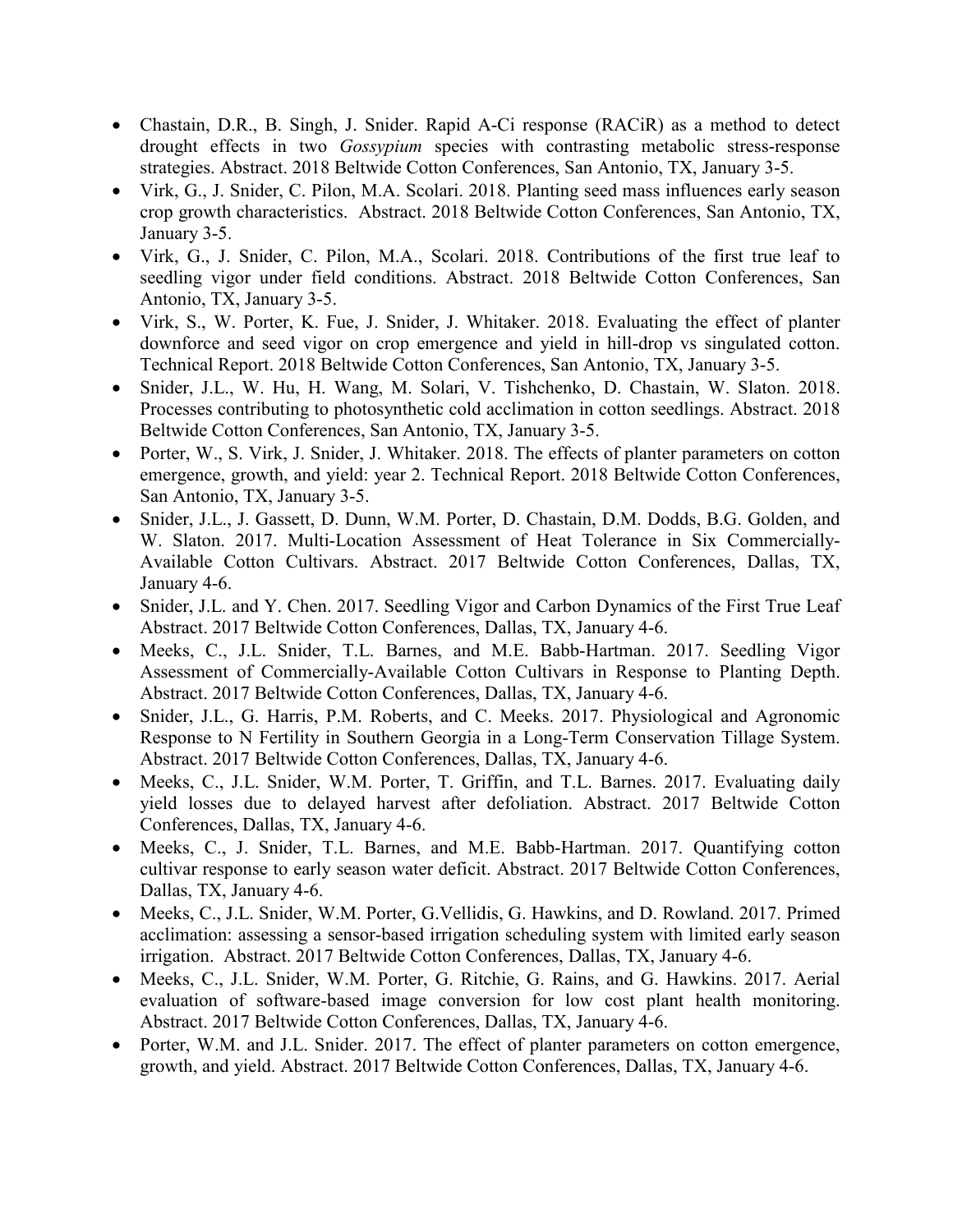- Chastain, D.R., B. Singh, J. Snider. Rapid A-Ci response (RACiR) as a method to detect drought effects in two *Gossypium* species with contrasting metabolic stress-response strategies. Abstract. 2018 Beltwide Cotton Conferences, San Antonio, TX, January 3-5.
- Virk, G., J. Snider, C. Pilon, M.A. Scolari. 2018. Planting seed mass influences early season crop growth characteristics. Abstract. 2018 Beltwide Cotton Conferences, San Antonio, TX, January 3-5.
- Virk, G., J. Snider, C. Pilon, M.A., Scolari. 2018. Contributions of the first true leaf to seedling vigor under field conditions. Abstract. 2018 Beltwide Cotton Conferences, San Antonio, TX, January 3-5.
- Virk, S., W. Porter, K. Fue, J. Snider, J. Whitaker. 2018. Evaluating the effect of planter downforce and seed vigor on crop emergence and yield in hill-drop vs singulated cotton. Technical Report. 2018 Beltwide Cotton Conferences, San Antonio, TX, January 3-5.
- Snider, J.L., W. Hu, H. Wang, M. Solari, V. Tishchenko, D. Chastain, W. Slaton. 2018. Processes contributing to photosynthetic cold acclimation in cotton seedlings. Abstract. 2018 Beltwide Cotton Conferences, San Antonio, TX, January 3-5.
- Porter, W., S. Virk, J. Snider, J. Whitaker. 2018. The effects of planter parameters on cotton emergence, growth, and yield: year 2. Technical Report. 2018 Beltwide Cotton Conferences, San Antonio, TX, January 3-5.
- Snider, J.L., J. Gassett, D. Dunn, W.M. Porter, D. Chastain, D.M. Dodds, B.G. Golden, and W. Slaton. 2017. Multi-Location Assessment of Heat Tolerance in Six Commercially-Available Cotton Cultivars. Abstract. 2017 Beltwide Cotton Conferences, Dallas, TX, January 4-6.
- Snider, J.L. and Y. Chen. 2017. Seedling Vigor and Carbon Dynamics of the First True Leaf Abstract. 2017 Beltwide Cotton Conferences, Dallas, TX, January 4-6.
- Meeks, C., J.L. Snider, T.L. Barnes, and M.E. Babb-Hartman. 2017. Seedling Vigor Assessment of Commercially-Available Cotton Cultivars in Response to Planting Depth. Abstract. 2017 Beltwide Cotton Conferences, Dallas, TX, January 4-6.
- Snider, J.L., G. Harris, P.M. Roberts, and C. Meeks. 2017. Physiological and Agronomic Response to N Fertility in Southern Georgia in a Long-Term Conservation Tillage System. Abstract. 2017 Beltwide Cotton Conferences, Dallas, TX, January 4-6.
- Meeks, C., J.L. Snider, W.M. Porter, T. Griffin, and T.L. Barnes. 2017. Evaluating daily yield losses due to delayed harvest after defoliation. Abstract. 2017 Beltwide Cotton Conferences, Dallas, TX, January 4-6.
- Meeks, C., J. Snider, T.L. Barnes, and M.E. Babb-Hartman. 2017. Quantifying cotton cultivar response to early season water deficit. Abstract. 2017 Beltwide Cotton Conferences, Dallas, TX, January 4-6.
- Meeks, C., J.L. Snider, W.M. Porter, G.Vellidis, G. Hawkins, and D. Rowland. 2017. Primed acclimation: assessing a sensor-based irrigation scheduling system with limited early season irrigation. Abstract. 2017 Beltwide Cotton Conferences, Dallas, TX, January 4-6.
- Meeks, C., J.L. Snider, W.M. Porter, G. Ritchie, G. Rains, and G. Hawkins. 2017. Aerial evaluation of software-based image conversion for low cost plant health monitoring. Abstract. 2017 Beltwide Cotton Conferences, Dallas, TX, January 4-6.
- Porter, W.M. and J.L. Snider. 2017. The effect of planter parameters on cotton emergence, growth, and yield. Abstract. 2017 Beltwide Cotton Conferences, Dallas, TX, January 4-6.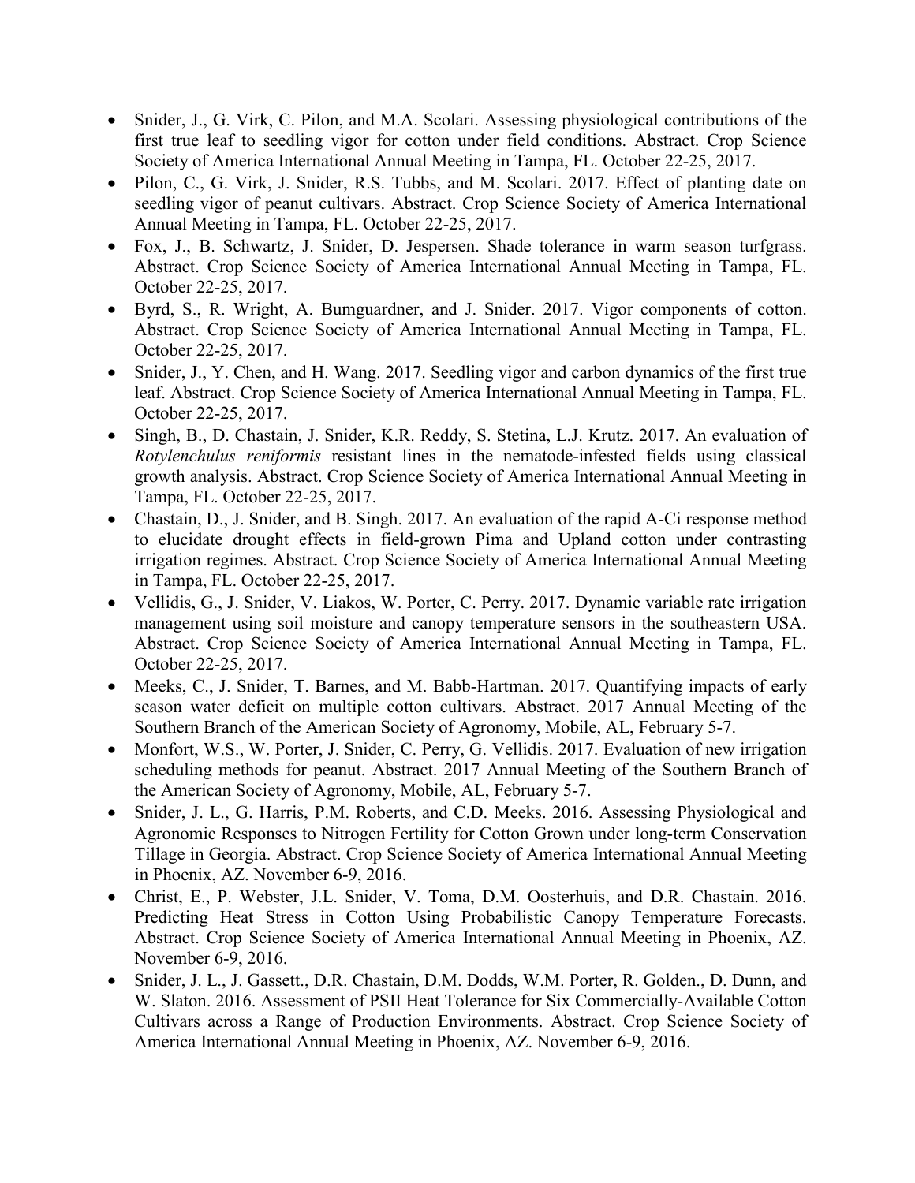- Snider, J., G. Virk, C. Pilon, and M.A. Scolari. Assessing physiological contributions of the first true leaf to seedling vigor for cotton under field conditions. Abstract. Crop Science Society of America International Annual Meeting in Tampa, FL. October 22-25, 2017.
- Pilon, C., G. Virk, J. Snider, R.S. Tubbs, and M. Scolari. 2017. Effect of planting date on seedling vigor of peanut cultivars. Abstract. Crop Science Society of America International Annual Meeting in Tampa, FL. October 22-25, 2017.
- Fox, J., B. Schwartz, J. Snider, D. Jespersen. Shade tolerance in warm season turfgrass. Abstract. Crop Science Society of America International Annual Meeting in Tampa, FL. October 22-25, 2017.
- Byrd, S., R. Wright, A. Bumguardner, and J. Snider. 2017. Vigor components of cotton. Abstract. Crop Science Society of America International Annual Meeting in Tampa, FL. October 22-25, 2017.
- Snider, J., Y. Chen, and H. Wang. 2017. Seedling vigor and carbon dynamics of the first true leaf. Abstract. Crop Science Society of America International Annual Meeting in Tampa, FL. October 22-25, 2017.
- Singh, B., D. Chastain, J. Snider, K.R. Reddy, S. Stetina, L.J. Krutz. 2017. An evaluation of *Rotylenchulus reniformis* resistant lines in the nematode-infested fields using classical growth analysis. Abstract. Crop Science Society of America International Annual Meeting in Tampa, FL. October 22-25, 2017.
- Chastain, D., J. Snider, and B. Singh. 2017. An evaluation of the rapid A-Ci response method to elucidate drought effects in field-grown Pima and Upland cotton under contrasting irrigation regimes. Abstract. Crop Science Society of America International Annual Meeting in Tampa, FL. October 22-25, 2017.
- Vellidis, G., J. Snider, V. Liakos, W. Porter, C. Perry. 2017. Dynamic variable rate irrigation management using soil moisture and canopy temperature sensors in the southeastern USA. Abstract. Crop Science Society of America International Annual Meeting in Tampa, FL. October 22-25, 2017.
- Meeks, C., J. Snider, T. Barnes, and M. Babb-Hartman. 2017. Quantifying impacts of early season water deficit on multiple cotton cultivars. Abstract. 2017 Annual Meeting of the Southern Branch of the American Society of Agronomy, Mobile, AL, February 5-7.
- Monfort, W.S., W. Porter, J. Snider, C. Perry, G. Vellidis. 2017. Evaluation of new irrigation scheduling methods for peanut. Abstract. 2017 Annual Meeting of the Southern Branch of the American Society of Agronomy, Mobile, AL, February 5-7.
- Snider, J. L., G. Harris, P.M. Roberts, and C.D. Meeks. 2016. Assessing Physiological and Agronomic Responses to Nitrogen Fertility for Cotton Grown under long-term Conservation Tillage in Georgia. Abstract. Crop Science Society of America International Annual Meeting in Phoenix, AZ. November 6-9, 2016.
- Christ, E., P. Webster, J.L. Snider, V. Toma, D.M. Oosterhuis, and D.R. Chastain. 2016. Predicting Heat Stress in Cotton Using Probabilistic Canopy Temperature Forecasts. Abstract. Crop Science Society of America International Annual Meeting in Phoenix, AZ. November 6-9, 2016.
- Snider, J. L., J. Gassett., D.R. Chastain, D.M. Dodds, W.M. Porter, R. Golden., D. Dunn, and W. Slaton. 2016. Assessment of PSII Heat Tolerance for Six Commercially-Available Cotton Cultivars across a Range of Production Environments. Abstract. Crop Science Society of America International Annual Meeting in Phoenix, AZ. November 6-9, 2016.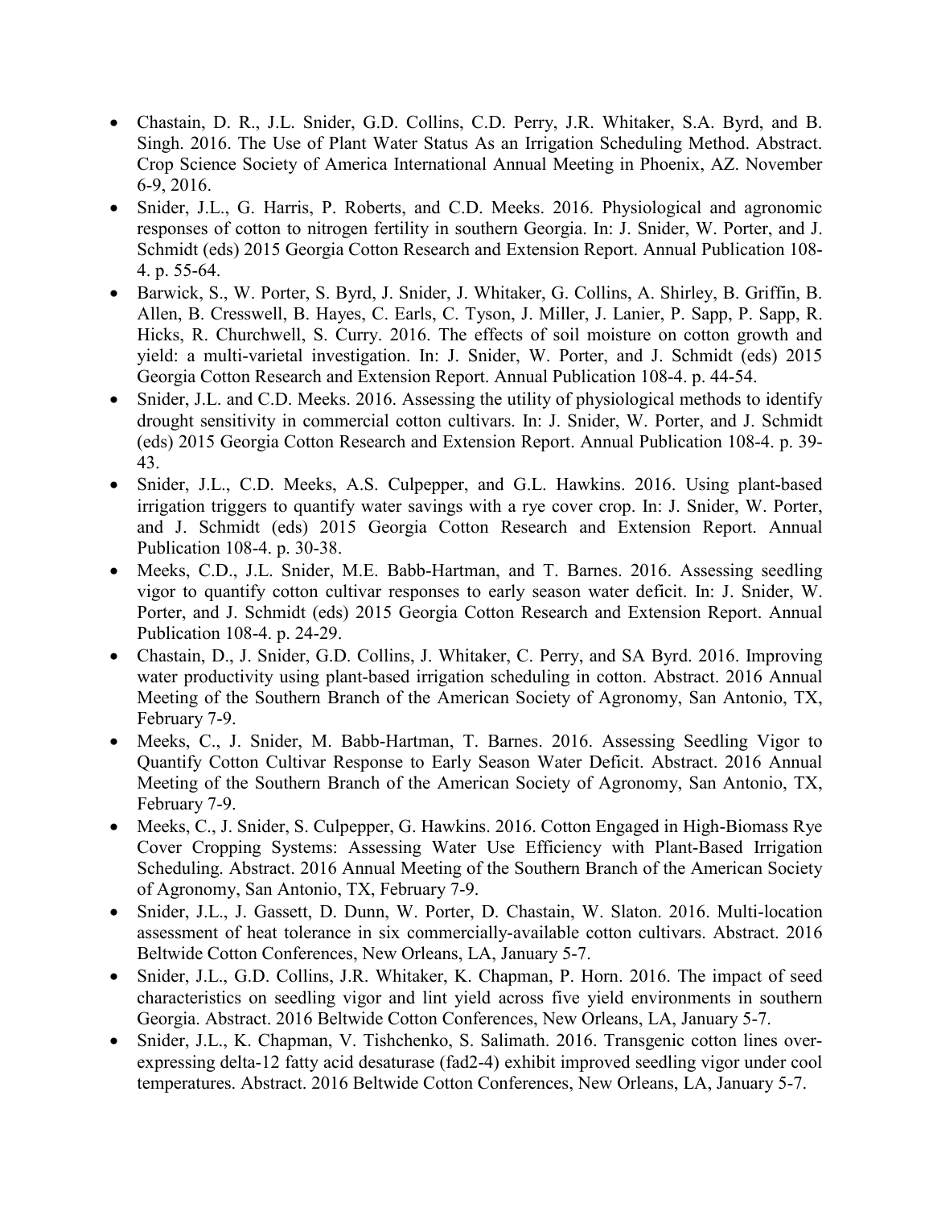- Chastain, D. R., J.L. Snider, G.D. Collins, C.D. Perry, J.R. Whitaker, S.A. Byrd, and B. Singh. 2016. The Use of Plant Water Status As an Irrigation Scheduling Method. Abstract. Crop Science Society of America International Annual Meeting in Phoenix, AZ. November 6-9, 2016.
- Snider, J.L., G. Harris, P. Roberts, and C.D. Meeks. 2016. Physiological and agronomic responses of cotton to nitrogen fertility in southern Georgia. In: J. Snider, W. Porter, and J. Schmidt (eds) 2015 Georgia Cotton Research and Extension Report. Annual Publication 108-4. p. 55-64.
- Barwick, S., W. Porter, S. Byrd, J. Snider, J. Whitaker, G. Collins, A. Shirley, B. Griffin, B. Allen, B. Cresswell, B. Hayes, C. Earls, C. Tyson, J. Miller, J. Lanier, P. Sapp, P. Sapp, R. Hicks, R. Churchwell, S. Curry. 2016. The effects of soil moisture on cotton growth and yield: a multi-varietal investigation. In: J. Snider, W. Porter, and J. Schmidt (eds) 2015 Georgia Cotton Research and Extension Report. Annual Publication 108-4. p. 44-54.
- Snider, J.L. and C.D. Meeks. 2016. Assessing the utility of physiological methods to identify drought sensitivity in commercial cotton cultivars. In: J. Snider, W. Porter, and J. Schmidt (eds) 2015 Georgia Cotton Research and Extension Report. Annual Publication 108-4. p. 39-43.
- Snider, J.L., C.D. Meeks, A.S. Culpepper, and G.L. Hawkins. 2016. Using plant-based irrigation triggers to quantify water savings with a rye cover crop. In: J. Snider, W. Porter, and J. Schmidt (eds) 2015 Georgia Cotton Research and Extension Report. Annual Publication 108-4. p. 30-38.
- Meeks, C.D., J.L. Snider, M.E. Babb-Hartman, and T. Barnes. 2016. Assessing seedling vigor to quantify cotton cultivar responses to early season water deficit. In: J. Snider, W. Porter, and J. Schmidt (eds) 2015 Georgia Cotton Research and Extension Report. Annual Publication 108-4. p. 24-29.
- Chastain, D., J. Snider, G.D. Collins, J. Whitaker, C. Perry, and SA Byrd. 2016. Improving water productivity using plant-based irrigation scheduling in cotton. Abstract. 2016 Annual Meeting of the Southern Branch of the American Society of Agronomy, San Antonio, TX, February 7-9.
- Meeks, C., J. Snider, M. Babb-Hartman, T. Barnes. 2016. Assessing Seedling Vigor to Quantify Cotton Cultivar Response to Early Season Water Deficit. Abstract. 2016 Annual Meeting of the Southern Branch of the American Society of Agronomy, San Antonio, TX, February 7-9.
- Meeks, C., J. Snider, S. Culpepper, G. Hawkins. 2016. Cotton Engaged in High-Biomass Rye Cover Cropping Systems: Assessing Water Use Efficiency with Plant-Based Irrigation Scheduling. Abstract. 2016 Annual Meeting of the Southern Branch of the American Society of Agronomy, San Antonio, TX, February 7-9.
- Snider, J.L., J. Gassett, D. Dunn, W. Porter, D. Chastain, W. Slaton. 2016. Multi-location assessment of heat tolerance in six commercially-available cotton cultivars. Abstract. 2016 Beltwide Cotton Conferences, New Orleans, LA, January 5-7.
- Snider, J.L., G.D. Collins, J.R. Whitaker, K. Chapman, P. Horn. 2016. The impact of seed characteristics on seedling vigor and lint yield across five yield environments in southern Georgia. Abstract. 2016 Beltwide Cotton Conferences, New Orleans, LA, January 5-7.
- Snider, J.L., K. Chapman, V. Tishchenko, S. Salimath. 2016. Transgenic cotton lines over-expressing delta-12 fatty acid desaturase (fad2-4) exhibit improved seedling vigor under cool temperatures. Abstract. 2016 Beltwide Cotton Conferences, New Orleans, LA, January 5-7.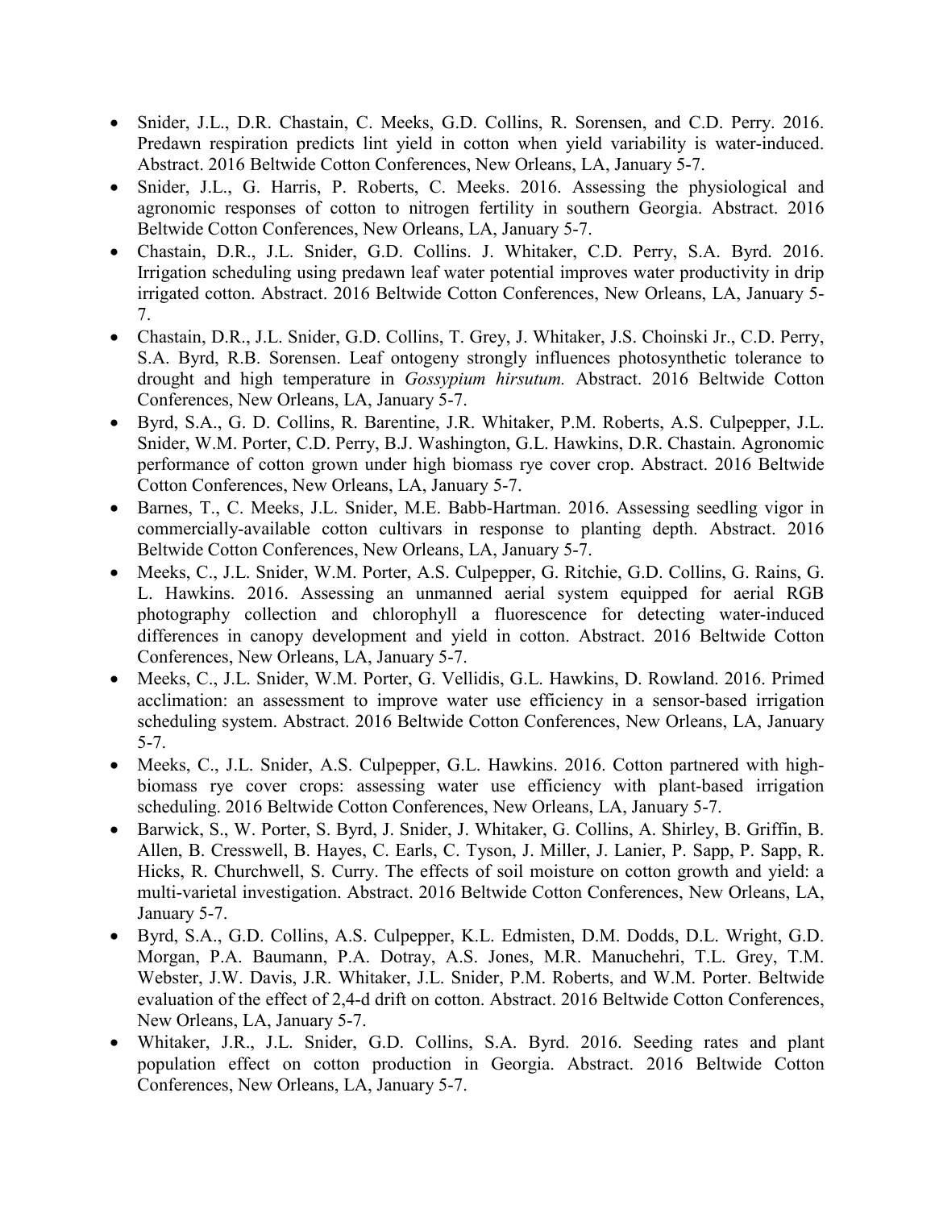- Snider, J.L., D.R. Chastain, C. Meeks, G.D. Collins, R. Sorensen, and C.D. Perry. 2016. Predawn respiration predicts lint yield in cotton when yield variability is water-induced. Abstract. 2016 Beltwide Cotton Conferences, New Orleans, LA, January 5-7.
- Snider, J.L., G. Harris, P. Roberts, C. Meeks. 2016. Assessing the physiological and agronomic responses of cotton to nitrogen fertility in southern Georgia. Abstract. 2016 Beltwide Cotton Conferences, New Orleans, LA, January 5-7.
- Chastain, D.R., J.L. Snider, G.D. Collins. J. Whitaker, C.D. Perry, S.A. Byrd. 2016. Irrigation scheduling using predawn leaf water potential improves water productivity in drip irrigated cotton. Abstract. 2016 Beltwide Cotton Conferences, New Orleans, LA, January 5-7.
- Chastain, D.R., J.L. Snider, G.D. Collins, T. Grey, J. Whitaker, J.S. Choinski Jr., C.D. Perry, S.A. Byrd, R.B. Sorensen. Leaf ontogeny strongly influences photosynthetic tolerance to drought and high temperature in *Gossypium hirsutum.* Abstract. 2016 Beltwide Cotton Conferences, New Orleans, LA, January 5-7.
- Byrd, S.A., G. D. Collins, R. Barentine, J.R. Whitaker, P.M. Roberts, A.S. Culpepper, J.L. Snider, W.M. Porter, C.D. Perry, B.J. Washington, G.L. Hawkins, D.R. Chastain. Agronomic performance of cotton grown under high biomass rye cover crop. Abstract. 2016 Beltwide Cotton Conferences, New Orleans, LA, January 5-7.
- Barnes, T., C. Meeks, J.L. Snider, M.E. Babb-Hartman. 2016. Assessing seedling vigor in commercially-available cotton cultivars in response to planting depth. Abstract. 2016 Beltwide Cotton Conferences, New Orleans, LA, January 5-7.
- Meeks, C., J.L. Snider, W.M. Porter, A.S. Culpepper, G. Ritchie, G.D. Collins, G. Rains, G. L. Hawkins. 2016. Assessing an unmanned aerial system equipped for aerial RGB photography collection and chlorophyll a fluorescence for detecting water-induced differences in canopy development and yield in cotton. Abstract. 2016 Beltwide Cotton Conferences, New Orleans, LA, January 5-7.
- Meeks, C., J.L. Snider, W.M. Porter, G. Vellidis, G.L. Hawkins, D. Rowland. 2016. Primed acclimation: an assessment to improve water use efficiency in a sensor-based irrigation scheduling system. Abstract. 2016 Beltwide Cotton Conferences, New Orleans, LA, January 5-7.
- Meeks, C., J.L. Snider, A.S. Culpepper, G.L. Hawkins. 2016. Cotton partnered with high-biomass rye cover crops: assessing water use efficiency with plant-based irrigation scheduling. 2016 Beltwide Cotton Conferences, New Orleans, LA, January 5-7.
- Barwick, S., W. Porter, S. Byrd, J. Snider, J. Whitaker, G. Collins, A. Shirley, B. Griffin, B. Allen, B. Cresswell, B. Hayes, C. Earls, C. Tyson, J. Miller, J. Lanier, P. Sapp, P. Sapp, R. Hicks, R. Churchwell, S. Curry. The effects of soil moisture on cotton growth and yield: a multi-varietal investigation. Abstract. 2016 Beltwide Cotton Conferences, New Orleans, LA, January 5-7.
- Byrd, S.A., G.D. Collins, A.S. Culpepper, K.L. Edmisten, D.M. Dodds, D.L. Wright, G.D. Morgan, P.A. Baumann, P.A. Dotray, A.S. Jones, M.R. Manuchehri, T.L. Grey, T.M. Webster, J.W. Davis, J.R. Whitaker, J.L. Snider, P.M. Roberts, and W.M. Porter. Beltwide evaluation of the effect of 2,4-d drift on cotton. Abstract. 2016 Beltwide Cotton Conferences, New Orleans, LA, January 5-7.
- Whitaker, J.R., J.L. Snider, G.D. Collins, S.A. Byrd. 2016. Seeding rates and plant population effect on cotton production in Georgia. Abstract. 2016 Beltwide Cotton Conferences, New Orleans, LA, January 5-7.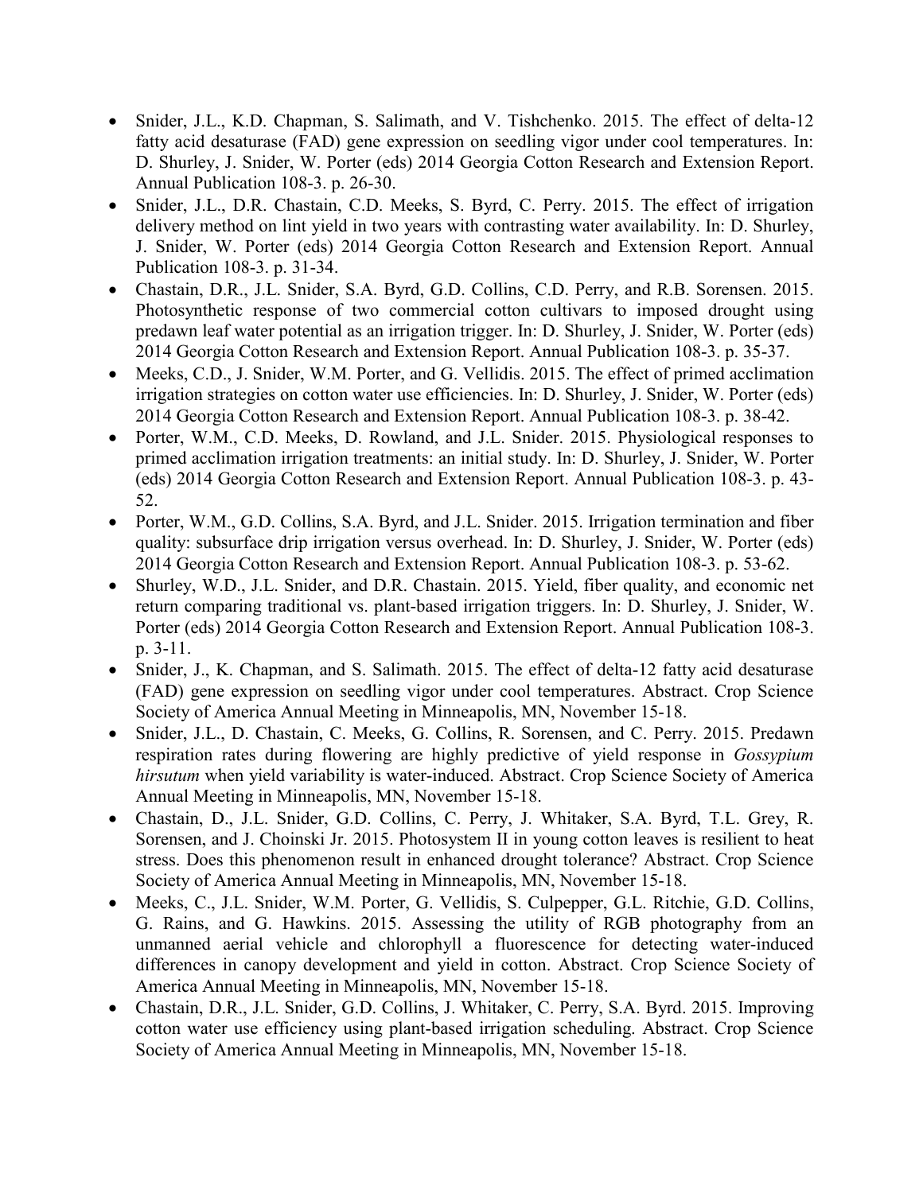- Snider, J.L., K.D. Chapman, S. Salimath, and V. Tishchenko. 2015. The effect of delta-12 fatty acid desaturase (FAD) gene expression on seedling vigor under cool temperatures. In: D. Shurley, J. Snider, W. Porter (eds) 2014 Georgia Cotton Research and Extension Report. Annual Publication 108-3. p. 26-30.
- Snider, J.L., D.R. Chastain, C.D. Meeks, S. Byrd, C. Perry. 2015. The effect of irrigation delivery method on lint yield in two years with contrasting water availability. In: D. Shurley, J. Snider, W. Porter (eds) 2014 Georgia Cotton Research and Extension Report. Annual Publication 108-3. p. 31-34.
- Chastain, D.R., J.L. Snider, S.A. Byrd, G.D. Collins, C.D. Perry, and R.B. Sorensen. 2015. Photosynthetic response of two commercial cotton cultivars to imposed drought using predawn leaf water potential as an irrigation trigger. In: D. Shurley, J. Snider, W. Porter (eds) 2014 Georgia Cotton Research and Extension Report. Annual Publication 108-3. p. 35-37.
- Meeks, C.D., J. Snider, W.M. Porter, and G. Vellidis. 2015. The effect of primed acclimation irrigation strategies on cotton water use efficiencies. In: D. Shurley, J. Snider, W. Porter (eds) 2014 Georgia Cotton Research and Extension Report. Annual Publication 108-3. p. 38-42.
- Porter, W.M., C.D. Meeks, D. Rowland, and J.L. Snider. 2015. Physiological responses to primed acclimation irrigation treatments: an initial study. In: D. Shurley, J. Snider, W. Porter (eds) 2014 Georgia Cotton Research and Extension Report. Annual Publication 108-3. p. 43-52.
- Porter, W.M., G.D. Collins, S.A. Byrd, and J.L. Snider. 2015. Irrigation termination and fiber quality: subsurface drip irrigation versus overhead. In: D. Shurley, J. Snider, W. Porter (eds) 2014 Georgia Cotton Research and Extension Report. Annual Publication 108-3. p. 53-62.
- Shurley, W.D., J.L. Snider, and D.R. Chastain. 2015. Yield, fiber quality, and economic net return comparing traditional vs. plant-based irrigation triggers. In: D. Shurley, J. Snider, W. Porter (eds) 2014 Georgia Cotton Research and Extension Report. Annual Publication 108-3. p. 3-11.
- Snider, J., K. Chapman, and S. Salimath. 2015. The effect of delta-12 fatty acid desaturase (FAD) gene expression on seedling vigor under cool temperatures. Abstract. Crop Science Society of America Annual Meeting in Minneapolis, MN, November 15-18.
- Snider, J.L., D. Chastain, C. Meeks, G. Collins, R. Sorensen, and C. Perry. 2015. Predawn respiration rates during flowering are highly predictive of yield response in *Gossypium hirsutum* when yield variability is water-induced. Abstract. Crop Science Society of America Annual Meeting in Minneapolis, MN, November 15-18.
- Chastain, D., J.L. Snider, G.D. Collins, C. Perry, J. Whitaker, S.A. Byrd, T.L. Grey, R. Sorensen, and J. Choinski Jr. 2015. Photosystem II in young cotton leaves is resilient to heat stress. Does this phenomenon result in enhanced drought tolerance? Abstract. Crop Science Society of America Annual Meeting in Minneapolis, MN, November 15-18.
- Meeks, C., J.L. Snider, W.M. Porter, G. Vellidis, S. Culpepper, G.L. Ritchie, G.D. Collins, G. Rains, and G. Hawkins. 2015. Assessing the utility of RGB photography from an unmanned aerial vehicle and chlorophyll a fluorescence for detecting water-induced differences in canopy development and yield in cotton. Abstract. Crop Science Society of America Annual Meeting in Minneapolis, MN, November 15-18.
- Chastain, D.R., J.L. Snider, G.D. Collins, J. Whitaker, C. Perry, S.A. Byrd. 2015. Improving cotton water use efficiency using plant-based irrigation scheduling. Abstract. Crop Science Society of America Annual Meeting in Minneapolis, MN, November 15-18.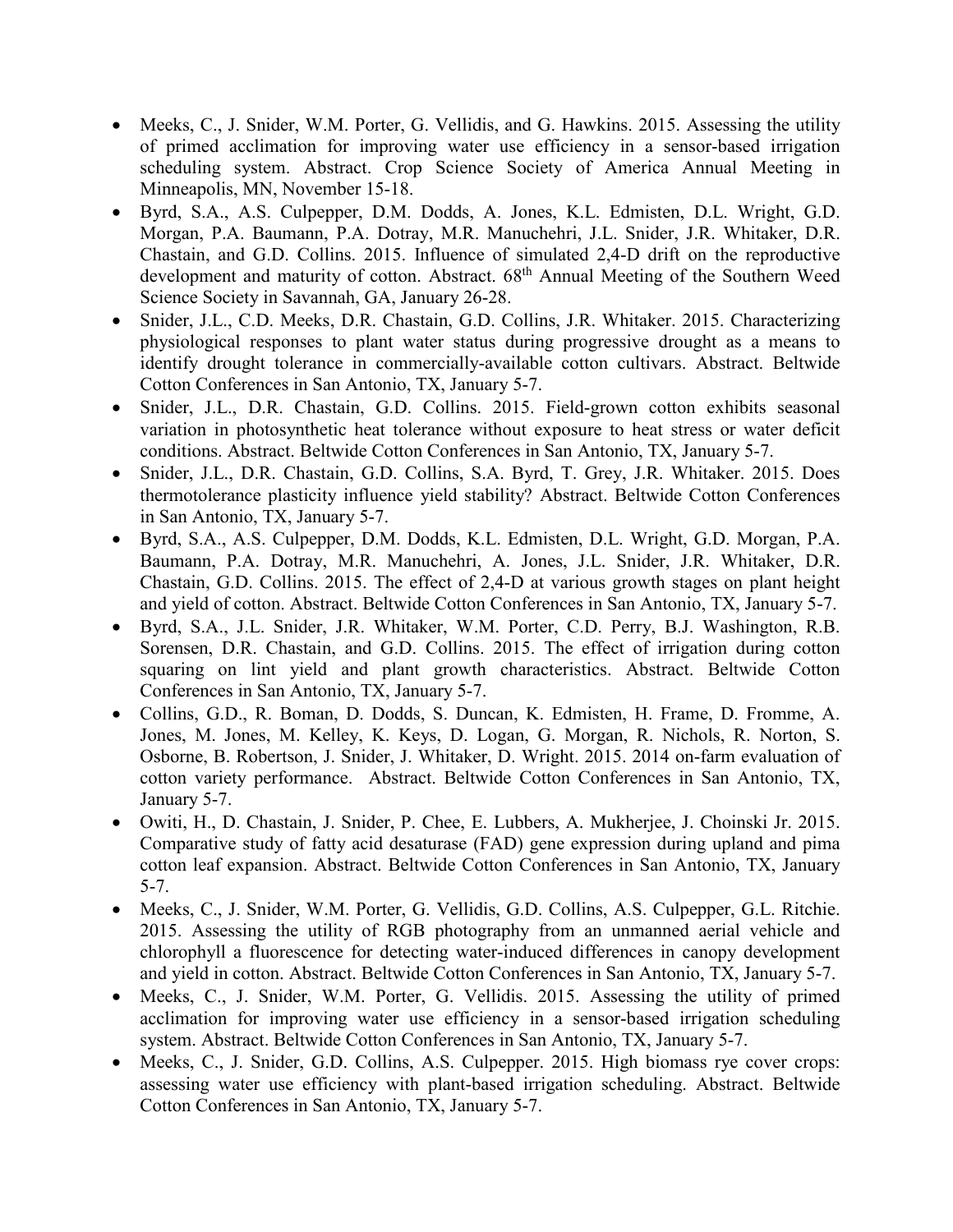- Meeks, C., J. Snider, W.M. Porter, G. Vellidis, and G. Hawkins. 2015. Assessing the utility of primed acclimation for improving water use efficiency in a sensor-based irrigation scheduling system. Abstract. Crop Science Society of America Annual Meeting in Minneapolis, MN, November 15-18.
- Byrd, S.A., A.S. Culpepper, D.M. Dodds, A. Jones, K.L. Edmisten, D.L. Wright, G.D. Morgan, P.A. Baumann, P.A. Dotray, M.R. Manuchehri, J.L. Snider, J.R. Whitaker, D.R. Chastain, and G.D. Collins. 2015. Influence of simulated 2,4-D drift on the reproductive development and maturity of cotton. Abstract. 68th Annual Meeting of the Southern Weed Science Society in Savannah, GA, January 26-28.
- Snider, J.L., C.D. Meeks, D.R. Chastain, G.D. Collins, J.R. Whitaker. 2015. Characterizing physiological responses to plant water status during progressive drought as a means to identify drought tolerance in commercially-available cotton cultivars. Abstract. Beltwide Cotton Conferences in San Antonio, TX, January 5-7.
- Snider, J.L., D.R. Chastain, G.D. Collins. 2015. Field-grown cotton exhibits seasonal variation in photosynthetic heat tolerance without exposure to heat stress or water deficit conditions. Abstract. Beltwide Cotton Conferences in San Antonio, TX, January 5-7.
- Snider, J.L., D.R. Chastain, G.D. Collins, S.A. Byrd, T. Grey, J.R. Whitaker. 2015. Does thermotolerance plasticity influence yield stability? Abstract. Beltwide Cotton Conferences in San Antonio, TX, January 5-7.
- Byrd, S.A., A.S. Culpepper, D.M. Dodds, K.L. Edmisten, D.L. Wright, G.D. Morgan, P.A. Baumann, P.A. Dotray, M.R. Manuchehri, A. Jones, J.L. Snider, J.R. Whitaker, D.R. Chastain, G.D. Collins. 2015. The effect of 2,4-D at various growth stages on plant height and yield of cotton. Abstract. Beltwide Cotton Conferences in San Antonio, TX, January 5-7.
- Byrd, S.A., J.L. Snider, J.R. Whitaker, W.M. Porter, C.D. Perry, B.J. Washington, R.B. Sorensen, D.R. Chastain, and G.D. Collins. 2015. The effect of irrigation during cotton squaring on lint yield and plant growth characteristics. Abstract. Beltwide Cotton Conferences in San Antonio, TX, January 5-7.
- Collins, G.D., R. Boman, D. Dodds, S. Duncan, K. Edmisten, H. Frame, D. Fromme, A. Jones, M. Jones, M. Kelley, K. Keys, D. Logan, G. Morgan, R. Nichols, R. Norton, S. Osborne, B. Robertson, J. Snider, J. Whitaker, D. Wright. 2015. 2014 on-farm evaluation of cotton variety performance. Abstract. Beltwide Cotton Conferences in San Antonio, TX, January 5-7.
- Owiti, H., D. Chastain, J. Snider, P. Chee, E. Lubbers, A. Mukherjee, J. Choinski Jr. 2015. Comparative study of fatty acid desaturase (FAD) gene expression during upland and pima cotton leaf expansion. Abstract. Beltwide Cotton Conferences in San Antonio, TX, January 5-7.
- Meeks, C., J. Snider, W.M. Porter, G. Vellidis, G.D. Collins, A.S. Culpepper, G.L. Ritchie. 2015. Assessing the utility of RGB photography from an unmanned aerial vehicle and chlorophyll a fluorescence for detecting water-induced differences in canopy development and yield in cotton. Abstract. Beltwide Cotton Conferences in San Antonio, TX, January 5-7.
- Meeks, C., J. Snider, W.M. Porter, G. Vellidis. 2015. Assessing the utility of primed acclimation for improving water use efficiency in a sensor-based irrigation scheduling system. Abstract. Beltwide Cotton Conferences in San Antonio, TX, January 5-7.
- Meeks, C., J. Snider, G.D. Collins, A.S. Culpepper. 2015. High biomass rye cover crops: assessing water use efficiency with plant-based irrigation scheduling. Abstract. Beltwide Cotton Conferences in San Antonio, TX, January 5-7.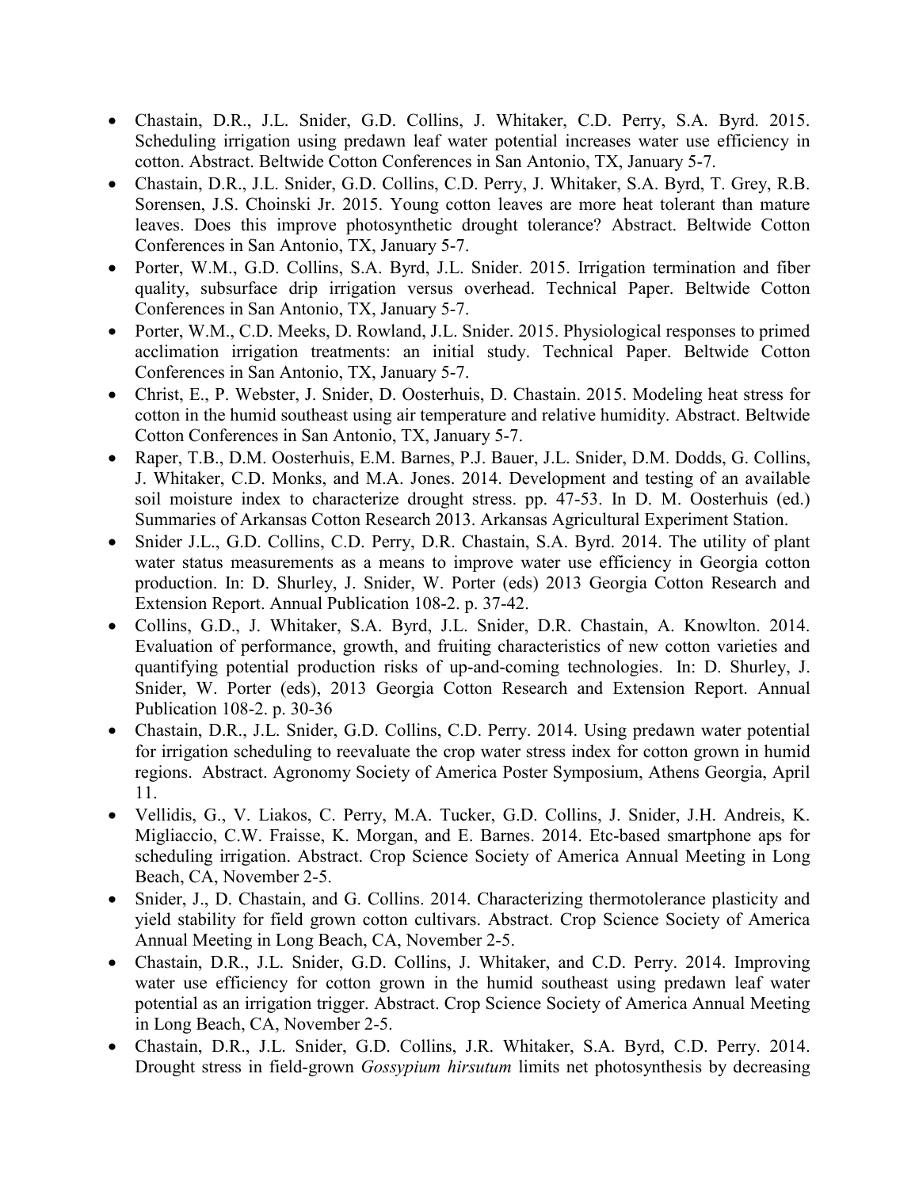- Chastain, D.R., J.L. Snider, G.D. Collins, J. Whitaker, C.D. Perry, S.A. Byrd. 2015. Scheduling irrigation using predawn leaf water potential increases water use efficiency in cotton. Abstract. Beltwide Cotton Conferences in San Antonio, TX, January 5-7.
- Chastain, D.R., J.L. Snider, G.D. Collins, C.D. Perry, J. Whitaker, S.A. Byrd, T. Grey, R.B. Sorensen, J.S. Choinski Jr. 2015. Young cotton leaves are more heat tolerant than mature leaves. Does this improve photosynthetic drought tolerance? Abstract. Beltwide Cotton Conferences in San Antonio, TX, January 5-7.
- Porter, W.M., G.D. Collins, S.A. Byrd, J.L. Snider. 2015. Irrigation termination and fiber quality, subsurface drip irrigation versus overhead. Technical Paper. Beltwide Cotton Conferences in San Antonio, TX, January 5-7.
- Porter, W.M., C.D. Meeks, D. Rowland, J.L. Snider. 2015. Physiological responses to primed acclimation irrigation treatments: an initial study. Technical Paper. Beltwide Cotton Conferences in San Antonio, TX, January 5-7.
- Christ, E., P. Webster, J. Snider, D. Oosterhuis, D. Chastain. 2015. Modeling heat stress for cotton in the humid southeast using air temperature and relative humidity. Abstract. Beltwide Cotton Conferences in San Antonio, TX, January 5-7.
- Raper, T.B., D.M. Oosterhuis, E.M. Barnes, P.J. Bauer, J.L. Snider, D.M. Dodds, G. Collins, J. Whitaker, C.D. Monks, and M.A. Jones. 2014. Development and testing of an available soil moisture index to characterize drought stress. pp. 47-53. In D. M. Oosterhuis (ed.) Summaries of Arkansas Cotton Research 2013. Arkansas Agricultural Experiment Station.
- Snider J.L., G.D. Collins, C.D. Perry, D.R. Chastain, S.A. Byrd. 2014. The utility of plant water status measurements as a means to improve water use efficiency in Georgia cotton production. In: D. Shurley, J. Snider, W. Porter (eds) 2013 Georgia Cotton Research and Extension Report. Annual Publication 108-2. p. 37-42.
- Collins, G.D., J. Whitaker, S.A. Byrd, J.L. Snider, D.R. Chastain, A. Knowlton. 2014. Evaluation of performance, growth, and fruiting characteristics of new cotton varieties and quantifying potential production risks of up-and-coming technologies. In: D. Shurley, J. Snider, W. Porter (eds), 2013 Georgia Cotton Research and Extension Report. Annual Publication 108-2. p. 30-36
- Chastain, D.R., J.L. Snider, G.D. Collins, C.D. Perry. 2014. Using predawn water potential for irrigation scheduling to reevaluate the crop water stress index for cotton grown in humid regions. Abstract. Agronomy Society of America Poster Symposium, Athens Georgia, April 11.
- Vellidis, G., V. Liakos, C. Perry, M.A. Tucker, G.D. Collins, J. Snider, J.H. Andreis, K. Migliaccio, C.W. Fraisse, K. Morgan, and E. Barnes. 2014. Etc-based smartphone aps for scheduling irrigation. Abstract. Crop Science Society of America Annual Meeting in Long Beach, CA, November 2-5.
- Snider, J., D. Chastain, and G. Collins. 2014. Characterizing thermotolerance plasticity and yield stability for field grown cotton cultivars. Abstract. Crop Science Society of America Annual Meeting in Long Beach, CA, November 2-5.
- Chastain, D.R., J.L. Snider, G.D. Collins, J. Whitaker, and C.D. Perry. 2014. Improving water use efficiency for cotton grown in the humid southeast using predawn leaf water potential as an irrigation trigger. Abstract. Crop Science Society of America Annual Meeting in Long Beach, CA, November 2-5.
- Chastain, D.R., J.L. Snider, G.D. Collins, J.R. Whitaker, S.A. Byrd, C.D. Perry. 2014. Drought stress in field-grown *Gossypium hirsutum* limits net photosynthesis by decreasing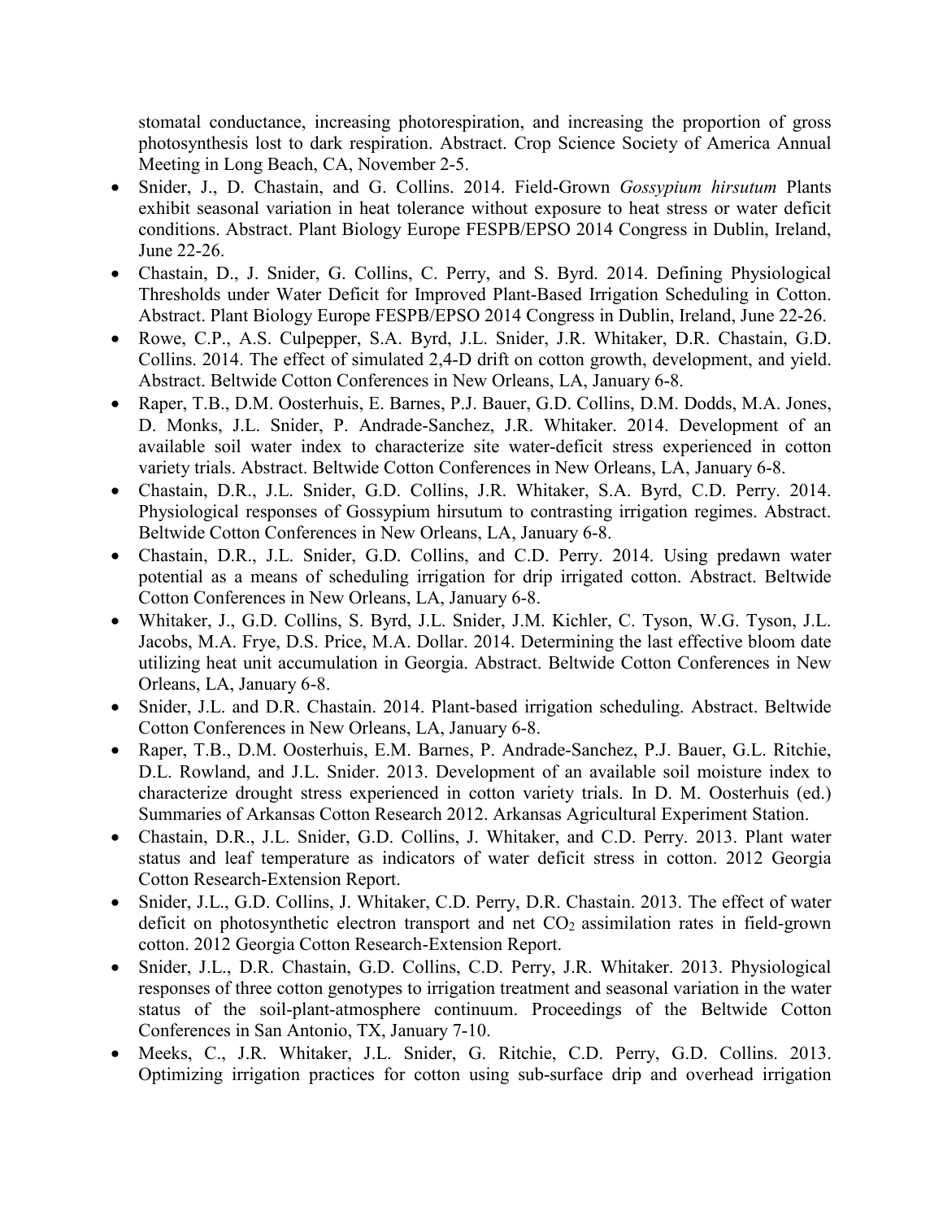stomatal conductance, increasing photorespiration, and increasing the proportion of gross photosynthesis lost to dark respiration. Abstract. Crop Science Society of America Annual Meeting in Long Beach, CA, November 2-5.

- Snider, J., D. Chastain, and G. Collins. 2014. Field-Grown *Gossypium hirsutum* Plants exhibit seasonal variation in heat tolerance without exposure to heat stress or water deficit conditions. Abstract. Plant Biology Europe FESPB/EPSO 2014 Congress in Dublin, Ireland, June 22-26.
- Chastain, D., J. Snider, G. Collins, C. Perry, and S. Byrd. 2014. Defining Physiological Thresholds under Water Deficit for Improved Plant-Based Irrigation Scheduling in Cotton. Abstract. Plant Biology Europe FESPB/EPSO 2014 Congress in Dublin, Ireland, June 22-26.
- Rowe, C.P., A.S. Culpepper, S.A. Byrd, J.L. Snider, J.R. Whitaker, D.R. Chastain, G.D. Collins. 2014. The effect of simulated 2,4-D drift on cotton growth, development, and yield. Abstract. Beltwide Cotton Conferences in New Orleans, LA, January 6-8.
- Raper, T.B., D.M. Oosterhuis, E. Barnes, P.J. Bauer, G.D. Collins, D.M. Dodds, M.A. Jones, D. Monks, J.L. Snider, P. Andrade-Sanchez, J.R. Whitaker. 2014. Development of an available soil water index to characterize site water-deficit stress experienced in cotton variety trials. Abstract. Beltwide Cotton Conferences in New Orleans, LA, January 6-8.
- Chastain, D.R., J.L. Snider, G.D. Collins, J.R. Whitaker, S.A. Byrd, C.D. Perry. 2014. Physiological responses of Gossypium hirsutum to contrasting irrigation regimes. Abstract. Beltwide Cotton Conferences in New Orleans, LA, January 6-8.
- Chastain, D.R., J.L. Snider, G.D. Collins, and C.D. Perry. 2014. Using predawn water potential as a means of scheduling irrigation for drip irrigated cotton. Abstract. Beltwide Cotton Conferences in New Orleans, LA, January 6-8.
- Whitaker, J., G.D. Collins, S. Byrd, J.L. Snider, J.M. Kichler, C. Tyson, W.G. Tyson, J.L. Jacobs, M.A. Frye, D.S. Price, M.A. Dollar. 2014. Determining the last effective bloom date utilizing heat unit accumulation in Georgia. Abstract. Beltwide Cotton Conferences in New Orleans, LA, January 6-8.
- Snider, J.L. and D.R. Chastain. 2014. Plant-based irrigation scheduling. Abstract. Beltwide Cotton Conferences in New Orleans, LA, January 6-8.
- Raper, T.B., D.M. Oosterhuis, E.M. Barnes, P. Andrade-Sanchez, P.J. Bauer, G.L. Ritchie, D.L. Rowland, and J.L. Snider. 2013. Development of an available soil moisture index to characterize drought stress experienced in cotton variety trials. In D. M. Oosterhuis (ed.) Summaries of Arkansas Cotton Research 2012. Arkansas Agricultural Experiment Station.
- Chastain, D.R., J.L. Snider, G.D. Collins, J. Whitaker, and C.D. Perry. 2013. Plant water status and leaf temperature as indicators of water deficit stress in cotton. 2012 Georgia Cotton Research-Extension Report.
- Snider, J.L., G.D. Collins, J. Whitaker, C.D. Perry, D.R. Chastain. 2013. The effect of water deficit on photosynthetic electron transport and net $CO_2$ assimilation rates in field-grown cotton. 2012 Georgia Cotton Research-Extension Report.
- Snider, J.L., D.R. Chastain, G.D. Collins, C.D. Perry, J.R. Whitaker. 2013. Physiological responses of three cotton genotypes to irrigation treatment and seasonal variation in the water status of the soil-plant-atmosphere continuum. Proceedings of the Beltwide Cotton Conferences in San Antonio, TX, January 7-10.
- Meeks, C., J.R. Whitaker, J.L. Snider, G. Ritchie, C.D. Perry, G.D. Collins. 2013. Optimizing irrigation practices for cotton using sub-surface drip and overhead irrigation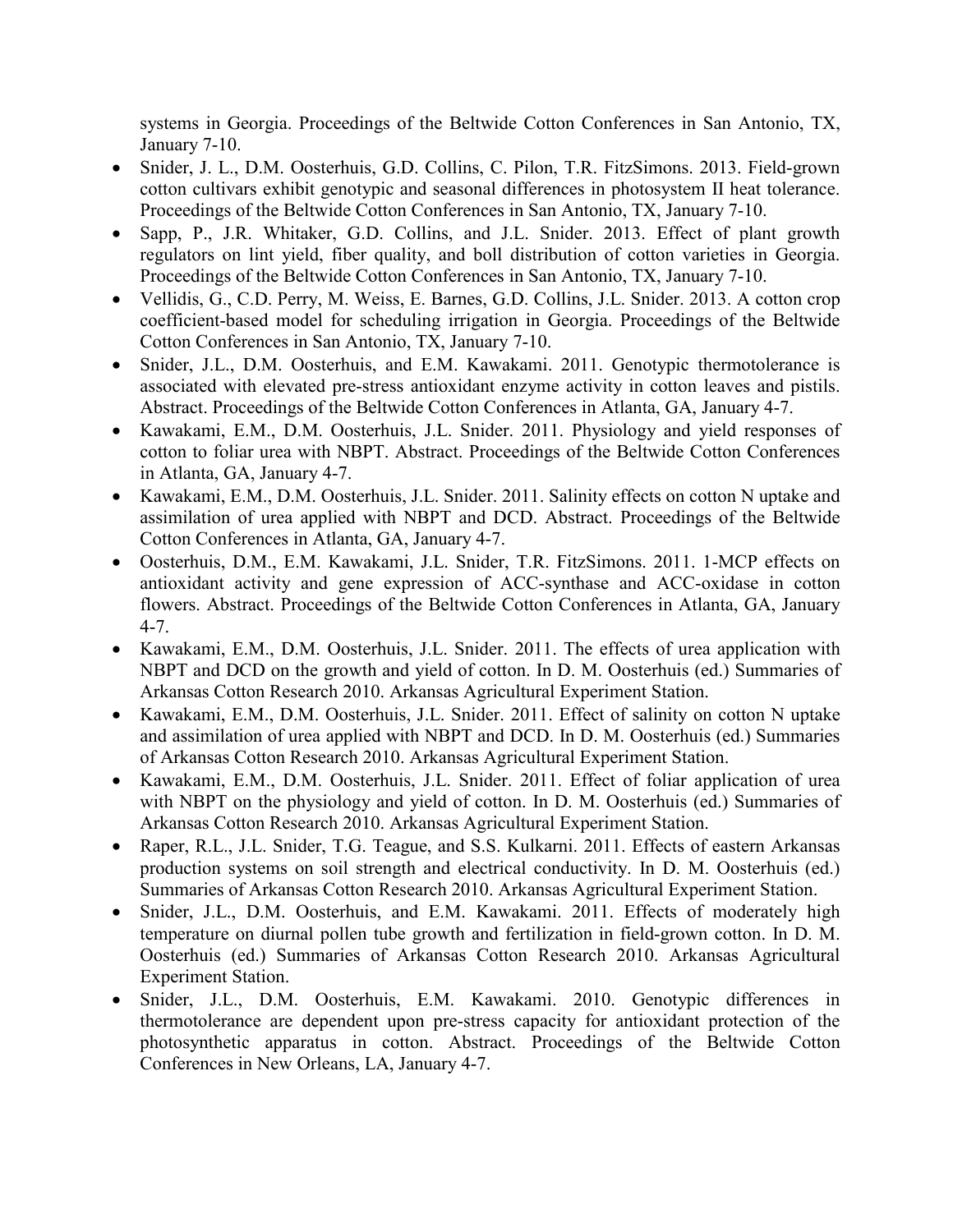systems in Georgia. Proceedings of the Beltwide Cotton Conferences in San Antonio, TX, January 7-10.

- Snider, J. L., D.M. Oosterhuis, G.D. Collins, C. Pilon, T.R. FitzSimons. 2013. Field-grown cotton cultivars exhibit genotypic and seasonal differences in photosystem II heat tolerance. Proceedings of the Beltwide Cotton Conferences in San Antonio, TX, January 7-10.
- Sapp, P., J.R. Whitaker, G.D. Collins, and J.L. Snider. 2013. Effect of plant growth regulators on lint yield, fiber quality, and boll distribution of cotton varieties in Georgia. Proceedings of the Beltwide Cotton Conferences in San Antonio, TX, January 7-10.
- Vellidis, G., C.D. Perry, M. Weiss, E. Barnes, G.D. Collins, J.L. Snider. 2013. A cotton crop coefficient-based model for scheduling irrigation in Georgia. Proceedings of the Beltwide Cotton Conferences in San Antonio, TX, January 7-10.
- Snider, J.L., D.M. Oosterhuis, and E.M. Kawakami. 2011. Genotypic thermotolerance is associated with elevated pre-stress antioxidant enzyme activity in cotton leaves and pistils. Abstract. Proceedings of the Beltwide Cotton Conferences in Atlanta, GA, January 4-7.
- Kawakami, E.M., D.M. Oosterhuis, J.L. Snider. 2011. Physiology and yield responses of cotton to foliar urea with NBPT. Abstract. Proceedings of the Beltwide Cotton Conferences in Atlanta, GA, January 4-7.
- Kawakami, E.M., D.M. Oosterhuis, J.L. Snider. 2011. Salinity effects on cotton N uptake and assimilation of urea applied with NBPT and DCD. Abstract. Proceedings of the Beltwide Cotton Conferences in Atlanta, GA, January 4-7.
- Oosterhuis, D.M., E.M. Kawakami, J.L. Snider, T.R. FitzSimons. 2011. 1-MCP effects on antioxidant activity and gene expression of ACC-synthase and ACC-oxidase in cotton flowers. Abstract. Proceedings of the Beltwide Cotton Conferences in Atlanta, GA, January 4-7.
- Kawakami, E.M., D.M. Oosterhuis, J.L. Snider. 2011. The effects of urea application with NBPT and DCD on the growth and yield of cotton. In D. M. Oosterhuis (ed.) Summaries of Arkansas Cotton Research 2010. Arkansas Agricultural Experiment Station.
- Kawakami, E.M., D.M. Oosterhuis, J.L. Snider. 2011. Effect of salinity on cotton N uptake and assimilation of urea applied with NBPT and DCD. In D. M. Oosterhuis (ed.) Summaries of Arkansas Cotton Research 2010. Arkansas Agricultural Experiment Station.
- Kawakami, E.M., D.M. Oosterhuis, J.L. Snider. 2011. Effect of foliar application of urea with NBPT on the physiology and yield of cotton. In D. M. Oosterhuis (ed.) Summaries of Arkansas Cotton Research 2010. Arkansas Agricultural Experiment Station.
- Raper, R.L., J.L. Snider, T.G. Teague, and S.S. Kulkarni. 2011. Effects of eastern Arkansas production systems on soil strength and electrical conductivity. In D. M. Oosterhuis (ed.) Summaries of Arkansas Cotton Research 2010. Arkansas Agricultural Experiment Station.
- Snider, J.L., D.M. Oosterhuis, and E.M. Kawakami. 2011. Effects of moderately high temperature on diurnal pollen tube growth and fertilization in field-grown cotton. In D. M. Oosterhuis (ed.) Summaries of Arkansas Cotton Research 2010. Arkansas Agricultural Experiment Station.
- Snider, J.L., D.M. Oosterhuis, E.M. Kawakami. 2010. Genotypic differences in thermotolerance are dependent upon pre-stress capacity for antioxidant protection of the photosynthetic apparatus in cotton. Abstract. Proceedings of the Beltwide Cotton Conferences in New Orleans, LA, January 4-7.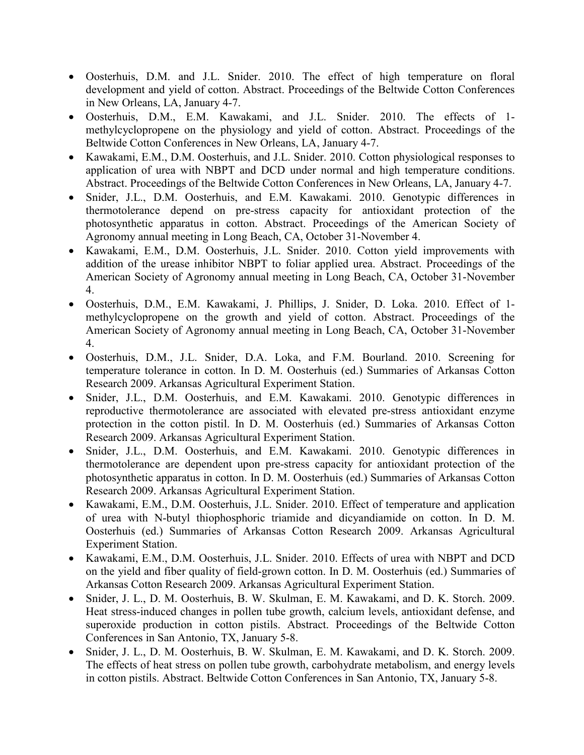- Oosterhuis, D.M. and J.L. Snider. 2010. The effect of high temperature on floral development and yield of cotton. Abstract. Proceedings of the Beltwide Cotton Conferences in New Orleans, LA, January 4-7.
- Oosterhuis, D.M., E.M. Kawakami, and J.L. Snider. 2010. The effects of 1-methylcyclopropene on the physiology and yield of cotton. Abstract. Proceedings of the Beltwide Cotton Conferences in New Orleans, LA, January 4-7.
- Kawakami, E.M., D.M. Oosterhuis, and J.L. Snider. 2010. Cotton physiological responses to application of urea with NBPT and DCD under normal and high temperature conditions. Abstract. Proceedings of the Beltwide Cotton Conferences in New Orleans, LA, January 4-7.
- Snider, J.L., D.M. Oosterhuis, and E.M. Kawakami. 2010. Genotypic differences in thermotolerance depend on pre-stress capacity for antioxidant protection of the photosynthetic apparatus in cotton. Abstract. Proceedings of the American Society of Agronomy annual meeting in Long Beach, CA, October 31-November 4.
- Kawakami, E.M., D.M. Oosterhuis, J.L. Snider. 2010. Cotton yield improvements with addition of the urease inhibitor NBPT to foliar applied urea. Abstract. Proceedings of the American Society of Agronomy annual meeting in Long Beach, CA, October 31-November 4.
- Oosterhuis, D.M., E.M. Kawakami, J. Phillips, J. Snider, D. Loka. 2010. Effect of 1-methylcyclopropene on the growth and yield of cotton. Abstract. Proceedings of the American Society of Agronomy annual meeting in Long Beach, CA, October 31-November 4.
- Oosterhuis, D.M., J.L. Snider, D.A. Loka, and F.M. Bourland. 2010. Screening for temperature tolerance in cotton. In D. M. Oosterhuis (ed.) Summaries of Arkansas Cotton Research 2009. Arkansas Agricultural Experiment Station.
- Snider, J.L., D.M. Oosterhuis, and E.M. Kawakami. 2010. Genotypic differences in reproductive thermotolerance are associated with elevated pre-stress antioxidant enzyme protection in the cotton pistil. In D. M. Oosterhuis (ed.) Summaries of Arkansas Cotton Research 2009. Arkansas Agricultural Experiment Station.
- Snider, J.L., D.M. Oosterhuis, and E.M. Kawakami. 2010. Genotypic differences in thermotolerance are dependent upon pre-stress capacity for antioxidant protection of the photosynthetic apparatus in cotton. In D. M. Oosterhuis (ed.) Summaries of Arkansas Cotton Research 2009. Arkansas Agricultural Experiment Station.
- Kawakami, E.M., D.M. Oosterhuis, J.L. Snider. 2010. Effect of temperature and application of urea with N-butyl thiophosphoric triamide and dicyandiamide on cotton. In D. M. Oosterhuis (ed.) Summaries of Arkansas Cotton Research 2009. Arkansas Agricultural Experiment Station.
- Kawakami, E.M., D.M. Oosterhuis, J.L. Snider. 2010. Effects of urea with NBPT and DCD on the yield and fiber quality of field-grown cotton. In D. M. Oosterhuis (ed.) Summaries of Arkansas Cotton Research 2009. Arkansas Agricultural Experiment Station.
- Snider, J. L., D. M. Oosterhuis, B. W. Skulman, E. M. Kawakami, and D. K. Storch. 2009. Heat stress-induced changes in pollen tube growth, calcium levels, antioxidant defense, and superoxide production in cotton pistils. Abstract. Proceedings of the Beltwide Cotton Conferences in San Antonio, TX, January 5-8.
- Snider, J. L., D. M. Oosterhuis, B. W. Skulman, E. M. Kawakami, and D. K. Storch. 2009. The effects of heat stress on pollen tube growth, carbohydrate metabolism, and energy levels in cotton pistils. Abstract. Beltwide Cotton Conferences in San Antonio, TX, January 5-8.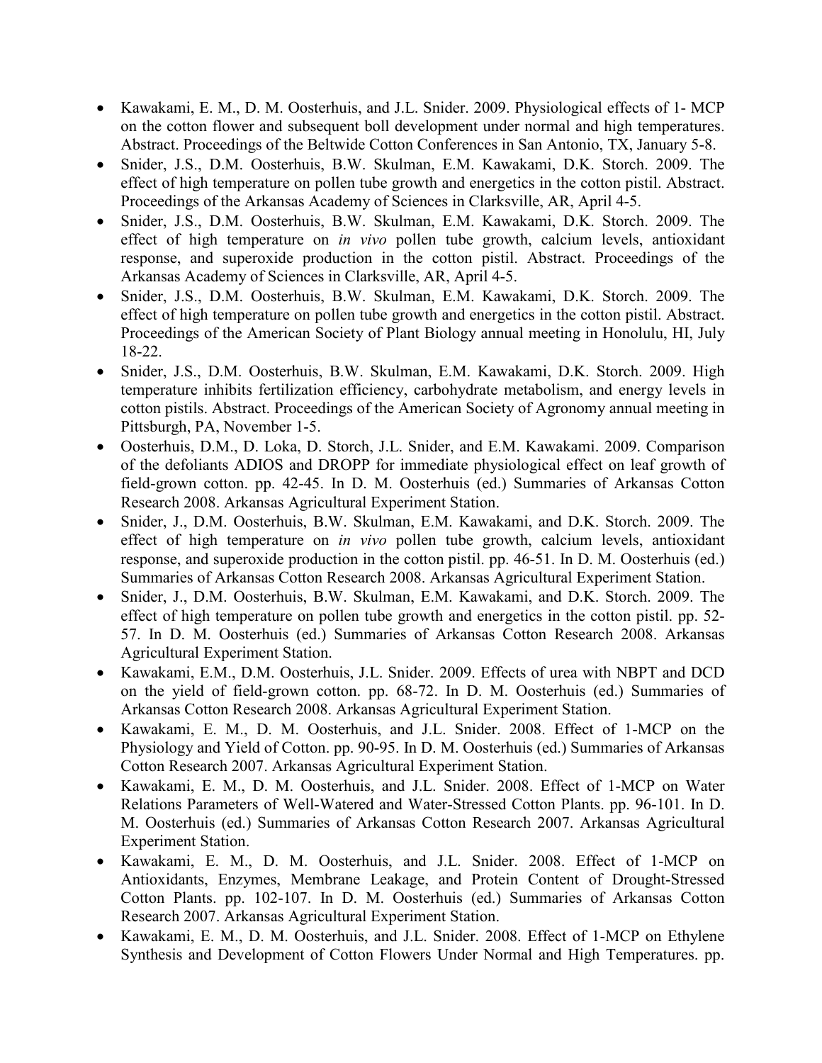- Kawakami, E. M., D. M. Oosterhuis, and J.L. Snider. 2009. Physiological effects of 1- MCP on the cotton flower and subsequent boll development under normal and high temperatures. Abstract. Proceedings of the Beltwide Cotton Conferences in San Antonio, TX, January 5-8.
- Snider, J.S., D.M. Oosterhuis, B.W. Skulman, E.M. Kawakami, D.K. Storch. 2009. The effect of high temperature on pollen tube growth and energetics in the cotton pistil. Abstract. Proceedings of the Arkansas Academy of Sciences in Clarksville, AR, April 4-5.
- Snider, J.S., D.M. Oosterhuis, B.W. Skulman, E.M. Kawakami, D.K. Storch. 2009. The effect of high temperature on *in vivo* pollen tube growth, calcium levels, antioxidant response, and superoxide production in the cotton pistil. Abstract. Proceedings of the Arkansas Academy of Sciences in Clarksville, AR, April 4-5.
- Snider, J.S., D.M. Oosterhuis, B.W. Skulman, E.M. Kawakami, D.K. Storch. 2009. The effect of high temperature on pollen tube growth and energetics in the cotton pistil. Abstract. Proceedings of the American Society of Plant Biology annual meeting in Honolulu, HI, July 18-22.
- Snider, J.S., D.M. Oosterhuis, B.W. Skulman, E.M. Kawakami, D.K. Storch. 2009. High temperature inhibits fertilization efficiency, carbohydrate metabolism, and energy levels in cotton pistils. Abstract. Proceedings of the American Society of Agronomy annual meeting in Pittsburgh, PA, November 1-5.
- Oosterhuis, D.M., D. Loka, D. Storch, J.L. Snider, and E.M. Kawakami. 2009. Comparison of the defoliants ADIOS and DROPP for immediate physiological effect on leaf growth of field-grown cotton. pp. 42-45. In D. M. Oosterhuis (ed.) Summaries of Arkansas Cotton Research 2008. Arkansas Agricultural Experiment Station.
- Snider, J., D.M. Oosterhuis, B.W. Skulman, E.M. Kawakami, and D.K. Storch. 2009. The effect of high temperature on *in vivo* pollen tube growth, calcium levels, antioxidant response, and superoxide production in the cotton pistil. pp. 46-51. In D. M. Oosterhuis (ed.) Summaries of Arkansas Cotton Research 2008. Arkansas Agricultural Experiment Station.
- Snider, J., D.M. Oosterhuis, B.W. Skulman, E.M. Kawakami, and D.K. Storch. 2009. The effect of high temperature on pollen tube growth and energetics in the cotton pistil. pp. 52-57. In D. M. Oosterhuis (ed.) Summaries of Arkansas Cotton Research 2008. Arkansas Agricultural Experiment Station.
- Kawakami, E.M., D.M. Oosterhuis, J.L. Snider. 2009. Effects of urea with NBPT and DCD on the yield of field-grown cotton. pp. 68-72. In D. M. Oosterhuis (ed.) Summaries of Arkansas Cotton Research 2008. Arkansas Agricultural Experiment Station.
- Kawakami, E. M., D. M. Oosterhuis, and J.L. Snider. 2008. Effect of 1-MCP on the Physiology and Yield of Cotton. pp. 90-95. In D. M. Oosterhuis (ed.) Summaries of Arkansas Cotton Research 2007. Arkansas Agricultural Experiment Station.
- Kawakami, E. M., D. M. Oosterhuis, and J.L. Snider. 2008. Effect of 1-MCP on Water Relations Parameters of Well-Watered and Water-Stressed Cotton Plants. pp. 96-101. In D. M. Oosterhuis (ed.) Summaries of Arkansas Cotton Research 2007. Arkansas Agricultural Experiment Station.
- Kawakami, E. M., D. M. Oosterhuis, and J.L. Snider. 2008. Effect of 1-MCP on Antioxidants, Enzymes, Membrane Leakage, and Protein Content of Drought-Stressed Cotton Plants. pp. 102-107. In D. M. Oosterhuis (ed.) Summaries of Arkansas Cotton Research 2007. Arkansas Agricultural Experiment Station.
- Kawakami, E. M., D. M. Oosterhuis, and J.L. Snider. 2008. Effect of 1-MCP on Ethylene Synthesis and Development of Cotton Flowers Under Normal and High Temperatures. pp.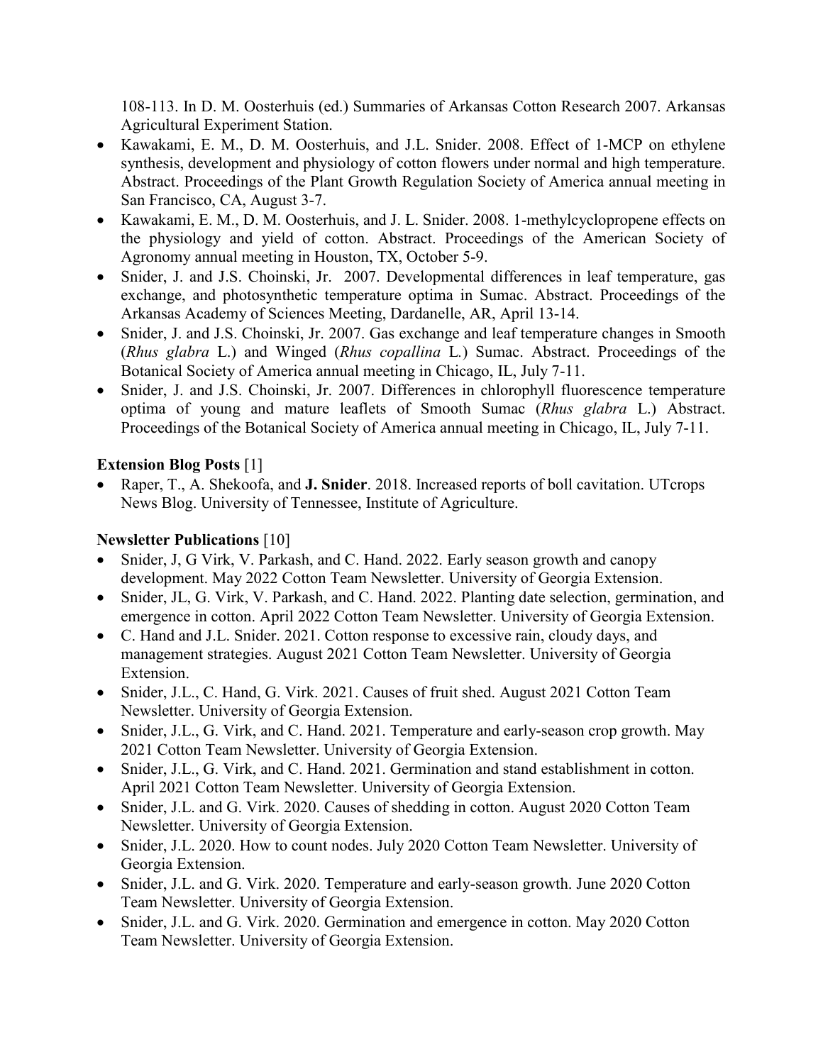108-113. In D. M. Oosterhuis (ed.) Summaries of Arkansas Cotton Research 2007. Arkansas Agricultural Experiment Station.

- Kawakami, E. M., D. M. Oosterhuis, and J.L. Snider. 2008. Effect of 1-MCP on ethylene synthesis, development and physiology of cotton flowers under normal and high temperature. Abstract. Proceedings of the Plant Growth Regulation Society of America annual meeting in San Francisco, CA, August 3-7.
- Kawakami, E. M., D. M. Oosterhuis, and J. L. Snider. 2008. 1-methylcyclopropene effects on the physiology and yield of cotton. Abstract. Proceedings of the American Society of Agronomy annual meeting in Houston, TX, October 5-9.
- Snider, J. and J.S. Choinski, Jr. 2007. Developmental differences in leaf temperature, gas exchange, and photosynthetic temperature optima in Sumac. Abstract. Proceedings of the Arkansas Academy of Sciences Meeting, Dardanelle, AR, April 13-14.
- Snider, J. and J.S. Choinski, Jr. 2007. Gas exchange and leaf temperature changes in Smooth (*Rhus glabra* L.) and Winged (*Rhus copallina* L.) Sumac. Abstract. Proceedings of the Botanical Society of America annual meeting in Chicago, IL, July 7-11.
- Snider, J. and J.S. Choinski, Jr. 2007. Differences in chlorophyll fluorescence temperature optima of young and mature leaflets of Smooth Sumac (*Rhus glabra* L.) Abstract. Proceedings of the Botanical Society of America annual meeting in Chicago, IL, July 7-11.

**Extension Blog Posts** [1]

- Raper, T., A. Shekoofa, and **J. Snider**. 2018. Increased reports of boll cavitation. UTcrops News Blog. University of Tennessee, Institute of Agriculture.

**Newsletter Publications** [10]

- Snider, J, G Virk, V. Parkash, and C. Hand. 2022. Early season growth and canopy development. May 2022 Cotton Team Newsletter. University of Georgia Extension.
- Snider, JL, G. Virk, V. Parkash, and C. Hand. 2022. Planting date selection, germination, and emergence in cotton. April 2022 Cotton Team Newsletter. University of Georgia Extension.
- C. Hand and J.L. Snider. 2021. Cotton response to excessive rain, cloudy days, and management strategies. August 2021 Cotton Team Newsletter. University of Georgia Extension.
- Snider, J.L., C. Hand, G. Virk. 2021. Causes of fruit shed. August 2021 Cotton Team Newsletter. University of Georgia Extension.
- Snider, J.L., G. Virk, and C. Hand. 2021. Temperature and early-season crop growth. May 2021 Cotton Team Newsletter. University of Georgia Extension.
- Snider, J.L., G. Virk, and C. Hand. 2021. Germination and stand establishment in cotton. April 2021 Cotton Team Newsletter. University of Georgia Extension.
- Snider, J.L. and G. Virk. 2020. Causes of shedding in cotton. August 2020 Cotton Team Newsletter. University of Georgia Extension.
- Snider, J.L. 2020. How to count nodes. July 2020 Cotton Team Newsletter. University of Georgia Extension.
- Snider, J.L. and G. Virk. 2020. Temperature and early-season growth. June 2020 Cotton Team Newsletter. University of Georgia Extension.
- Snider, J.L. and G. Virk. 2020. Germination and emergence in cotton. May 2020 Cotton Team Newsletter. University of Georgia Extension.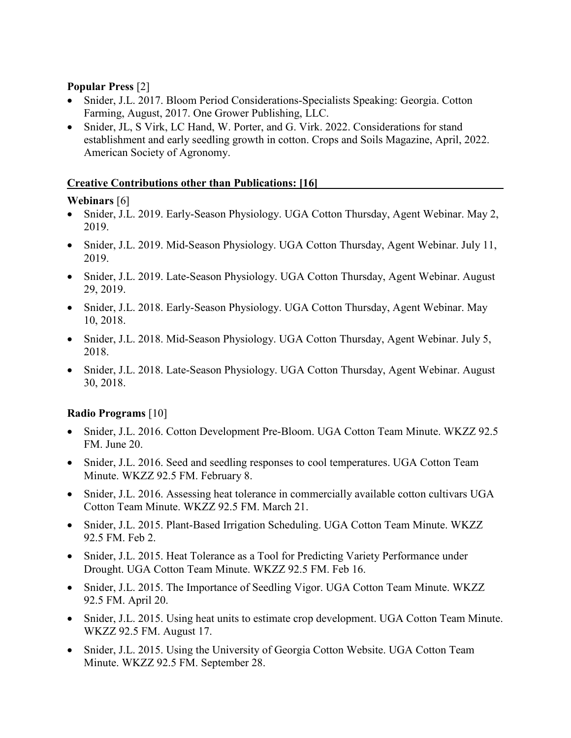**Popular Press** [2]

- Snider, J.L. 2017. Bloom Period Considerations-Specialists Speaking: Georgia. Cotton Farming, August, 2017. One Grower Publishing, LLC.
- Snider, JL, S Virk, LC Hand, W. Porter, and G. Virk. 2022. Considerations for stand establishment and early seedling growth in cotton. Crops and Soils Magazine, April, 2022. American Society of Agronomy.

**Creative Contributions other than Publications: [16]**

**Webinars** [6]

- Snider, J.L. 2019. Early-Season Physiology. UGA Cotton Thursday, Agent Webinar. May 2, 2019.
- Snider, J.L. 2019. Mid-Season Physiology. UGA Cotton Thursday, Agent Webinar. July 11, 2019.
- Snider, J.L. 2019. Late-Season Physiology. UGA Cotton Thursday, Agent Webinar. August 29, 2019.
- Snider, J.L. 2018. Early-Season Physiology. UGA Cotton Thursday, Agent Webinar. May 10, 2018.
- Snider, J.L. 2018. Mid-Season Physiology. UGA Cotton Thursday, Agent Webinar. July 5, 2018.
- Snider, J.L. 2018. Late-Season Physiology. UGA Cotton Thursday, Agent Webinar. August 30, 2018.

**Radio Programs** [10]

- Snider, J.L. 2016. Cotton Development Pre-Bloom. UGA Cotton Team Minute. WKZZ 92.5 FM. June 20.
- Snider, J.L. 2016. Seed and seedling responses to cool temperatures. UGA Cotton Team Minute. WKZZ 92.5 FM. February 8.
- Snider, J.L. 2016. Assessing heat tolerance in commercially available cotton cultivars UGA Cotton Team Minute. WKZZ 92.5 FM. March 21.
- Snider, J.L. 2015. Plant-Based Irrigation Scheduling. UGA Cotton Team Minute. WKZZ 92.5 FM. Feb 2.
- Snider, J.L. 2015. Heat Tolerance as a Tool for Predicting Variety Performance under Drought. UGA Cotton Team Minute. WKZZ 92.5 FM. Feb 16.
- Snider, J.L. 2015. The Importance of Seedling Vigor. UGA Cotton Team Minute. WKZZ 92.5 FM. April 20.
- Snider, J.L. 2015. Using heat units to estimate crop development. UGA Cotton Team Minute. WKZZ 92.5 FM. August 17.
- Snider, J.L. 2015. Using the University of Georgia Cotton Website. UGA Cotton Team Minute. WKZZ 92.5 FM. September 28.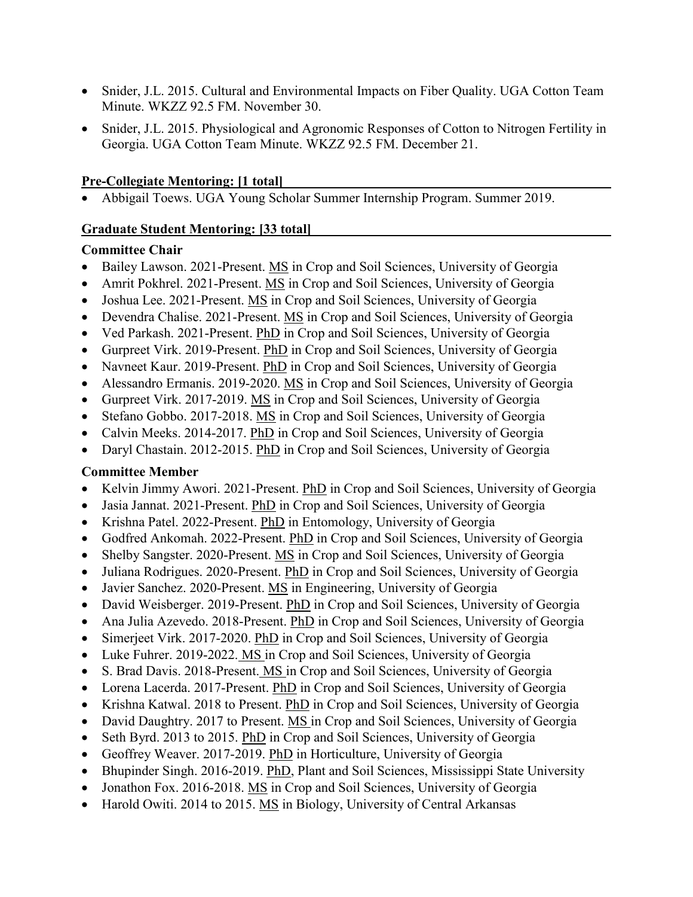- Snider, J.L. 2015. Cultural and Environmental Impacts on Fiber Quality. UGA Cotton Team Minute. WKZZ 92.5 FM. November 30.
- Snider, J.L. 2015. Physiological and Agronomic Responses of Cotton to Nitrogen Fertility in Georgia. UGA Cotton Team Minute. WKZZ 92.5 FM. December 21.

## Pre-Collegiate Mentoring: [1 total]

- Abbigail Toews. UGA Young Scholar Summer Internship Program. Summer 2019.

## Graduate Student Mentoring: [33 total]

### Committee Chair

- Bailey Lawson. 2021-Present. MS in Crop and Soil Sciences, University of Georgia
- Amrit Pokhrel. 2021-Present. MS in Crop and Soil Sciences, University of Georgia
- Joshua Lee. 2021-Present. MS in Crop and Soil Sciences, University of Georgia
- Devendra Chalise. 2021-Present. MS in Crop and Soil Sciences, University of Georgia
- Ved Parkash. 2021-Present. PhD in Crop and Soil Sciences, University of Georgia
- Gurpreet Virk. 2019-Present. PhD in Crop and Soil Sciences, University of Georgia
- Navneet Kaur. 2019-Present. PhD in Crop and Soil Sciences, University of Georgia
- Alessandro Ermanis. 2019-2020. MS in Crop and Soil Sciences, University of Georgia
- Gurpreet Virk. 2017-2019. MS in Crop and Soil Sciences, University of Georgia
- Stefano Gobbo. 2017-2018. MS in Crop and Soil Sciences, University of Georgia
- Calvin Meeks. 2014-2017. PhD in Crop and Soil Sciences, University of Georgia
- Daryl Chastain. 2012-2015. PhD in Crop and Soil Sciences, University of Georgia

### Committee Member

- Kelvin Jimmy Awori. 2021-Present. PhD in Crop and Soil Sciences, University of Georgia
- Jasia Jannat. 2021-Present. PhD in Crop and Soil Sciences, University of Georgia
- Krishna Patel. 2022-Present. PhD in Entomology, University of Georgia
- Godfred Ankomah. 2022-Present. PhD in Crop and Soil Sciences, University of Georgia
- Shelby Sangster. 2020-Present. MS in Crop and Soil Sciences, University of Georgia
- Juliana Rodrigues. 2020-Present. PhD in Crop and Soil Sciences, University of Georgia
- Javier Sanchez. 2020-Present. MS in Engineering, University of Georgia
- David Weisberger. 2019-Present. PhD in Crop and Soil Sciences, University of Georgia
- Ana Julia Azevedo. 2018-Present. PhD in Crop and Soil Sciences, University of Georgia
- Simerjeet Virk. 2017-2020. PhD in Crop and Soil Sciences, University of Georgia
- Luke Fuhrer. 2019-2022. MS in Crop and Soil Sciences, University of Georgia
- S. Brad Davis. 2018-Present. MS in Crop and Soil Sciences, University of Georgia
- Lorena Lacerda. 2017-Present. PhD in Crop and Soil Sciences, University of Georgia
- Krishna Katwal. 2018 to Present. PhD in Crop and Soil Sciences, University of Georgia
- David Daughtry. 2017 to Present. MS in Crop and Soil Sciences, University of Georgia
- Seth Byrd. 2013 to 2015. PhD in Crop and Soil Sciences, University of Georgia
- Geoffrey Weaver. 2017-2019. PhD in Horticulture, University of Georgia
- Bhupinder Singh. 2016-2019. PhD, Plant and Soil Sciences, Mississippi State University
- Jonathon Fox. 2016-2018. MS in Crop and Soil Sciences, University of Georgia
- Harold Owiti. 2014 to 2015. MS in Biology, University of Central Arkansas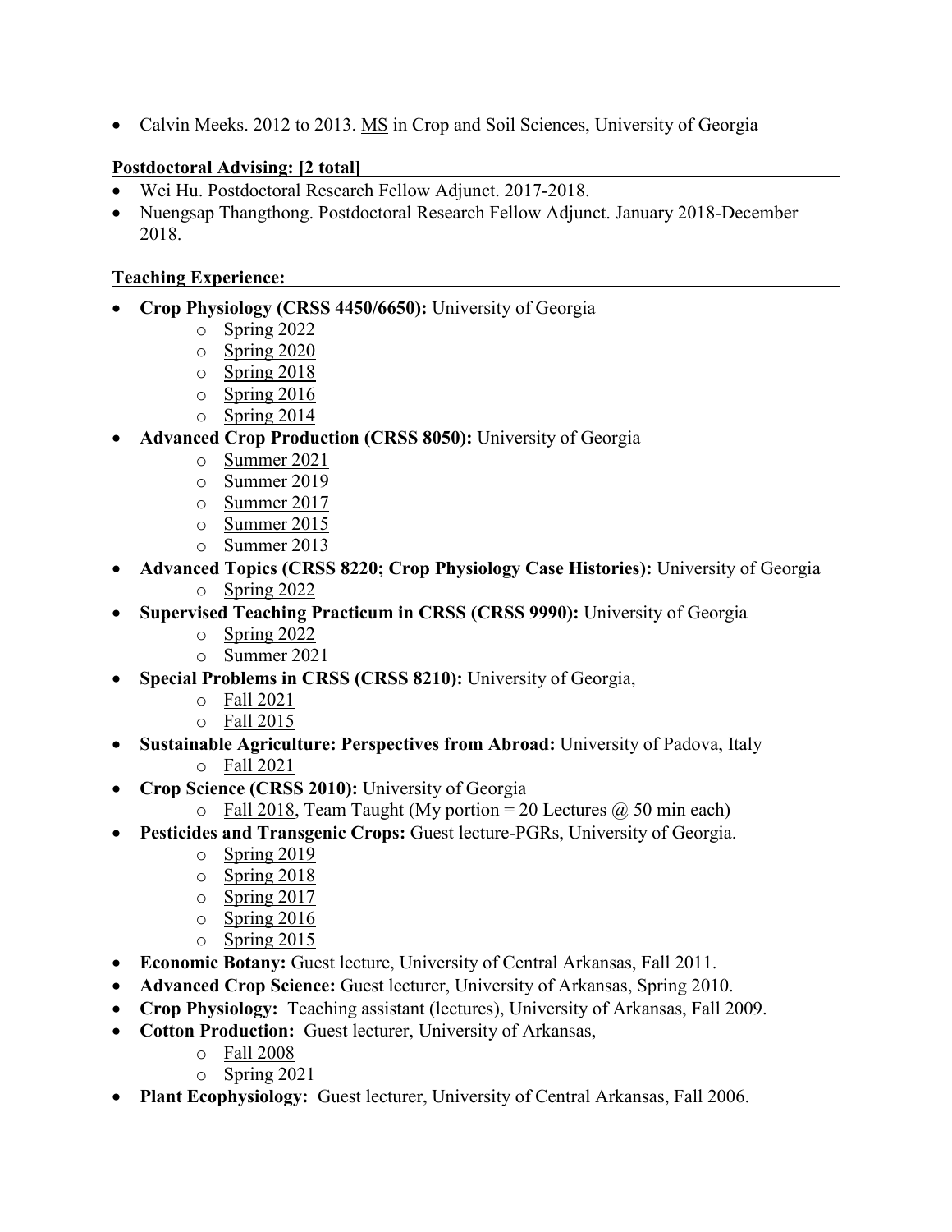- Calvin Meeks. 2012 to 2013. <u>MS</u> in Crop and Soil Sciences, University of Georgia

**<u>Postdoctoral Advising: [2 total]</u>**

- Wei Hu. Postdoctoral Research Fellow Adjunct. 2017-2018.
- Nuengsap Thangthong. Postdoctoral Research Fellow Adjunct. January 2018-December 2018.

**<u>Teaching Experience:</u>**

- **Crop Physiology (CRSS 4450/6650):** University of Georgia
    - <u>Spring 2022</u>
    - <u>Spring 2020</u>
    - <u>Spring 2018</u>
    - <u>Spring 2016</u>
    - <u>Spring 2014</u>
- **Advanced Crop Production (CRSS 8050):** University of Georgia
    - <u>Summer 2021</u>
    - <u>Summer 2019</u>
    - <u>Summer 2017</u>
    - <u>Summer 2015</u>
    - <u>Summer 2013</u>
- **Advanced Topics (CRSS 8220; Crop Physiology Case Histories):** University of Georgia
    - <u>Spring 2022</u>
- **Supervised Teaching Practicum in CRSS (CRSS 9990):** University of Georgia
    - <u>Spring 2022</u>
    - <u>Summer 2021</u>
- **Special Problems in CRSS (CRSS 8210):** University of Georgia,
    - <u>Fall 2021</u>
    - <u>Fall 2015</u>
- **Sustainable Agriculture: Perspectives from Abroad:** University of Padova, Italy
    - <u>Fall 2021</u>
- **Crop Science (CRSS 2010):** University of Georgia
    - <u>Fall 2018</u>, Team Taught (My portion = 20 Lectures @ 50 min each)
- **Pesticides and Transgenic Crops:** Guest lecture-PGRs, University of Georgia.
    - <u>Spring 2019</u>
    - <u>Spring 2018</u>
    - <u>Spring 2017</u>
    - <u>Spring 2016</u>
    - <u>Spring 2015</u>
- **Economic Botany:** Guest lecture, University of Central Arkansas, Fall 2011.
- **Advanced Crop Science:** Guest lecturer, University of Arkansas, Spring 2010.
- **Crop Physiology:** Teaching assistant (lectures), University of Arkansas, Fall 2009.
- **Cotton Production:** Guest lecturer, University of Arkansas,
    - <u>Fall 2008</u>
    - <u>Spring 2021</u>
- **Plant Ecophysiology:** Guest lecturer, University of Central Arkansas, Fall 2006.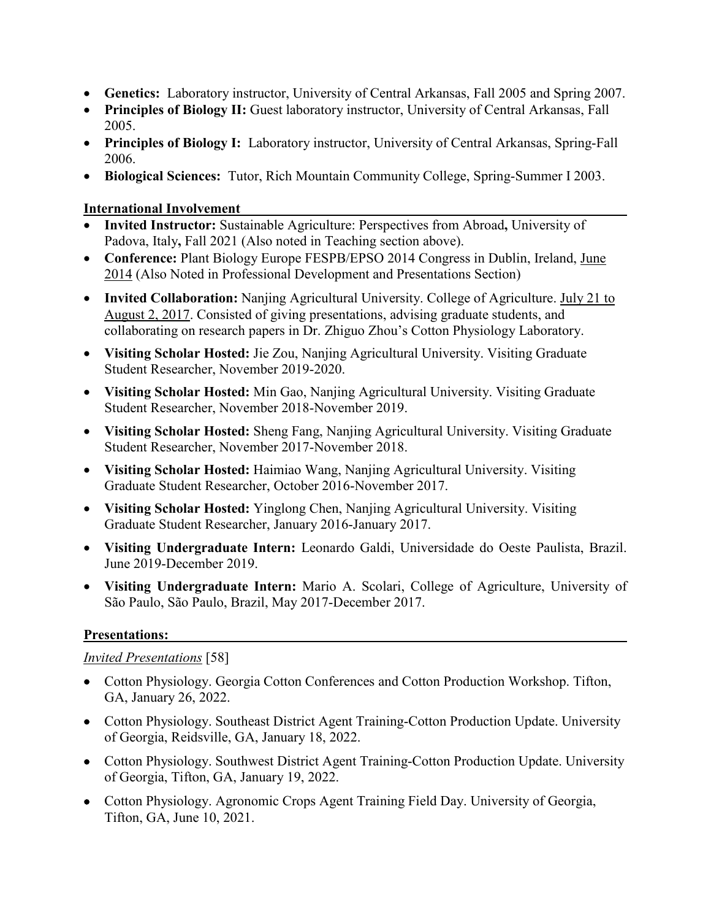- **Genetics:** Laboratory instructor, University of Central Arkansas, Fall 2005 and Spring 2007.
- **Principles of Biology II:** Guest laboratory instructor, University of Central Arkansas, Fall 2005.
- **Principles of Biology I:** Laboratory instructor, University of Central Arkansas, Spring-Fall 2006.
- **Biological Sciences:** Tutor, Rich Mountain Community College, Spring-Summer I 2003.

## International Involvement

- **Invited Instructor:** Sustainable Agriculture: Perspectives from Abroad**,** University of Padova, Italy**,** Fall 2021 (Also noted in Teaching section above).
- **Conference:** Plant Biology Europe FESPB/EPSO 2014 Congress in Dublin, Ireland, June 2014 (Also Noted in Professional Development and Presentations Section)
- **Invited Collaboration:** Nanjing Agricultural University. College of Agriculture. July 21 to August 2, 2017. Consisted of giving presentations, advising graduate students, and collaborating on research papers in Dr. Zhiguo Zhou's Cotton Physiology Laboratory.
- **Visiting Scholar Hosted:** Jie Zou, Nanjing Agricultural University. Visiting Graduate Student Researcher, November 2019-2020.
- **Visiting Scholar Hosted:** Min Gao, Nanjing Agricultural University. Visiting Graduate Student Researcher, November 2018-November 2019.
- **Visiting Scholar Hosted:** Sheng Fang, Nanjing Agricultural University. Visiting Graduate Student Researcher, November 2017-November 2018.
- **Visiting Scholar Hosted:** Haimiao Wang, Nanjing Agricultural University. Visiting Graduate Student Researcher, October 2016-November 2017.
- **Visiting Scholar Hosted:** Yinglong Chen, Nanjing Agricultural University. Visiting Graduate Student Researcher, January 2016-January 2017.
- **Visiting Undergraduate Intern:** Leonardo Galdi, Universidade do Oeste Paulista, Brazil. June 2019-December 2019.
- **Visiting Undergraduate Intern:** Mario A. Scolari, College of Agriculture, University of São Paulo, São Paulo, Brazil, May 2017-December 2017.

## Presentations:

*Invited Presentations* [58]

- Cotton Physiology. Georgia Cotton Conferences and Cotton Production Workshop. Tifton, GA, January 26, 2022.
- Cotton Physiology. Southeast District Agent Training-Cotton Production Update. University of Georgia, Reidsville, GA, January 18, 2022.
- Cotton Physiology. Southwest District Agent Training-Cotton Production Update. University of Georgia, Tifton, GA, January 19, 2022.
- Cotton Physiology. Agronomic Crops Agent Training Field Day. University of Georgia, Tifton, GA, June 10, 2021.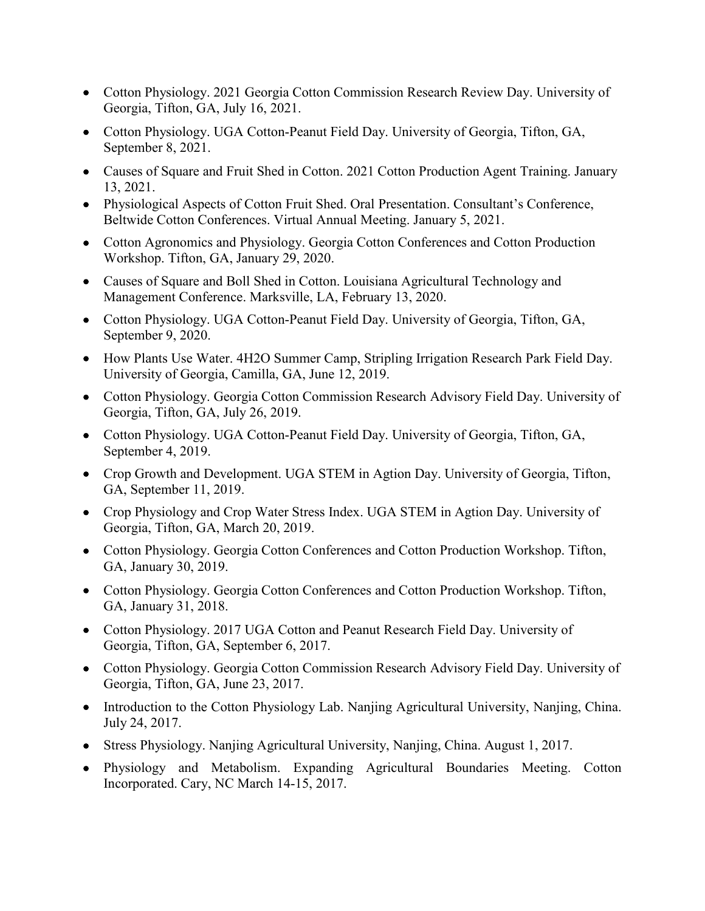- Cotton Physiology. 2021 Georgia Cotton Commission Research Review Day. University of Georgia, Tifton, GA, July 16, 2021.
- Cotton Physiology. UGA Cotton-Peanut Field Day. University of Georgia, Tifton, GA, September 8, 2021.
- Causes of Square and Fruit Shed in Cotton. 2021 Cotton Production Agent Training. January 13, 2021.
- Physiological Aspects of Cotton Fruit Shed. Oral Presentation. Consultant's Conference, Beltwide Cotton Conferences. Virtual Annual Meeting. January 5, 2021.
- Cotton Agronomics and Physiology. Georgia Cotton Conferences and Cotton Production Workshop. Tifton, GA, January 29, 2020.
- Causes of Square and Boll Shed in Cotton. Louisiana Agricultural Technology and Management Conference. Marksville, LA, February 13, 2020.
- Cotton Physiology. UGA Cotton-Peanut Field Day. University of Georgia, Tifton, GA, September 9, 2020.
- How Plants Use Water. 4H2O Summer Camp, Stripling Irrigation Research Park Field Day. University of Georgia, Camilla, GA, June 12, 2019.
- Cotton Physiology. Georgia Cotton Commission Research Advisory Field Day. University of Georgia, Tifton, GA, July 26, 2019.
- Cotton Physiology. UGA Cotton-Peanut Field Day. University of Georgia, Tifton, GA, September 4, 2019.
- Crop Growth and Development. UGA STEM in Agtion Day. University of Georgia, Tifton, GA, September 11, 2019.
- Crop Physiology and Crop Water Stress Index. UGA STEM in Agtion Day. University of Georgia, Tifton, GA, March 20, 2019.
- Cotton Physiology. Georgia Cotton Conferences and Cotton Production Workshop. Tifton, GA, January 30, 2019.
- Cotton Physiology. Georgia Cotton Conferences and Cotton Production Workshop. Tifton, GA, January 31, 2018.
- Cotton Physiology. 2017 UGA Cotton and Peanut Research Field Day. University of Georgia, Tifton, GA, September 6, 2017.
- Cotton Physiology. Georgia Cotton Commission Research Advisory Field Day. University of Georgia, Tifton, GA, June 23, 2017.
- Introduction to the Cotton Physiology Lab. Nanjing Agricultural University, Nanjing, China. July 24, 2017.
- Stress Physiology. Nanjing Agricultural University, Nanjing, China. August 1, 2017.
- Physiology and Metabolism. Expanding Agricultural Boundaries Meeting. Cotton Incorporated. Cary, NC March 14-15, 2017.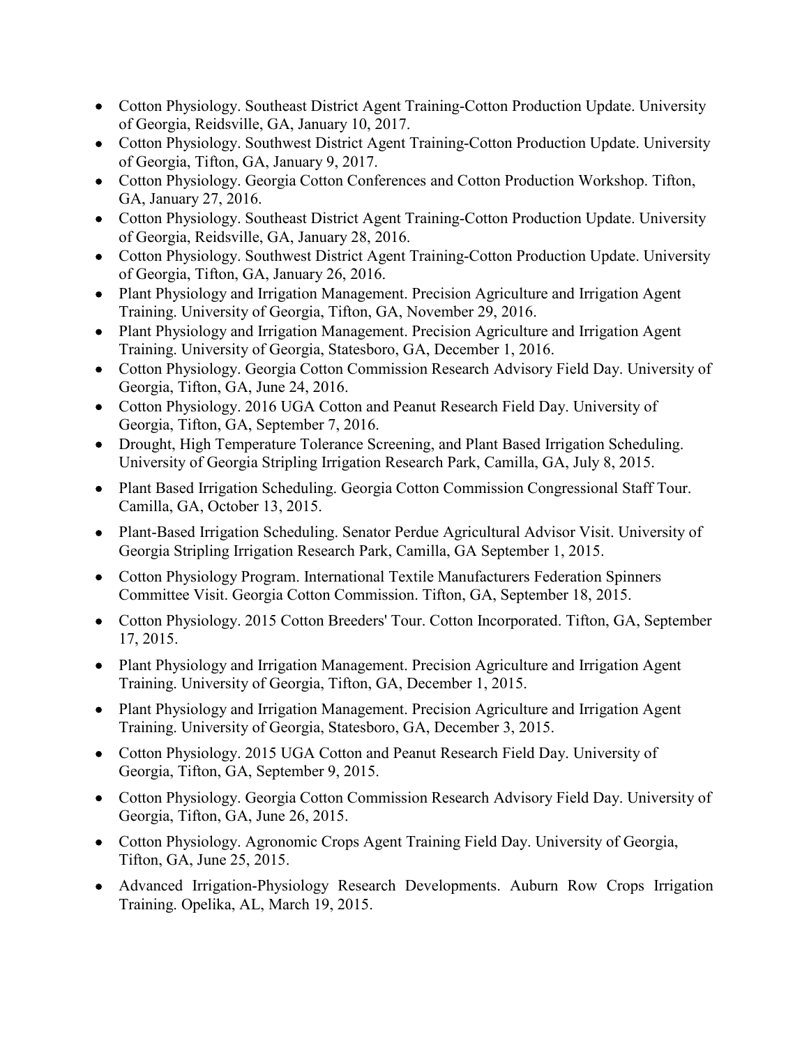- Cotton Physiology. Southeast District Agent Training-Cotton Production Update. University of Georgia, Reidsville, GA, January 10, 2017.
- Cotton Physiology. Southwest District Agent Training-Cotton Production Update. University of Georgia, Tifton, GA, January 9, 2017.
- Cotton Physiology. Georgia Cotton Conferences and Cotton Production Workshop. Tifton, GA, January 27, 2016.
- Cotton Physiology. Southeast District Agent Training-Cotton Production Update. University of Georgia, Reidsville, GA, January 28, 2016.
- Cotton Physiology. Southwest District Agent Training-Cotton Production Update. University of Georgia, Tifton, GA, January 26, 2016.
- Plant Physiology and Irrigation Management. Precision Agriculture and Irrigation Agent Training. University of Georgia, Tifton, GA, November 29, 2016.
- Plant Physiology and Irrigation Management. Precision Agriculture and Irrigation Agent Training. University of Georgia, Statesboro, GA, December 1, 2016.
- Cotton Physiology. Georgia Cotton Commission Research Advisory Field Day. University of Georgia, Tifton, GA, June 24, 2016.
- Cotton Physiology. 2016 UGA Cotton and Peanut Research Field Day. University of Georgia, Tifton, GA, September 7, 2016.
- Drought, High Temperature Tolerance Screening, and Plant Based Irrigation Scheduling. University of Georgia Stripling Irrigation Research Park, Camilla, GA, July 8, 2015.
- Plant Based Irrigation Scheduling. Georgia Cotton Commission Congressional Staff Tour. Camilla, GA, October 13, 2015.
- Plant-Based Irrigation Scheduling. Senator Perdue Agricultural Advisor Visit. University of Georgia Stripling Irrigation Research Park, Camilla, GA September 1, 2015.
- Cotton Physiology Program. International Textile Manufacturers Federation Spinners Committee Visit. Georgia Cotton Commission. Tifton, GA, September 18, 2015.
- Cotton Physiology. 2015 Cotton Breeders' Tour. Cotton Incorporated. Tifton, GA, September 17, 2015.
- Plant Physiology and Irrigation Management. Precision Agriculture and Irrigation Agent Training. University of Georgia, Tifton, GA, December 1, 2015.
- Plant Physiology and Irrigation Management. Precision Agriculture and Irrigation Agent Training. University of Georgia, Statesboro, GA, December 3, 2015.
- Cotton Physiology. 2015 UGA Cotton and Peanut Research Field Day. University of Georgia, Tifton, GA, September 9, 2015.
- Cotton Physiology. Georgia Cotton Commission Research Advisory Field Day. University of Georgia, Tifton, GA, June 26, 2015.
- Cotton Physiology. Agronomic Crops Agent Training Field Day. University of Georgia, Tifton, GA, June 25, 2015.
- Advanced Irrigation-Physiology Research Developments. Auburn Row Crops Irrigation Training. Opelika, AL, March 19, 2015.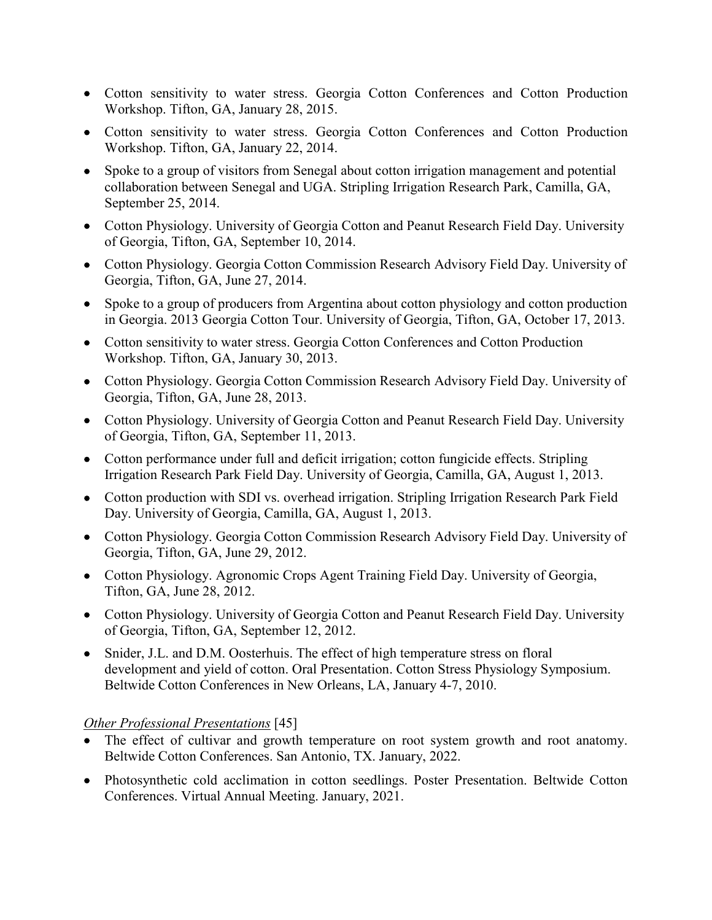- Cotton sensitivity to water stress. Georgia Cotton Conferences and Cotton Production Workshop. Tifton, GA, January 28, 2015.
- Cotton sensitivity to water stress. Georgia Cotton Conferences and Cotton Production Workshop. Tifton, GA, January 22, 2014.
- Spoke to a group of visitors from Senegal about cotton irrigation management and potential collaboration between Senegal and UGA. Stripling Irrigation Research Park, Camilla, GA, September 25, 2014.
- Cotton Physiology. University of Georgia Cotton and Peanut Research Field Day. University of Georgia, Tifton, GA, September 10, 2014.
- Cotton Physiology. Georgia Cotton Commission Research Advisory Field Day. University of Georgia, Tifton, GA, June 27, 2014.
- Spoke to a group of producers from Argentina about cotton physiology and cotton production in Georgia. 2013 Georgia Cotton Tour. University of Georgia, Tifton, GA, October 17, 2013.
- Cotton sensitivity to water stress. Georgia Cotton Conferences and Cotton Production Workshop. Tifton, GA, January 30, 2013.
- Cotton Physiology. Georgia Cotton Commission Research Advisory Field Day. University of Georgia, Tifton, GA, June 28, 2013.
- Cotton Physiology. University of Georgia Cotton and Peanut Research Field Day. University of Georgia, Tifton, GA, September 11, 2013.
- Cotton performance under full and deficit irrigation; cotton fungicide effects. Stripling Irrigation Research Park Field Day. University of Georgia, Camilla, GA, August 1, 2013.
- Cotton production with SDI vs. overhead irrigation. Stripling Irrigation Research Park Field Day. University of Georgia, Camilla, GA, August 1, 2013.
- Cotton Physiology. Georgia Cotton Commission Research Advisory Field Day. University of Georgia, Tifton, GA, June 29, 2012.
- Cotton Physiology. Agronomic Crops Agent Training Field Day. University of Georgia, Tifton, GA, June 28, 2012.
- Cotton Physiology. University of Georgia Cotton and Peanut Research Field Day. University of Georgia, Tifton, GA, September 12, 2012.
- Snider, J.L. and D.M. Oosterhuis. The effect of high temperature stress on floral development and yield of cotton. Oral Presentation. Cotton Stress Physiology Symposium. Beltwide Cotton Conferences in New Orleans, LA, January 4-7, 2010.

*Other Professional Presentations* [45]

- The effect of cultivar and growth temperature on root system growth and root anatomy. Beltwide Cotton Conferences. San Antonio, TX. January, 2022.
- Photosynthetic cold acclimation in cotton seedlings. Poster Presentation. Beltwide Cotton Conferences. Virtual Annual Meeting. January, 2021.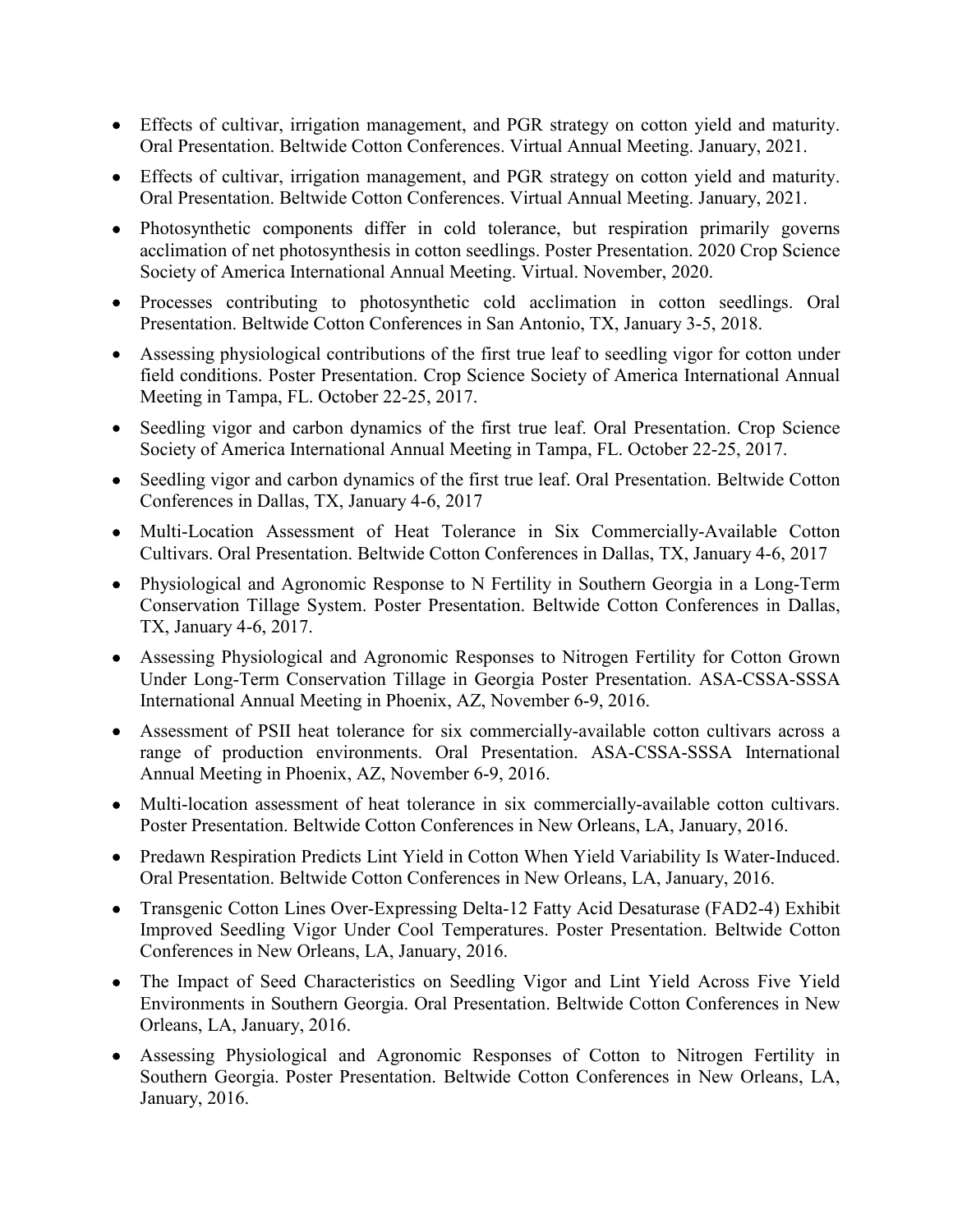- Effects of cultivar, irrigation management, and PGR strategy on cotton yield and maturity. Oral Presentation. Beltwide Cotton Conferences. Virtual Annual Meeting. January, 2021.
- Effects of cultivar, irrigation management, and PGR strategy on cotton yield and maturity. Oral Presentation. Beltwide Cotton Conferences. Virtual Annual Meeting. January, 2021.
- Photosynthetic components differ in cold tolerance, but respiration primarily governs acclimation of net photosynthesis in cotton seedlings. Poster Presentation. 2020 Crop Science Society of America International Annual Meeting. Virtual. November, 2020.
- Processes contributing to photosynthetic cold acclimation in cotton seedlings. Oral Presentation. Beltwide Cotton Conferences in San Antonio, TX, January 3-5, 2018.
- Assessing physiological contributions of the first true leaf to seedling vigor for cotton under field conditions. Poster Presentation. Crop Science Society of America International Annual Meeting in Tampa, FL. October 22-25, 2017.
- Seedling vigor and carbon dynamics of the first true leaf. Oral Presentation. Crop Science Society of America International Annual Meeting in Tampa, FL. October 22-25, 2017.
- Seedling vigor and carbon dynamics of the first true leaf. Oral Presentation. Beltwide Cotton Conferences in Dallas, TX, January 4-6, 2017
- Multi-Location Assessment of Heat Tolerance in Six Commercially-Available Cotton Cultivars. Oral Presentation. Beltwide Cotton Conferences in Dallas, TX, January 4-6, 2017
- Physiological and Agronomic Response to N Fertility in Southern Georgia in a Long-Term Conservation Tillage System. Poster Presentation. Beltwide Cotton Conferences in Dallas, TX, January 4-6, 2017.
- Assessing Physiological and Agronomic Responses to Nitrogen Fertility for Cotton Grown Under Long-Term Conservation Tillage in Georgia Poster Presentation. ASA-CSSA-SSSA International Annual Meeting in Phoenix, AZ, November 6-9, 2016.
- Assessment of PSII heat tolerance for six commercially-available cotton cultivars across a range of production environments. Oral Presentation. ASA-CSSA-SSSA International Annual Meeting in Phoenix, AZ, November 6-9, 2016.
- Multi-location assessment of heat tolerance in six commercially-available cotton cultivars. Poster Presentation. Beltwide Cotton Conferences in New Orleans, LA, January, 2016.
- Predawn Respiration Predicts Lint Yield in Cotton When Yield Variability Is Water-Induced. Oral Presentation. Beltwide Cotton Conferences in New Orleans, LA, January, 2016.
- Transgenic Cotton Lines Over-Expressing Delta-12 Fatty Acid Desaturase (FAD2-4) Exhibit Improved Seedling Vigor Under Cool Temperatures. Poster Presentation. Beltwide Cotton Conferences in New Orleans, LA, January, 2016.
- The Impact of Seed Characteristics on Seedling Vigor and Lint Yield Across Five Yield Environments in Southern Georgia. Oral Presentation. Beltwide Cotton Conferences in New Orleans, LA, January, 2016.
- Assessing Physiological and Agronomic Responses of Cotton to Nitrogen Fertility in Southern Georgia. Poster Presentation. Beltwide Cotton Conferences in New Orleans, LA, January, 2016.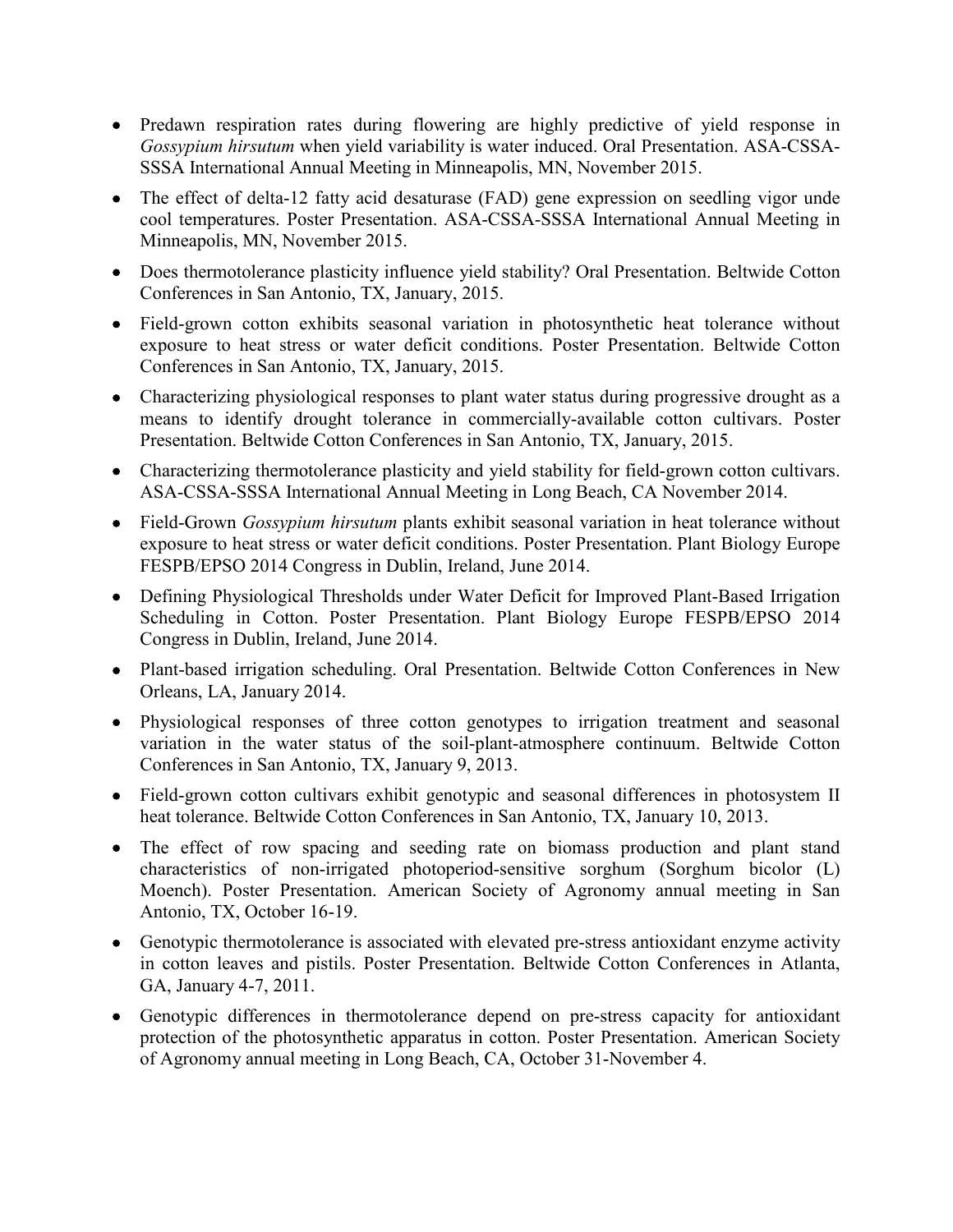- Predawn respiration rates during flowering are highly predictive of yield response in *Gossypium hirsutum* when yield variability is water induced. Oral Presentation. ASA-CSSA-SSSA International Annual Meeting in Minneapolis, MN, November 2015.
- The effect of delta-12 fatty acid desaturase (FAD) gene expression on seedling vigor unde cool temperatures. Poster Presentation. ASA-CSSA-SSSA International Annual Meeting in Minneapolis, MN, November 2015.
- Does thermotolerance plasticity influence yield stability? Oral Presentation. Beltwide Cotton Conferences in San Antonio, TX, January, 2015.
- Field-grown cotton exhibits seasonal variation in photosynthetic heat tolerance without exposure to heat stress or water deficit conditions. Poster Presentation. Beltwide Cotton Conferences in San Antonio, TX, January, 2015.
- Characterizing physiological responses to plant water status during progressive drought as a means to identify drought tolerance in commercially-available cotton cultivars. Poster Presentation. Beltwide Cotton Conferences in San Antonio, TX, January, 2015.
- Characterizing thermotolerance plasticity and yield stability for field-grown cotton cultivars. ASA-CSSA-SSSA International Annual Meeting in Long Beach, CA November 2014.
- Field-Grown *Gossypium hirsutum* plants exhibit seasonal variation in heat tolerance without exposure to heat stress or water deficit conditions. Poster Presentation. Plant Biology Europe FESPB/EPSO 2014 Congress in Dublin, Ireland, June 2014.
- Defining Physiological Thresholds under Water Deficit for Improved Plant-Based Irrigation Scheduling in Cotton. Poster Presentation. Plant Biology Europe FESPB/EPSO 2014 Congress in Dublin, Ireland, June 2014.
- Plant-based irrigation scheduling. Oral Presentation. Beltwide Cotton Conferences in New Orleans, LA, January 2014.
- Physiological responses of three cotton genotypes to irrigation treatment and seasonal variation in the water status of the soil-plant-atmosphere continuum. Beltwide Cotton Conferences in San Antonio, TX, January 9, 2013.
- Field-grown cotton cultivars exhibit genotypic and seasonal differences in photosystem II heat tolerance. Beltwide Cotton Conferences in San Antonio, TX, January 10, 2013.
- The effect of row spacing and seeding rate on biomass production and plant stand characteristics of non-irrigated photoperiod-sensitive sorghum (Sorghum bicolor (L) Moench). Poster Presentation. American Society of Agronomy annual meeting in San Antonio, TX, October 16-19.
- Genotypic thermotolerance is associated with elevated pre-stress antioxidant enzyme activity in cotton leaves and pistils. Poster Presentation. Beltwide Cotton Conferences in Atlanta, GA, January 4-7, 2011.
- Genotypic differences in thermotolerance depend on pre-stress capacity for antioxidant protection of the photosynthetic apparatus in cotton. Poster Presentation. American Society of Agronomy annual meeting in Long Beach, CA, October 31-November 4.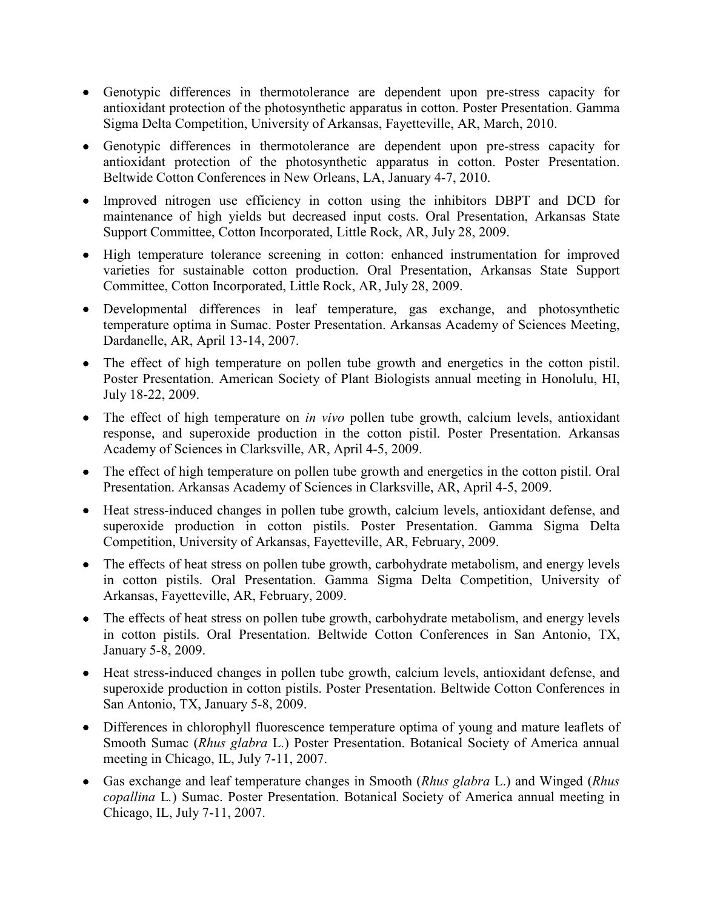- Genotypic differences in thermotolerance are dependent upon pre-stress capacity for antioxidant protection of the photosynthetic apparatus in cotton. Poster Presentation. Gamma Sigma Delta Competition, University of Arkansas, Fayetteville, AR, March, 2010.

- Genotypic differences in thermotolerance are dependent upon pre-stress capacity for antioxidant protection of the photosynthetic apparatus in cotton. Poster Presentation. Beltwide Cotton Conferences in New Orleans, LA, January 4-7, 2010.

- Improved nitrogen use efficiency in cotton using the inhibitors DBPT and DCD for maintenance of high yields but decreased input costs. Oral Presentation, Arkansas State Support Committee, Cotton Incorporated, Little Rock, AR, July 28, 2009.

- High temperature tolerance screening in cotton: enhanced instrumentation for improved varieties for sustainable cotton production. Oral Presentation, Arkansas State Support Committee, Cotton Incorporated, Little Rock, AR, July 28, 2009.

- Developmental differences in leaf temperature, gas exchange, and photosynthetic temperature optima in Sumac. Poster Presentation. Arkansas Academy of Sciences Meeting, Dardanelle, AR, April 13-14, 2007.

- The effect of high temperature on pollen tube growth and energetics in the cotton pistil. Poster Presentation. American Society of Plant Biologists annual meeting in Honolulu, HI, July 18-22, 2009.

- The effect of high temperature on *in vivo* pollen tube growth, calcium levels, antioxidant response, and superoxide production in the cotton pistil. Poster Presentation. Arkansas Academy of Sciences in Clarksville, AR, April 4-5, 2009.

- The effect of high temperature on pollen tube growth and energetics in the cotton pistil. Oral Presentation. Arkansas Academy of Sciences in Clarksville, AR, April 4-5, 2009.

- Heat stress-induced changes in pollen tube growth, calcium levels, antioxidant defense, and superoxide production in cotton pistils. Poster Presentation. Gamma Sigma Delta Competition, University of Arkansas, Fayetteville, AR, February, 2009.

- The effects of heat stress on pollen tube growth, carbohydrate metabolism, and energy levels in cotton pistils. Oral Presentation. Gamma Sigma Delta Competition, University of Arkansas, Fayetteville, AR, February, 2009.

- The effects of heat stress on pollen tube growth, carbohydrate metabolism, and energy levels in cotton pistils. Oral Presentation. Beltwide Cotton Conferences in San Antonio, TX, January 5-8, 2009.

- Heat stress-induced changes in pollen tube growth, calcium levels, antioxidant defense, and superoxide production in cotton pistils. Poster Presentation. Beltwide Cotton Conferences in San Antonio, TX, January 5-8, 2009.

- Differences in chlorophyll fluorescence temperature optima of young and mature leaflets of Smooth Sumac (*Rhus glabra* L.) Poster Presentation. Botanical Society of America annual meeting in Chicago, IL, July 7-11, 2007.

- Gas exchange and leaf temperature changes in Smooth (*Rhus glabra* L.) and Winged (*Rhus copallina* L.) Sumac. Poster Presentation. Botanical Society of America annual meeting in Chicago, IL, July 7-11, 2007.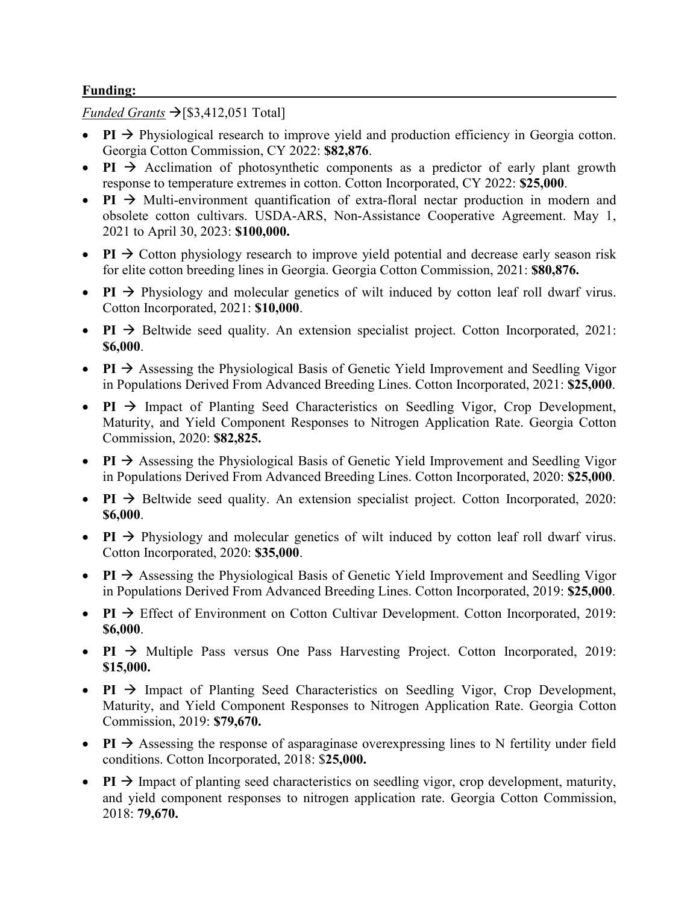**Funding:**

*Funded Grants* →[$3,412,051 Total]

- **PI** → Physiological research to improve yield and production efficiency in Georgia cotton. Georgia Cotton Commission, CY 2022: **$82,876**.
- **PI** → Acclimation of photosynthetic components as a predictor of early plant growth response to temperature extremes in cotton. Cotton Incorporated, CY 2022: **$25,000**.
- **PI** → Multi-environment quantification of extra-floral nectar production in modern and obsolete cotton cultivars. USDA-ARS, Non-Assistance Cooperative Agreement. May 1, 2021 to April 30, 2023: **$100,000.**
- **PI** → Cotton physiology research to improve yield potential and decrease early season risk for elite cotton breeding lines in Georgia. Georgia Cotton Commission, 2021: **$80,876.**
- **PI** → Physiology and molecular genetics of wilt induced by cotton leaf roll dwarf virus. Cotton Incorporated, 2021: **$10,000**.
- **PI** → Beltwide seed quality. An extension specialist project. Cotton Incorporated, 2021: **$6,000**.
- **PI** → Assessing the Physiological Basis of Genetic Yield Improvement and Seedling Vigor in Populations Derived From Advanced Breeding Lines. Cotton Incorporated, 2021: **$25,000**.
- **PI** → Impact of Planting Seed Characteristics on Seedling Vigor, Crop Development, Maturity, and Yield Component Responses to Nitrogen Application Rate. Georgia Cotton Commission, 2020: **$82,825.**
- **PI** → Assessing the Physiological Basis of Genetic Yield Improvement and Seedling Vigor in Populations Derived From Advanced Breeding Lines. Cotton Incorporated, 2020: **$25,000**.
- **PI** → Beltwide seed quality. An extension specialist project. Cotton Incorporated, 2020: **$6,000**.
- **PI** → Physiology and molecular genetics of wilt induced by cotton leaf roll dwarf virus. Cotton Incorporated, 2020: **$35,000**.
- **PI** → Assessing the Physiological Basis of Genetic Yield Improvement and Seedling Vigor in Populations Derived From Advanced Breeding Lines. Cotton Incorporated, 2019: **$25,000**.
- **PI** → Effect of Environment on Cotton Cultivar Development. Cotton Incorporated, 2019: **$6,000**.
- **PI** → Multiple Pass versus One Pass Harvesting Project. Cotton Incorporated, 2019: **$15,000.**
- **PI** → Impact of Planting Seed Characteristics on Seedling Vigor, Crop Development, Maturity, and Yield Component Responses to Nitrogen Application Rate. Georgia Cotton Commission, 2019: **$79,670.**
- **PI** → Assessing the response of asparaginase overexpressing lines to N fertility under field conditions. Cotton Incorporated, 2018: $**25,000.**
- **PI** → Impact of planting seed characteristics on seedling vigor, crop development, maturity, and yield component responses to nitrogen application rate. Georgia Cotton Commission, 2018: **79,670.**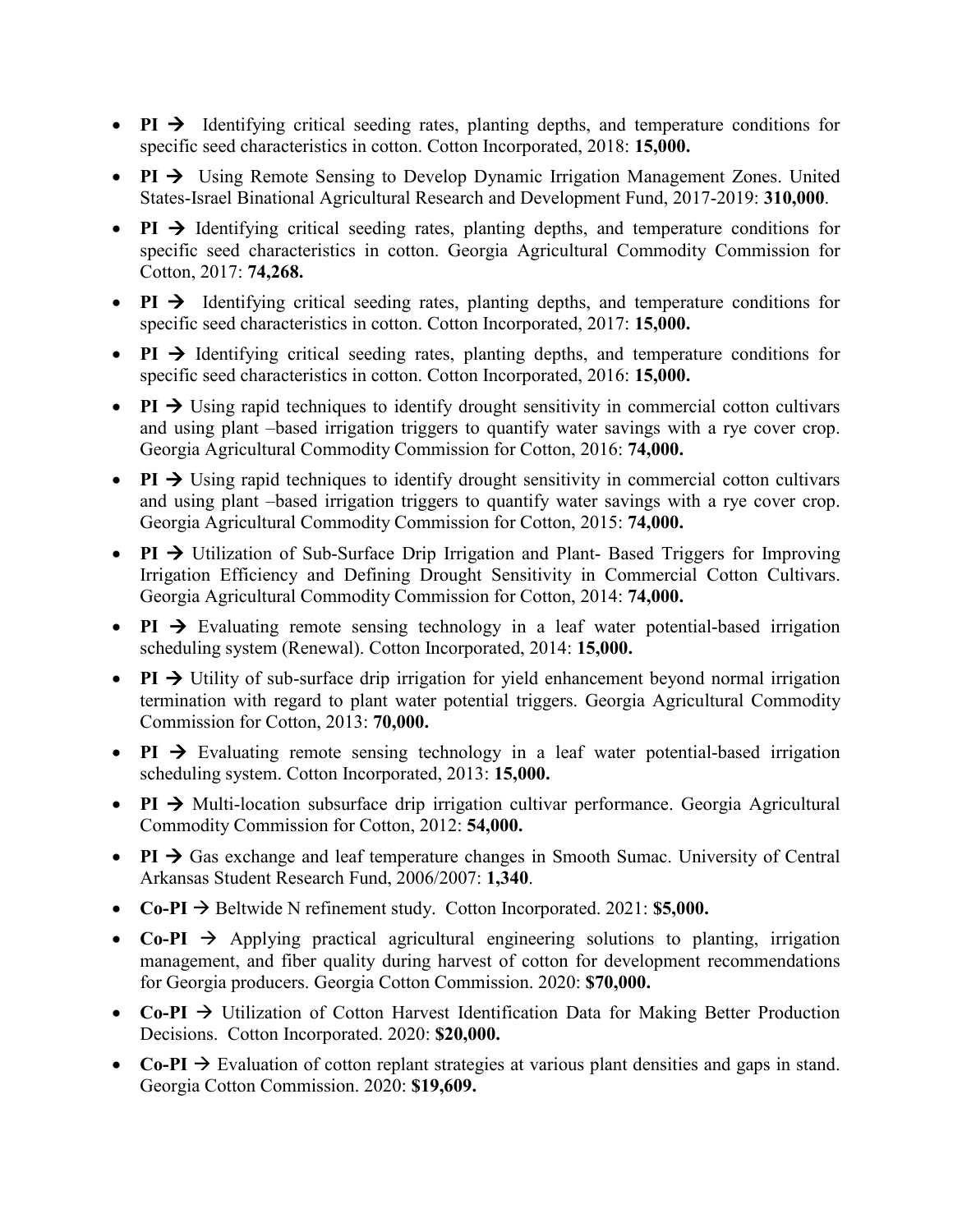- **PI →** Identifying critical seeding rates, planting depths, and temperature conditions for specific seed characteristics in cotton. Cotton Incorporated, 2018: **15,000.**
- **PI →** Using Remote Sensing to Develop Dynamic Irrigation Management Zones. United States-Israel Binational Agricultural Research and Development Fund, 2017-2019: **310,000**.
- **PI →** Identifying critical seeding rates, planting depths, and temperature conditions for specific seed characteristics in cotton. Georgia Agricultural Commodity Commission for Cotton, 2017: **74,268.**
- **PI →** Identifying critical seeding rates, planting depths, and temperature conditions for specific seed characteristics in cotton. Cotton Incorporated, 2017: **15,000.**
- **PI →** Identifying critical seeding rates, planting depths, and temperature conditions for specific seed characteristics in cotton. Cotton Incorporated, 2016: **15,000.**
- **PI →** Using rapid techniques to identify drought sensitivity in commercial cotton cultivars and using plant –based irrigation triggers to quantify water savings with a rye cover crop. Georgia Agricultural Commodity Commission for Cotton, 2016: **74,000.**
- **PI →** Using rapid techniques to identify drought sensitivity in commercial cotton cultivars and using plant –based irrigation triggers to quantify water savings with a rye cover crop. Georgia Agricultural Commodity Commission for Cotton, 2015: **74,000.**
- **PI →** Utilization of Sub-Surface Drip Irrigation and Plant- Based Triggers for Improving Irrigation Efficiency and Defining Drought Sensitivity in Commercial Cotton Cultivars. Georgia Agricultural Commodity Commission for Cotton, 2014: **74,000.**
- **PI →** Evaluating remote sensing technology in a leaf water potential-based irrigation scheduling system (Renewal). Cotton Incorporated, 2014: **15,000.**
- **PI →** Utility of sub-surface drip irrigation for yield enhancement beyond normal irrigation termination with regard to plant water potential triggers. Georgia Agricultural Commodity Commission for Cotton, 2013: **70,000.**
- **PI →** Evaluating remote sensing technology in a leaf water potential-based irrigation scheduling system. Cotton Incorporated, 2013: **15,000.**
- **PI →** Multi-location subsurface drip irrigation cultivar performance. Georgia Agricultural Commodity Commission for Cotton, 2012: **54,000.**
- **PI →** Gas exchange and leaf temperature changes in Smooth Sumac. University of Central Arkansas Student Research Fund, 2006/2007: **1,340**.
- **Co-PI →** Beltwide N refinement study. Cotton Incorporated. 2021: **$5,000.**
- **Co-PI →** Applying practical agricultural engineering solutions to planting, irrigation management, and fiber quality during harvest of cotton for development recommendations for Georgia producers. Georgia Cotton Commission. 2020: **$70,000.**
- **Co-PI →** Utilization of Cotton Harvest Identification Data for Making Better Production Decisions. Cotton Incorporated. 2020: **$20,000.**
- **Co-PI →** Evaluation of cotton replant strategies at various plant densities and gaps in stand. Georgia Cotton Commission. 2020: **$19,609.**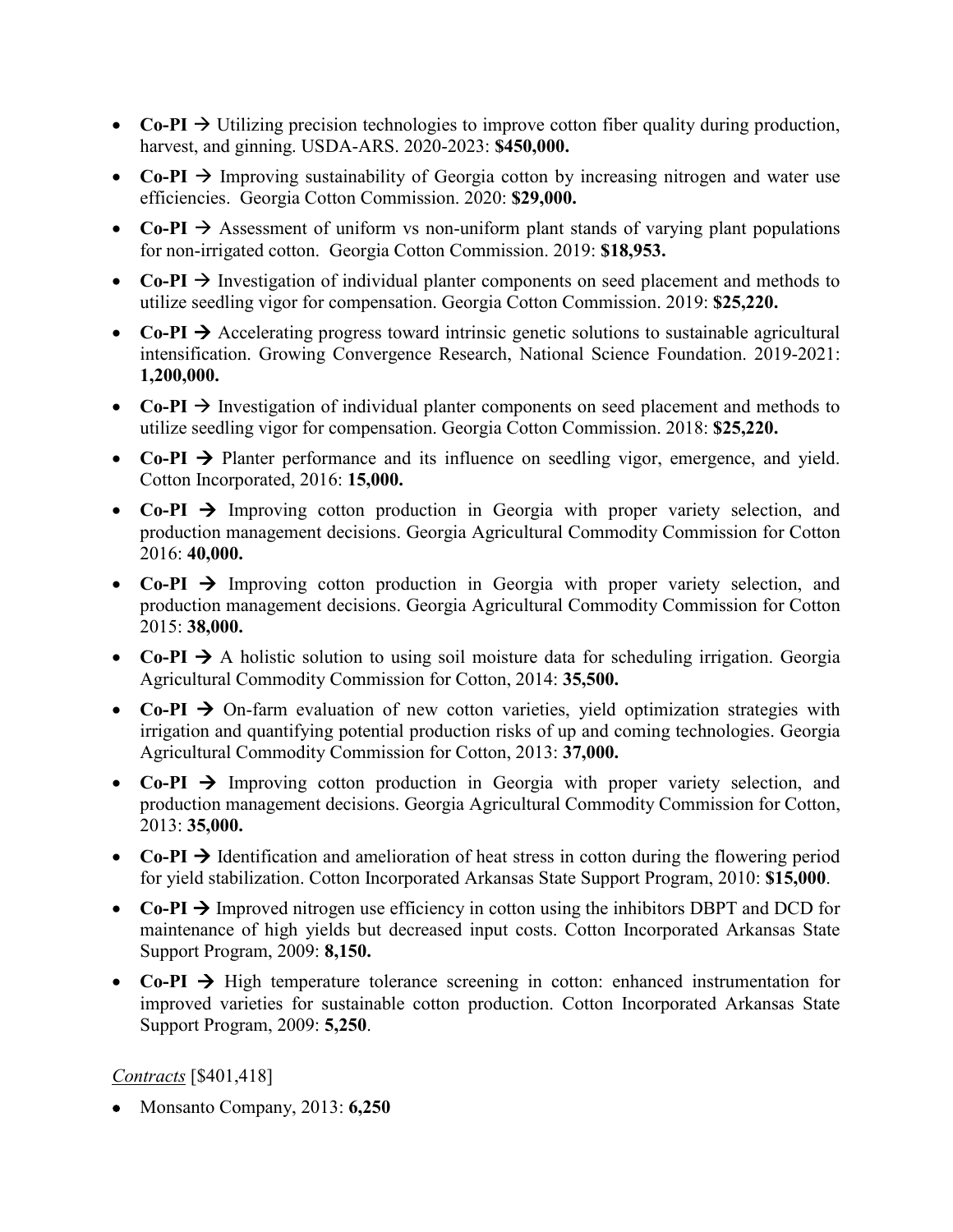- **Co-PI →** Utilizing precision technologies to improve cotton fiber quality during production, harvest, and ginning. USDA-ARS. 2020-2023: **$450,000.**
- **Co-PI →** Improving sustainability of Georgia cotton by increasing nitrogen and water use efficiencies. Georgia Cotton Commission. 2020: **$29,000.**
- **Co-PI →** Assessment of uniform vs non-uniform plant stands of varying plant populations for non-irrigated cotton. Georgia Cotton Commission. 2019: **$18,953.**
- **Co-PI →** Investigation of individual planter components on seed placement and methods to utilize seedling vigor for compensation. Georgia Cotton Commission. 2019: **$25,220.**
- **Co-PI →** Accelerating progress toward intrinsic genetic solutions to sustainable agricultural intensification. Growing Convergence Research, National Science Foundation. 2019-2021: **1,200,000.**
- **Co-PI →** Investigation of individual planter components on seed placement and methods to utilize seedling vigor for compensation. Georgia Cotton Commission. 2018: **$25,220.**
- **Co-PI →** Planter performance and its influence on seedling vigor, emergence, and yield. Cotton Incorporated, 2016: **15,000.**
- **Co-PI →** Improving cotton production in Georgia with proper variety selection, and production management decisions. Georgia Agricultural Commodity Commission for Cotton 2016: **40,000.**
- **Co-PI →** Improving cotton production in Georgia with proper variety selection, and production management decisions. Georgia Agricultural Commodity Commission for Cotton 2015: **38,000.**
- **Co-PI →** A holistic solution to using soil moisture data for scheduling irrigation. Georgia Agricultural Commodity Commission for Cotton, 2014: **35,500.**
- **Co-PI →** On-farm evaluation of new cotton varieties, yield optimization strategies with irrigation and quantifying potential production risks of up and coming technologies. Georgia Agricultural Commodity Commission for Cotton, 2013: **37,000.**
- **Co-PI →** Improving cotton production in Georgia with proper variety selection, and production management decisions. Georgia Agricultural Commodity Commission for Cotton, 2013: **35,000.**
- **Co-PI →** Identification and amelioration of heat stress in cotton during the flowering period for yield stabilization. Cotton Incorporated Arkansas State Support Program, 2010: **$15,000**.
- **Co-PI →** Improved nitrogen use efficiency in cotton using the inhibitors DBPT and DCD for maintenance of high yields but decreased input costs. Cotton Incorporated Arkansas State Support Program, 2009: **8,150.**
- **Co-PI →** High temperature tolerance screening in cotton: enhanced instrumentation for improved varieties for sustainable cotton production. Cotton Incorporated Arkansas State Support Program, 2009: **5,250**.

*Contracts* [$401,418]

- Monsanto Company, 2013: **6,250**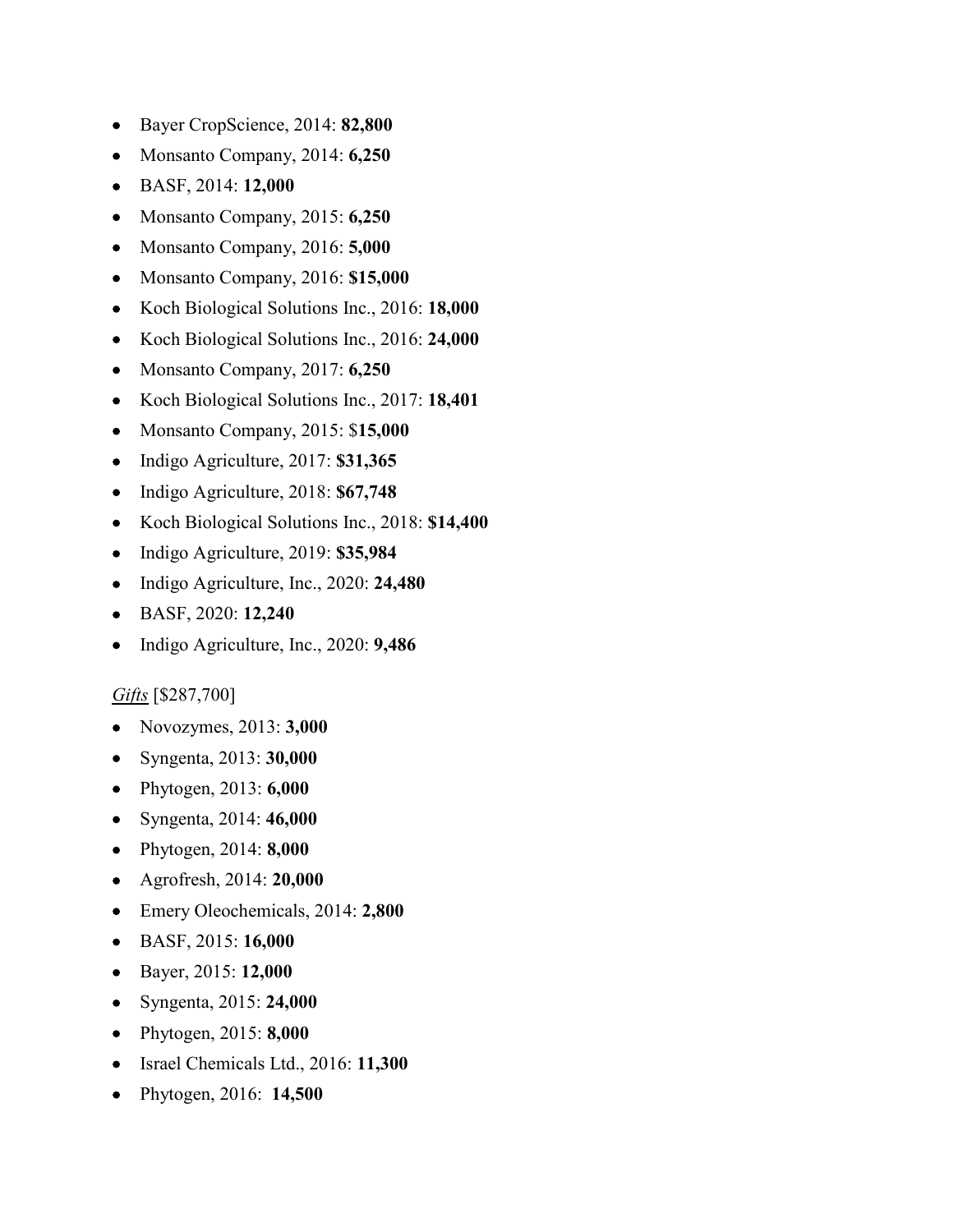- Bayer CropScience, 2014: **82,800**
- Monsanto Company, 2014: **6,250**
- BASF, 2014: **12,000**
- Monsanto Company, 2015: **6,250**
- Monsanto Company, 2016: **5,000**
- Monsanto Company, 2016: **$15,000**
- Koch Biological Solutions Inc., 2016: **18,000**
- Koch Biological Solutions Inc., 2016: **24,000**
- Monsanto Company, 2017: **6,250**
- Koch Biological Solutions Inc., 2017: **18,401**
- Monsanto Company, 2015: $**15,000**
- Indigo Agriculture, 2017: **$31,365**
- Indigo Agriculture, 2018: **$67,748**
- Koch Biological Solutions Inc., 2018: **$14,400**
- Indigo Agriculture, 2019: **$35,984**
- Indigo Agriculture, Inc., 2020: **24,480**
- BASF, 2020: **12,240**
- Indigo Agriculture, Inc., 2020: **9,486**

*Gifts* [$287,700]

- Novozymes, 2013: **3,000**
- Syngenta, 2013: **30,000**
- Phytogen, 2013: **6,000**
- Syngenta, 2014: **46,000**
- Phytogen, 2014: **8,000**
- Agrofresh, 2014: **20,000**
- Emery Oleochemicals, 2014: **2,800**
- BASF, 2015: **16,000**
- Bayer, 2015: **12,000**
- Syngenta, 2015: **24,000**
- Phytogen, 2015: **8,000**
- Israel Chemicals Ltd., 2016: **11,300**
- Phytogen, 2016: **14,500**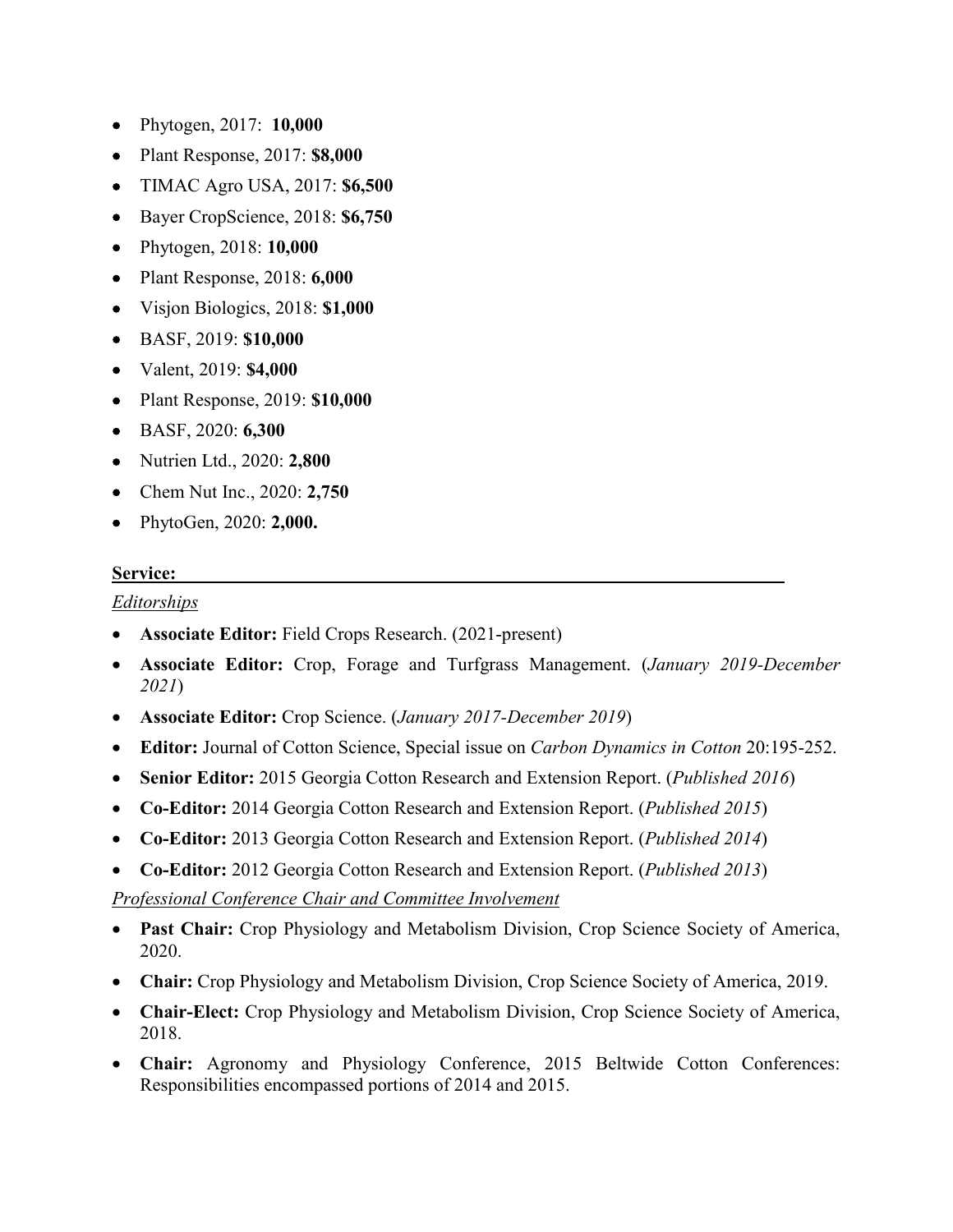- Phytogen, 2017: **10,000**
- Plant Response, 2017: **$8,000**
- TIMAC Agro USA, 2017: **$6,500**
- Bayer CropScience, 2018: **$6,750**
- Phytogen, 2018: **10,000**
- Plant Response, 2018: **6,000**
- Visjon Biologics, 2018: **$1,000**
- BASF, 2019: **$10,000**
- Valent, 2019: **$4,000**
- Plant Response, 2019: **$10,000**
- BASF, 2020: **6,300**
- Nutrien Ltd., 2020: **2,800**
- Chem Nut Inc., 2020: **2,750**
- PhytoGen, 2020: **2,000.**

**Service:**

*Editorships*

- **Associate Editor:** Field Crops Research. (2021-present)
- **Associate Editor:** Crop, Forage and Turfgrass Management. (*January 2019-December 2021*)
- **Associate Editor:** Crop Science. (*January 2017-December 2019*)
- **Editor:** Journal of Cotton Science, Special issue on *Carbon Dynamics in Cotton* 20:195-252.
- **Senior Editor:** 2015 Georgia Cotton Research and Extension Report. (*Published 2016*)
- **Co-Editor:** 2014 Georgia Cotton Research and Extension Report. (*Published 2015*)
- **Co-Editor:** 2013 Georgia Cotton Research and Extension Report. (*Published 2014*)
- **Co-Editor:** 2012 Georgia Cotton Research and Extension Report. (*Published 2013*)

*Professional Conference Chair and Committee Involvement*

- **Past Chair:** Crop Physiology and Metabolism Division, Crop Science Society of America, 2020.
- **Chair:** Crop Physiology and Metabolism Division, Crop Science Society of America, 2019.
- **Chair-Elect:** Crop Physiology and Metabolism Division, Crop Science Society of America, 2018.
- **Chair:** Agronomy and Physiology Conference, 2015 Beltwide Cotton Conferences: Responsibilities encompassed portions of 2014 and 2015.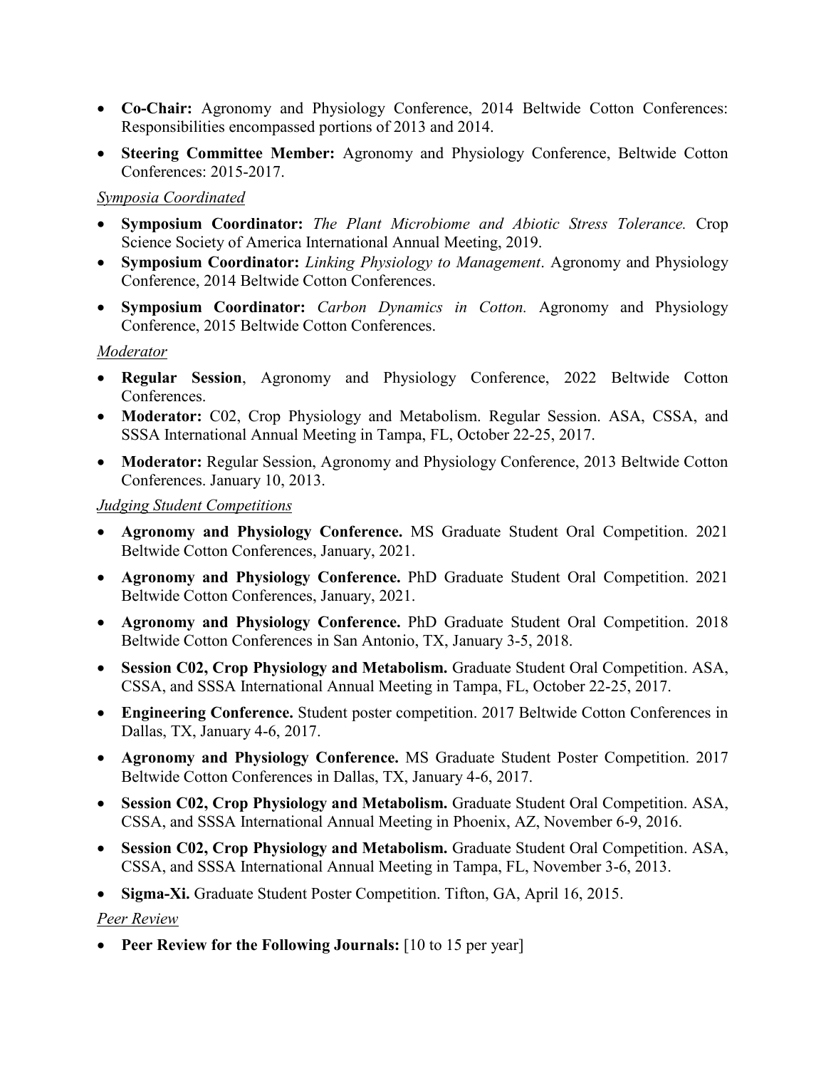- **Co-Chair:** Agronomy and Physiology Conference, 2014 Beltwide Cotton Conferences: Responsibilities encompassed portions of 2013 and 2014.
- **Steering Committee Member:** Agronomy and Physiology Conference, Beltwide Cotton Conferences: 2015-2017.

*Symposia Coordinated*

- **Symposium Coordinator:** *The Plant Microbiome and Abiotic Stress Tolerance.* Crop Science Society of America International Annual Meeting, 2019.
- **Symposium Coordinator:** *Linking Physiology to Management*. Agronomy and Physiology Conference, 2014 Beltwide Cotton Conferences.
- **Symposium Coordinator:** *Carbon Dynamics in Cotton.* Agronomy and Physiology Conference, 2015 Beltwide Cotton Conferences.

*Moderator*

- **Regular Session**, Agronomy and Physiology Conference, 2022 Beltwide Cotton Conferences.
- **Moderator:** C02, Crop Physiology and Metabolism. Regular Session. ASA, CSSA, and SSSA International Annual Meeting in Tampa, FL, October 22-25, 2017.
- **Moderator:** Regular Session, Agronomy and Physiology Conference, 2013 Beltwide Cotton Conferences. January 10, 2013.

*Judging Student Competitions*

- **Agronomy and Physiology Conference.** MS Graduate Student Oral Competition. 2021 Beltwide Cotton Conferences, January, 2021.
- **Agronomy and Physiology Conference.** PhD Graduate Student Oral Competition. 2021 Beltwide Cotton Conferences, January, 2021.
- **Agronomy and Physiology Conference.** PhD Graduate Student Oral Competition. 2018 Beltwide Cotton Conferences in San Antonio, TX, January 3-5, 2018.
- **Session C02, Crop Physiology and Metabolism.** Graduate Student Oral Competition. ASA, CSSA, and SSSA International Annual Meeting in Tampa, FL, October 22-25, 2017.
- **Engineering Conference.** Student poster competition. 2017 Beltwide Cotton Conferences in Dallas, TX, January 4-6, 2017.
- **Agronomy and Physiology Conference.** MS Graduate Student Poster Competition. 2017 Beltwide Cotton Conferences in Dallas, TX, January 4-6, 2017.
- **Session C02, Crop Physiology and Metabolism.** Graduate Student Oral Competition. ASA, CSSA, and SSSA International Annual Meeting in Phoenix, AZ, November 6-9, 2016.
- **Session C02, Crop Physiology and Metabolism.** Graduate Student Oral Competition. ASA, CSSA, and SSSA International Annual Meeting in Tampa, FL, November 3-6, 2013.
- **Sigma-Xi.** Graduate Student Poster Competition. Tifton, GA, April 16, 2015.

*Peer Review*

- **Peer Review for the Following Journals:** [10 to 15 per year]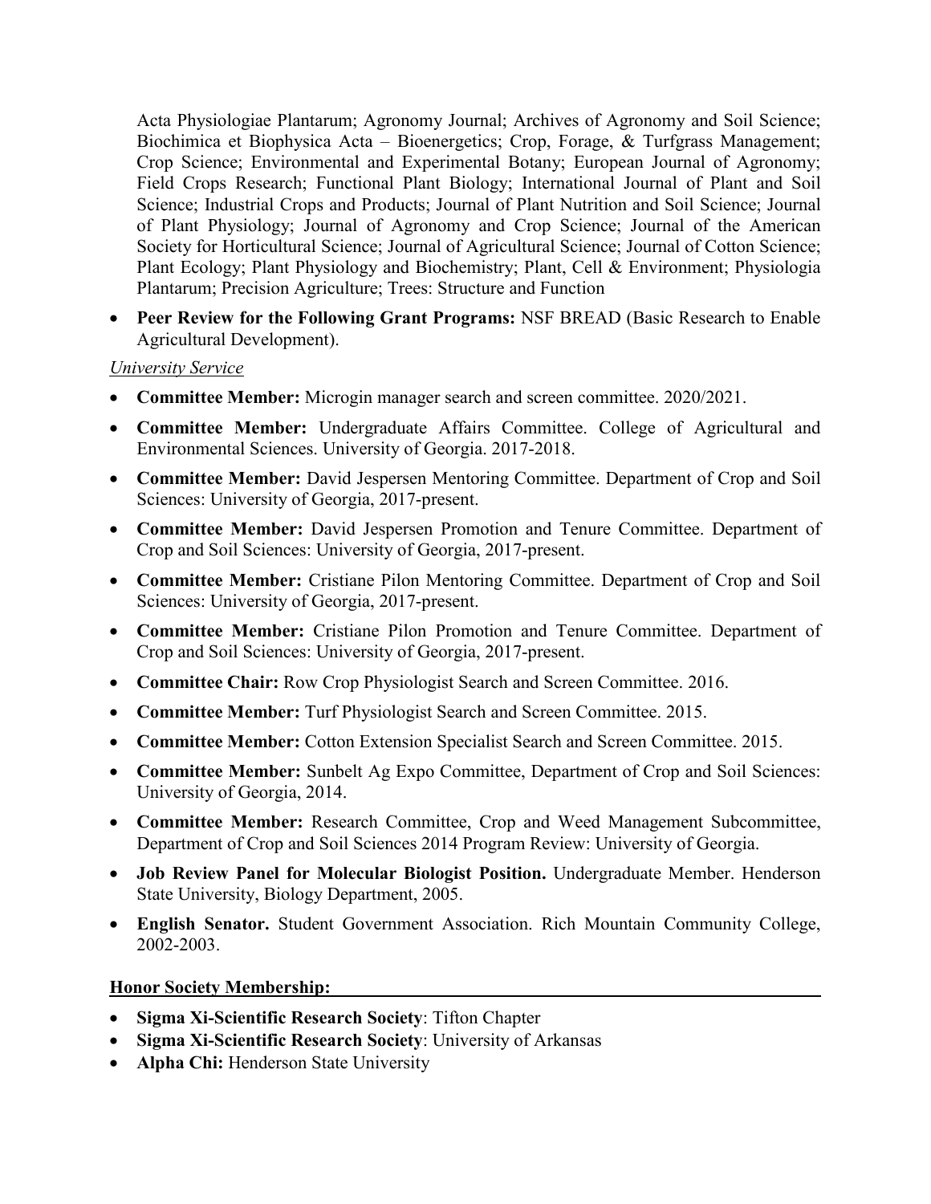Acta Physiologiae Plantarum; Agronomy Journal; Archives of Agronomy and Soil Science; Biochimica et Biophysica Acta – Bioenergetics; Crop, Forage, & Turfgrass Management; Crop Science; Environmental and Experimental Botany; European Journal of Agronomy; Field Crops Research; Functional Plant Biology; International Journal of Plant and Soil Science; Industrial Crops and Products; Journal of Plant Nutrition and Soil Science; Journal of Plant Physiology; Journal of Agronomy and Crop Science; Journal of the American Society for Horticultural Science; Journal of Agricultural Science; Journal of Cotton Science; Plant Ecology; Plant Physiology and Biochemistry; Plant, Cell & Environment; Physiologia Plantarum; Precision Agriculture; Trees: Structure and Function

- **Peer Review for the Following Grant Programs:** NSF BREAD (Basic Research to Enable Agricultural Development).

*University Service*

- **Committee Member:** Microgin manager search and screen committee. 2020/2021.
- **Committee Member:** Undergraduate Affairs Committee. College of Agricultural and Environmental Sciences. University of Georgia. 2017-2018.
- **Committee Member:** David Jespersen Mentoring Committee. Department of Crop and Soil Sciences: University of Georgia, 2017-present.
- **Committee Member:** David Jespersen Promotion and Tenure Committee. Department of Crop and Soil Sciences: University of Georgia, 2017-present.
- **Committee Member:** Cristiane Pilon Mentoring Committee. Department of Crop and Soil Sciences: University of Georgia, 2017-present.
- **Committee Member:** Cristiane Pilon Promotion and Tenure Committee. Department of Crop and Soil Sciences: University of Georgia, 2017-present.
- **Committee Chair:** Row Crop Physiologist Search and Screen Committee. 2016.
- **Committee Member:** Turf Physiologist Search and Screen Committee. 2015.
- **Committee Member:** Cotton Extension Specialist Search and Screen Committee. 2015.
- **Committee Member:** Sunbelt Ag Expo Committee, Department of Crop and Soil Sciences: University of Georgia, 2014.
- **Committee Member:** Research Committee, Crop and Weed Management Subcommittee, Department of Crop and Soil Sciences 2014 Program Review: University of Georgia.
- **Job Review Panel for Molecular Biologist Position.** Undergraduate Member. Henderson State University, Biology Department, 2005.
- **English Senator.** Student Government Association. Rich Mountain Community College, 2002-2003.

**Honor Society Membership:**

- **Sigma Xi-Scientific Research Society**: Tifton Chapter
- **Sigma Xi-Scientific Research Society**: University of Arkansas
- **Alpha Chi:** Henderson State University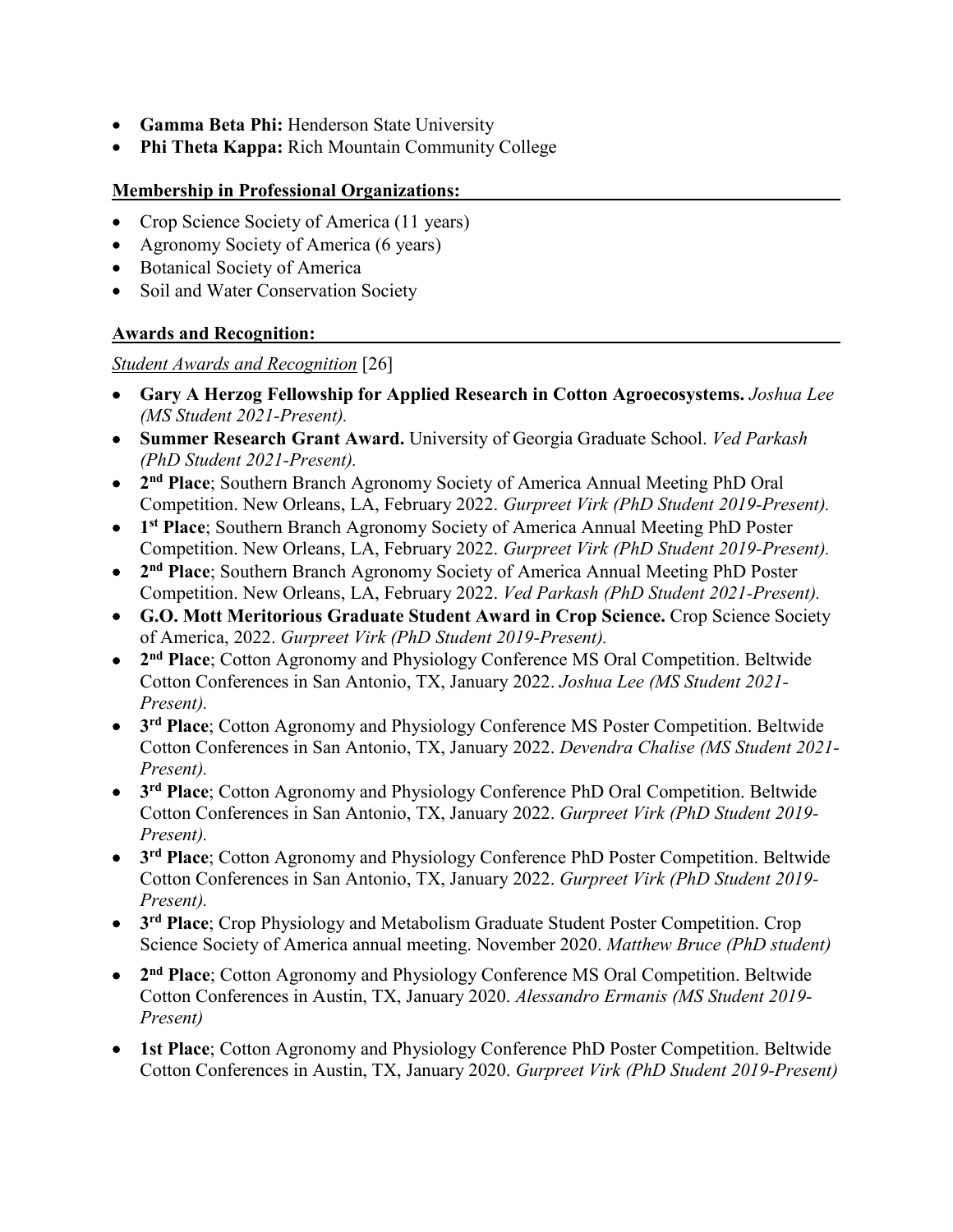- **Gamma Beta Phi:** Henderson State University
- **Phi Theta Kappa:** Rich Mountain Community College

## Membership in Professional Organizations:

- Crop Science Society of America (11 years)
- Agronomy Society of America (6 years)
- Botanical Society of America
- Soil and Water Conservation Society

## Awards and Recognition:

*Student Awards and Recognition* [26]

- **Gary A Herzog Fellowship for Applied Research in Cotton Agroecosystems.** *Joshua Lee (MS Student 2021-Present).*
- **Summer Research Grant Award.** University of Georgia Graduate School. *Ved Parkash (PhD Student 2021-Present).*
- **2nd Place**; Southern Branch Agronomy Society of America Annual Meeting PhD Oral Competition. New Orleans, LA, February 2022. *Gurpreet Virk (PhD Student 2019-Present).*
- **1st Place**; Southern Branch Agronomy Society of America Annual Meeting PhD Poster Competition. New Orleans, LA, February 2022. *Gurpreet Virk (PhD Student 2019-Present).*
- **2nd Place**; Southern Branch Agronomy Society of America Annual Meeting PhD Poster Competition. New Orleans, LA, February 2022. *Ved Parkash (PhD Student 2021-Present).*
- **G.O. Mott Meritorious Graduate Student Award in Crop Science.** Crop Science Society of America, 2022. *Gurpreet Virk (PhD Student 2019-Present).*
- **2nd Place**; Cotton Agronomy and Physiology Conference MS Oral Competition. Beltwide Cotton Conferences in San Antonio, TX, January 2022. *Joshua Lee (MS Student 2021-Present).*
- **3rd Place**; Cotton Agronomy and Physiology Conference MS Poster Competition. Beltwide Cotton Conferences in San Antonio, TX, January 2022. *Devendra Chalise (MS Student 2021-Present).*
- **3rd Place**; Cotton Agronomy and Physiology Conference PhD Oral Competition. Beltwide Cotton Conferences in San Antonio, TX, January 2022. *Gurpreet Virk (PhD Student 2019-Present).*
- **3rd Place**; Cotton Agronomy and Physiology Conference PhD Poster Competition. Beltwide Cotton Conferences in San Antonio, TX, January 2022. *Gurpreet Virk (PhD Student 2019-Present).*
- **3rd Place**; Crop Physiology and Metabolism Graduate Student Poster Competition. Crop Science Society of America annual meeting. November 2020. *Matthew Bruce (PhD student)*
- **2nd Place**; Cotton Agronomy and Physiology Conference MS Oral Competition. Beltwide Cotton Conferences in Austin, TX, January 2020. *Alessandro Ermanis (MS Student 2019-Present)*
- **1st Place**; Cotton Agronomy and Physiology Conference PhD Poster Competition. Beltwide Cotton Conferences in Austin, TX, January 2020. *Gurpreet Virk (PhD Student 2019-Present)*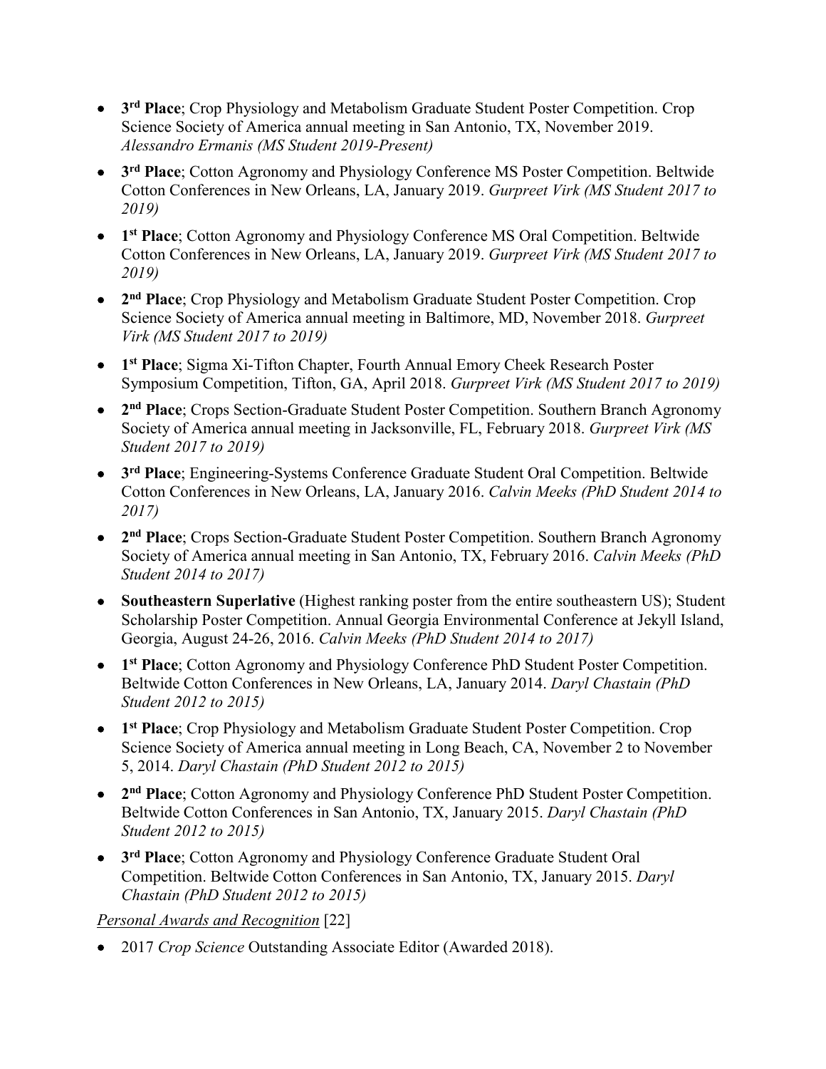- **3rd Place**; Crop Physiology and Metabolism Graduate Student Poster Competition. Crop Science Society of America annual meeting in San Antonio, TX, November 2019. *Alessandro Ermanis (MS Student 2019-Present)*
- **3rd Place**; Cotton Agronomy and Physiology Conference MS Poster Competition. Beltwide Cotton Conferences in New Orleans, LA, January 2019. *Gurpreet Virk (MS Student 2017 to 2019)*
- **1st Place**; Cotton Agronomy and Physiology Conference MS Oral Competition. Beltwide Cotton Conferences in New Orleans, LA, January 2019. *Gurpreet Virk (MS Student 2017 to 2019)*
- **2nd Place**; Crop Physiology and Metabolism Graduate Student Poster Competition. Crop Science Society of America annual meeting in Baltimore, MD, November 2018. *Gurpreet Virk (MS Student 2017 to 2019)*
- **1st Place**; Sigma Xi-Tifton Chapter, Fourth Annual Emory Cheek Research Poster Symposium Competition, Tifton, GA, April 2018. *Gurpreet Virk (MS Student 2017 to 2019)*
- **2nd Place**; Crops Section-Graduate Student Poster Competition. Southern Branch Agronomy Society of America annual meeting in Jacksonville, FL, February 2018. *Gurpreet Virk (MS Student 2017 to 2019)*
- **3rd Place**; Engineering-Systems Conference Graduate Student Oral Competition. Beltwide Cotton Conferences in New Orleans, LA, January 2016. *Calvin Meeks (PhD Student 2014 to 2017)*
- **2nd Place**; Crops Section-Graduate Student Poster Competition. Southern Branch Agronomy Society of America annual meeting in San Antonio, TX, February 2016. *Calvin Meeks (PhD Student 2014 to 2017)*
- **Southeastern Superlative** (Highest ranking poster from the entire southeastern US); Student Scholarship Poster Competition. Annual Georgia Environmental Conference at Jekyll Island, Georgia, August 24-26, 2016. *Calvin Meeks (PhD Student 2014 to 2017)*
- **1st Place**; Cotton Agronomy and Physiology Conference PhD Student Poster Competition. Beltwide Cotton Conferences in New Orleans, LA, January 2014. *Daryl Chastain (PhD Student 2012 to 2015)*
- **1st Place**; Crop Physiology and Metabolism Graduate Student Poster Competition. Crop Science Society of America annual meeting in Long Beach, CA, November 2 to November 5, 2014. *Daryl Chastain (PhD Student 2012 to 2015)*
- **2nd Place**; Cotton Agronomy and Physiology Conference PhD Student Poster Competition. Beltwide Cotton Conferences in San Antonio, TX, January 2015. *Daryl Chastain (PhD Student 2012 to 2015)*
- **3rd Place**; Cotton Agronomy and Physiology Conference Graduate Student Oral Competition. Beltwide Cotton Conferences in San Antonio, TX, January 2015. *Daryl Chastain (PhD Student 2012 to 2015)*

*Personal Awards and Recognition* [22]

- 2017 *Crop Science* Outstanding Associate Editor (Awarded 2018).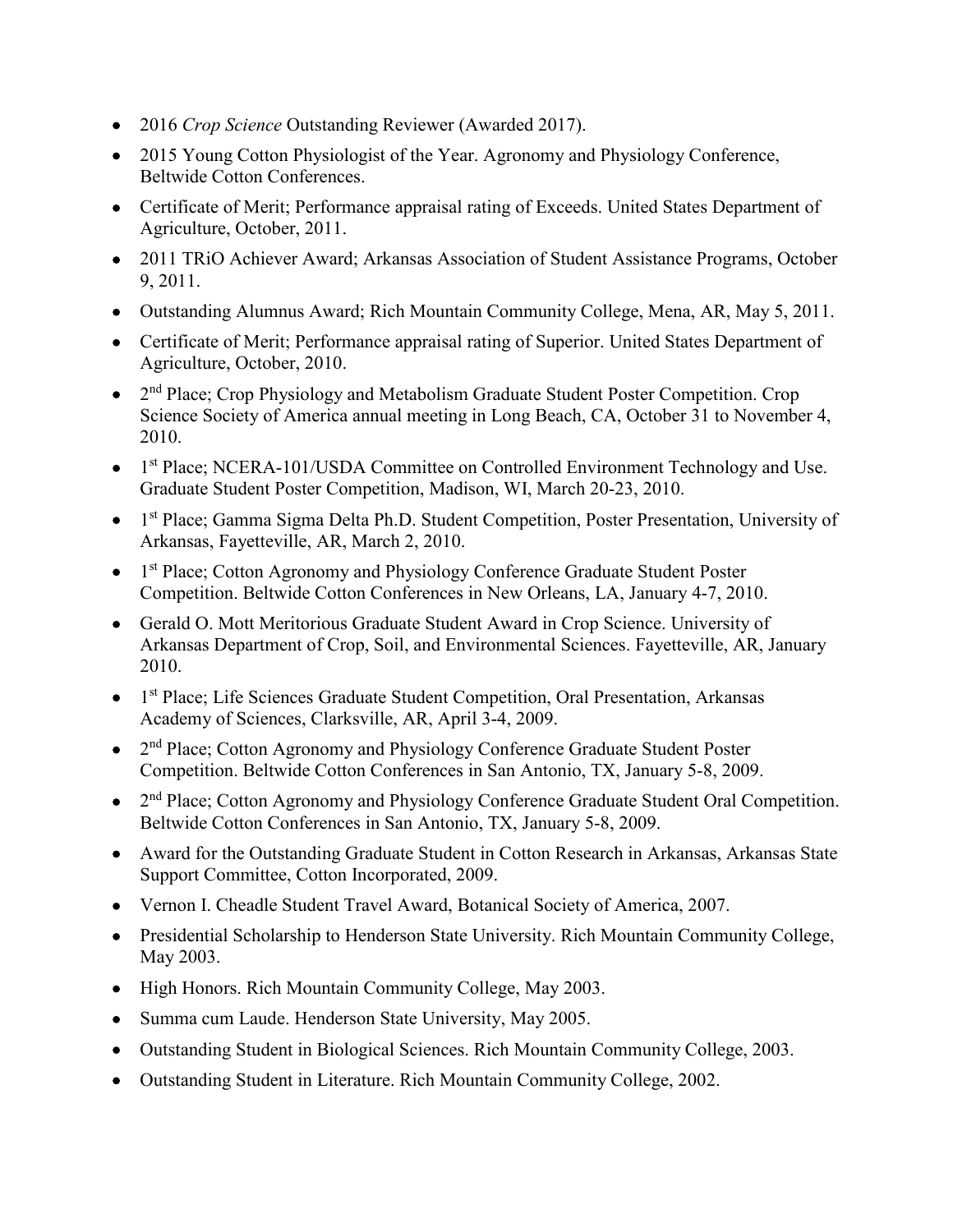- 2016 *Crop Science* Outstanding Reviewer (Awarded 2017).
- 2015 Young Cotton Physiologist of the Year. Agronomy and Physiology Conference, Beltwide Cotton Conferences.
- Certificate of Merit; Performance appraisal rating of Exceeds. United States Department of Agriculture, October, 2011.
- 2011 TRiO Achiever Award; Arkansas Association of Student Assistance Programs, October 9, 2011.
- Outstanding Alumnus Award; Rich Mountain Community College, Mena, AR, May 5, 2011.
- Certificate of Merit; Performance appraisal rating of Superior. United States Department of Agriculture, October, 2010.
- 2nd Place; Crop Physiology and Metabolism Graduate Student Poster Competition. Crop Science Society of America annual meeting in Long Beach, CA, October 31 to November 4, 2010.
- 1st Place; NCERA-101/USDA Committee on Controlled Environment Technology and Use. Graduate Student Poster Competition, Madison, WI, March 20-23, 2010.
- 1st Place; Gamma Sigma Delta Ph.D. Student Competition, Poster Presentation, University of Arkansas, Fayetteville, AR, March 2, 2010.
- 1st Place; Cotton Agronomy and Physiology Conference Graduate Student Poster Competition. Beltwide Cotton Conferences in New Orleans, LA, January 4-7, 2010.
- Gerald O. Mott Meritorious Graduate Student Award in Crop Science. University of Arkansas Department of Crop, Soil, and Environmental Sciences. Fayetteville, AR, January 2010.
- 1st Place; Life Sciences Graduate Student Competition, Oral Presentation, Arkansas Academy of Sciences, Clarksville, AR, April 3-4, 2009.
- 2nd Place; Cotton Agronomy and Physiology Conference Graduate Student Poster Competition. Beltwide Cotton Conferences in San Antonio, TX, January 5-8, 2009.
- 2nd Place; Cotton Agronomy and Physiology Conference Graduate Student Oral Competition. Beltwide Cotton Conferences in San Antonio, TX, January 5-8, 2009.
- Award for the Outstanding Graduate Student in Cotton Research in Arkansas, Arkansas State Support Committee, Cotton Incorporated, 2009.
- Vernon I. Cheadle Student Travel Award, Botanical Society of America, 2007.
- Presidential Scholarship to Henderson State University. Rich Mountain Community College, May 2003.
- High Honors. Rich Mountain Community College, May 2003.
- Summa cum Laude. Henderson State University, May 2005.
- Outstanding Student in Biological Sciences. Rich Mountain Community College, 2003.
- Outstanding Student in Literature. Rich Mountain Community College, 2002.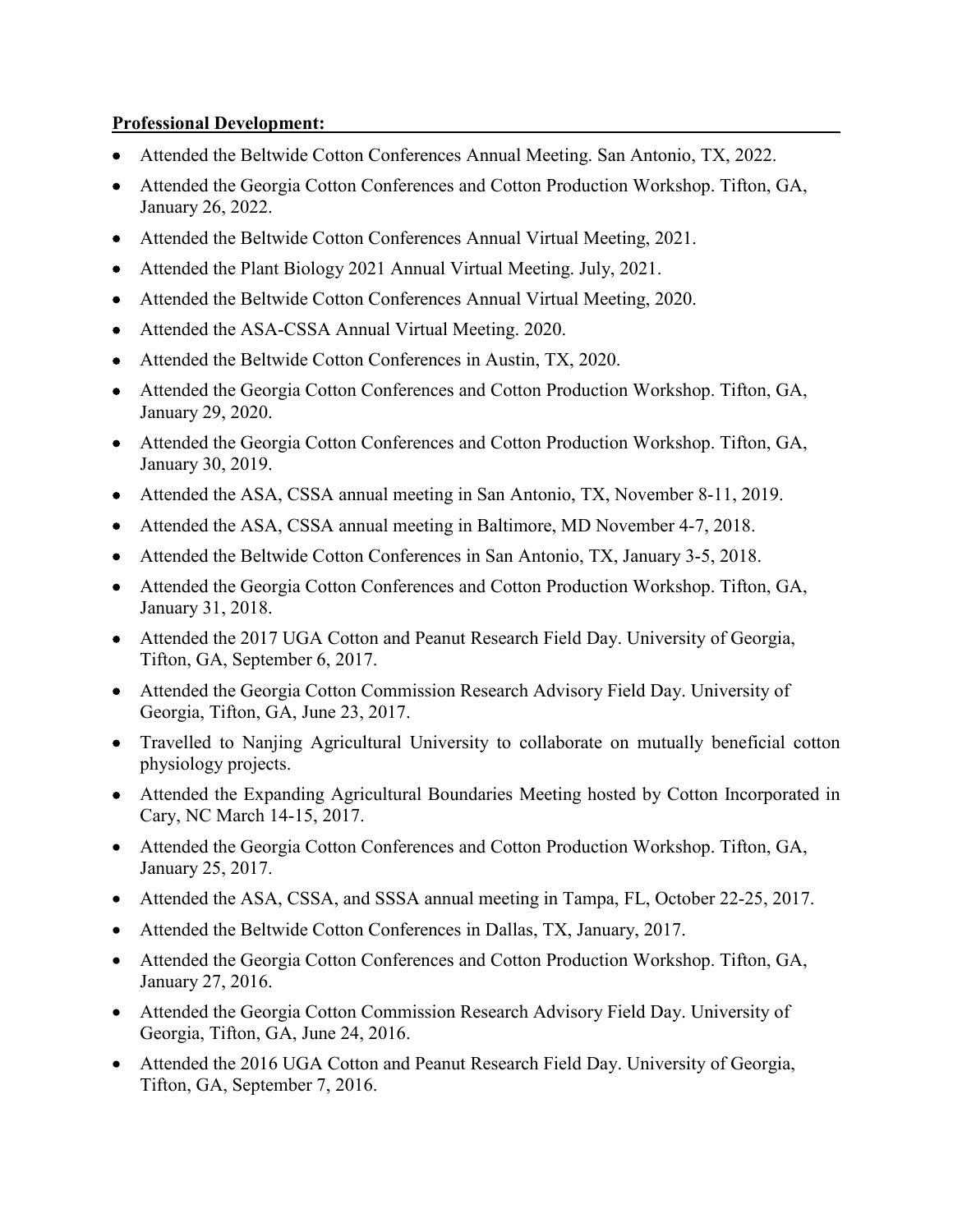**Professional Development:**

- Attended the Beltwide Cotton Conferences Annual Meeting. San Antonio, TX, 2022.
- Attended the Georgia Cotton Conferences and Cotton Production Workshop. Tifton, GA, January 26, 2022.
- Attended the Beltwide Cotton Conferences Annual Virtual Meeting, 2021.
- Attended the Plant Biology 2021 Annual Virtual Meeting. July, 2021.
- Attended the Beltwide Cotton Conferences Annual Virtual Meeting, 2020.
- Attended the ASA-CSSA Annual Virtual Meeting. 2020.
- Attended the Beltwide Cotton Conferences in Austin, TX, 2020.
- Attended the Georgia Cotton Conferences and Cotton Production Workshop. Tifton, GA, January 29, 2020.
- Attended the Georgia Cotton Conferences and Cotton Production Workshop. Tifton, GA, January 30, 2019.
- Attended the ASA, CSSA annual meeting in San Antonio, TX, November 8-11, 2019.
- Attended the ASA, CSSA annual meeting in Baltimore, MD November 4-7, 2018.
- Attended the Beltwide Cotton Conferences in San Antonio, TX, January 3-5, 2018.
- Attended the Georgia Cotton Conferences and Cotton Production Workshop. Tifton, GA, January 31, 2018.
- Attended the 2017 UGA Cotton and Peanut Research Field Day. University of Georgia, Tifton, GA, September 6, 2017.
- Attended the Georgia Cotton Commission Research Advisory Field Day. University of Georgia, Tifton, GA, June 23, 2017.
- Travelled to Nanjing Agricultural University to collaborate on mutually beneficial cotton physiology projects.
- Attended the Expanding Agricultural Boundaries Meeting hosted by Cotton Incorporated in Cary, NC March 14-15, 2017.
- Attended the Georgia Cotton Conferences and Cotton Production Workshop. Tifton, GA, January 25, 2017.
- Attended the ASA, CSSA, and SSSA annual meeting in Tampa, FL, October 22-25, 2017.
- Attended the Beltwide Cotton Conferences in Dallas, TX, January, 2017.
- Attended the Georgia Cotton Conferences and Cotton Production Workshop. Tifton, GA, January 27, 2016.
- Attended the Georgia Cotton Commission Research Advisory Field Day. University of Georgia, Tifton, GA, June 24, 2016.
- Attended the 2016 UGA Cotton and Peanut Research Field Day. University of Georgia, Tifton, GA, September 7, 2016.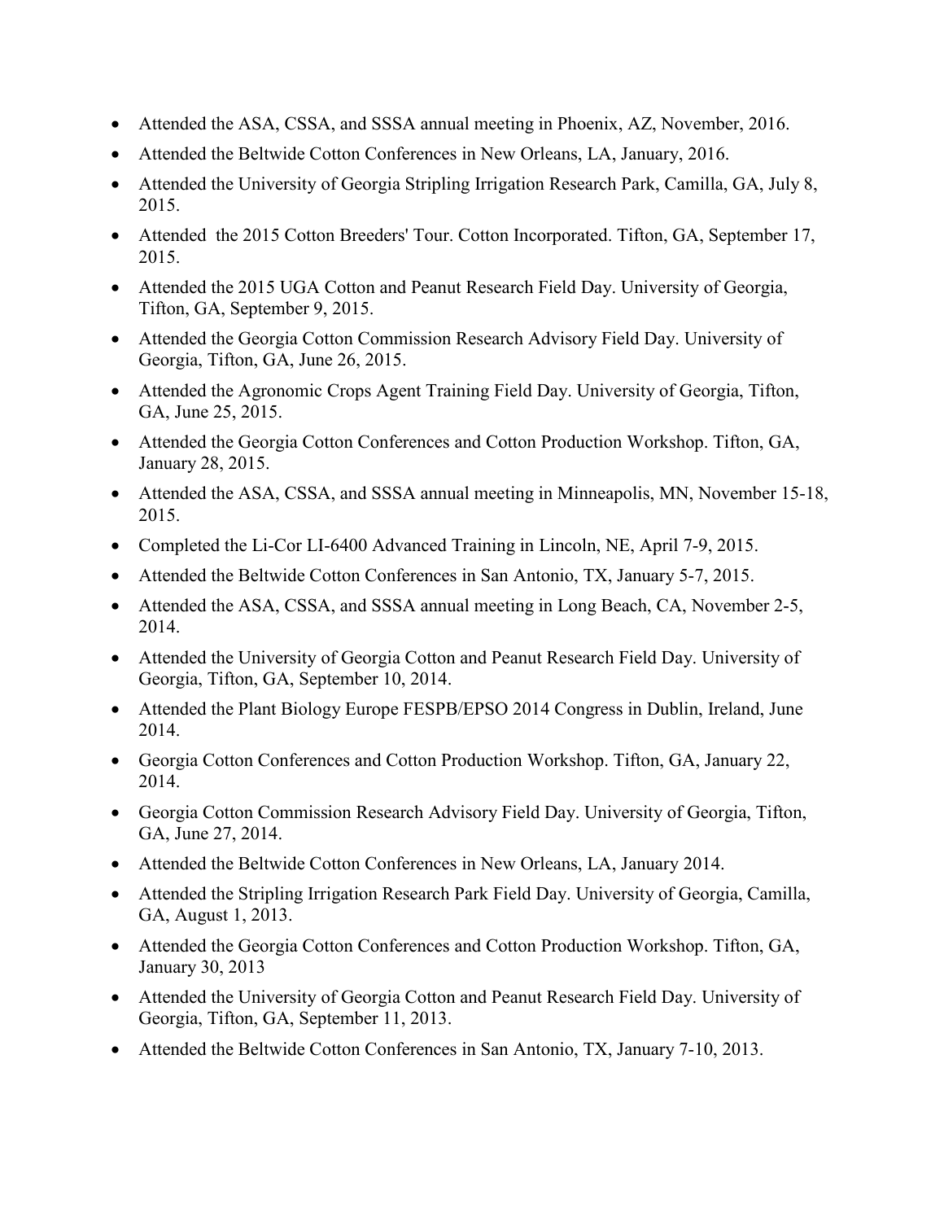- Attended the ASA, CSSA, and SSSA annual meeting in Phoenix, AZ, November, 2016.
- Attended the Beltwide Cotton Conferences in New Orleans, LA, January, 2016.
- Attended the University of Georgia Stripling Irrigation Research Park, Camilla, GA, July 8, 2015.
- Attended the 2015 Cotton Breeders' Tour. Cotton Incorporated. Tifton, GA, September 17, 2015.
- Attended the 2015 UGA Cotton and Peanut Research Field Day. University of Georgia, Tifton, GA, September 9, 2015.
- Attended the Georgia Cotton Commission Research Advisory Field Day. University of Georgia, Tifton, GA, June 26, 2015.
- Attended the Agronomic Crops Agent Training Field Day. University of Georgia, Tifton, GA, June 25, 2015.
- Attended the Georgia Cotton Conferences and Cotton Production Workshop. Tifton, GA, January 28, 2015.
- Attended the ASA, CSSA, and SSSA annual meeting in Minneapolis, MN, November 15-18, 2015.
- Completed the Li-Cor LI-6400 Advanced Training in Lincoln, NE, April 7-9, 2015.
- Attended the Beltwide Cotton Conferences in San Antonio, TX, January 5-7, 2015.
- Attended the ASA, CSSA, and SSSA annual meeting in Long Beach, CA, November 2-5, 2014.
- Attended the University of Georgia Cotton and Peanut Research Field Day. University of Georgia, Tifton, GA, September 10, 2014.
- Attended the Plant Biology Europe FESPB/EPSO 2014 Congress in Dublin, Ireland, June 2014.
- Georgia Cotton Conferences and Cotton Production Workshop. Tifton, GA, January 22, 2014.
- Georgia Cotton Commission Research Advisory Field Day. University of Georgia, Tifton, GA, June 27, 2014.
- Attended the Beltwide Cotton Conferences in New Orleans, LA, January 2014.
- Attended the Stripling Irrigation Research Park Field Day. University of Georgia, Camilla, GA, August 1, 2013.
- Attended the Georgia Cotton Conferences and Cotton Production Workshop. Tifton, GA, January 30, 2013
- Attended the University of Georgia Cotton and Peanut Research Field Day. University of Georgia, Tifton, GA, September 11, 2013.
- Attended the Beltwide Cotton Conferences in San Antonio, TX, January 7-10, 2013.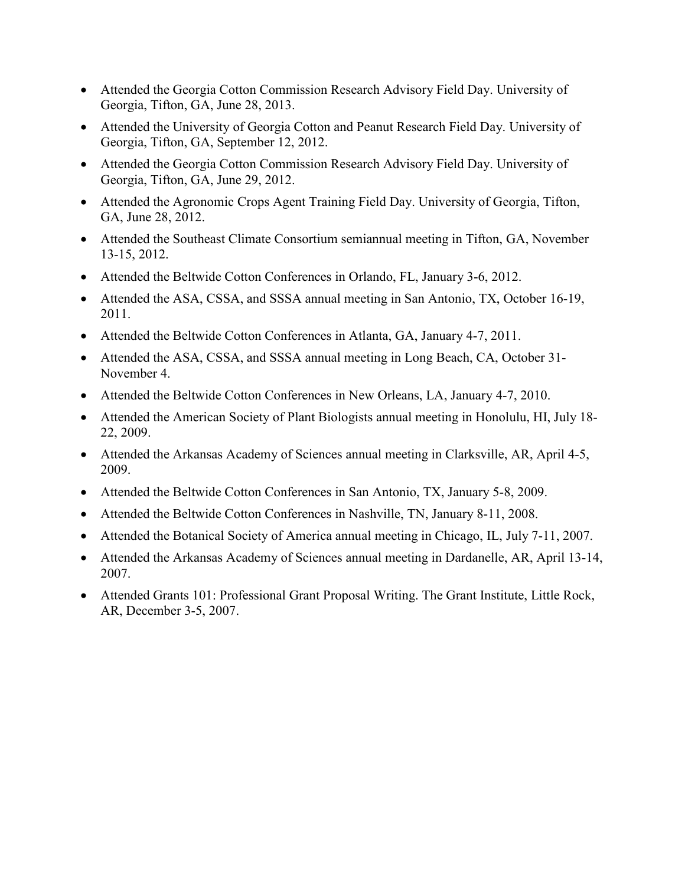- Attended the Georgia Cotton Commission Research Advisory Field Day. University of Georgia, Tifton, GA, June 28, 2013.
- Attended the University of Georgia Cotton and Peanut Research Field Day. University of Georgia, Tifton, GA, September 12, 2012.
- Attended the Georgia Cotton Commission Research Advisory Field Day. University of Georgia, Tifton, GA, June 29, 2012.
- Attended the Agronomic Crops Agent Training Field Day. University of Georgia, Tifton, GA, June 28, 2012.
- Attended the Southeast Climate Consortium semiannual meeting in Tifton, GA, November 13-15, 2012.
- Attended the Beltwide Cotton Conferences in Orlando, FL, January 3-6, 2012.
- Attended the ASA, CSSA, and SSSA annual meeting in San Antonio, TX, October 16-19, 2011.
- Attended the Beltwide Cotton Conferences in Atlanta, GA, January 4-7, 2011.
- Attended the ASA, CSSA, and SSSA annual meeting in Long Beach, CA, October 31-November 4.
- Attended the Beltwide Cotton Conferences in New Orleans, LA, January 4-7, 2010.
- Attended the American Society of Plant Biologists annual meeting in Honolulu, HI, July 18-22, 2009.
- Attended the Arkansas Academy of Sciences annual meeting in Clarksville, AR, April 4-5, 2009.
- Attended the Beltwide Cotton Conferences in San Antonio, TX, January 5-8, 2009.
- Attended the Beltwide Cotton Conferences in Nashville, TN, January 8-11, 2008.
- Attended the Botanical Society of America annual meeting in Chicago, IL, July 7-11, 2007.
- Attended the Arkansas Academy of Sciences annual meeting in Dardanelle, AR, April 13-14, 2007.
- Attended Grants 101: Professional Grant Proposal Writing. The Grant Institute, Little Rock, AR, December 3-5, 2007.